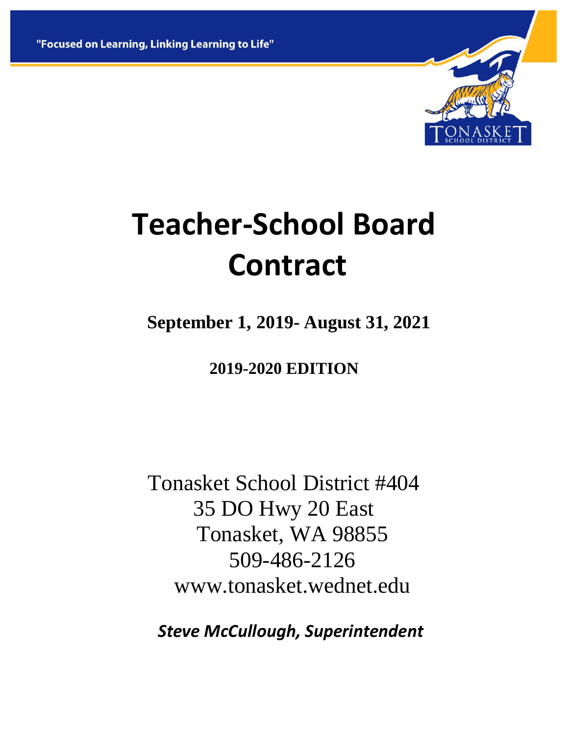"Focused on Learning, Linking Learning to Life"

TONASKET SCHOOL DISTRICT

# Teacher-School Board Contract

**September 1, 2019- August 31, 2021**

**2019-2020 EDITION**

Tonasket School District #404
35 DO Hwy 20 East
Tonasket, WA 98855
509-486-2126
www.tonasket.wednet.edu

***Steve McCullough, Superintendent***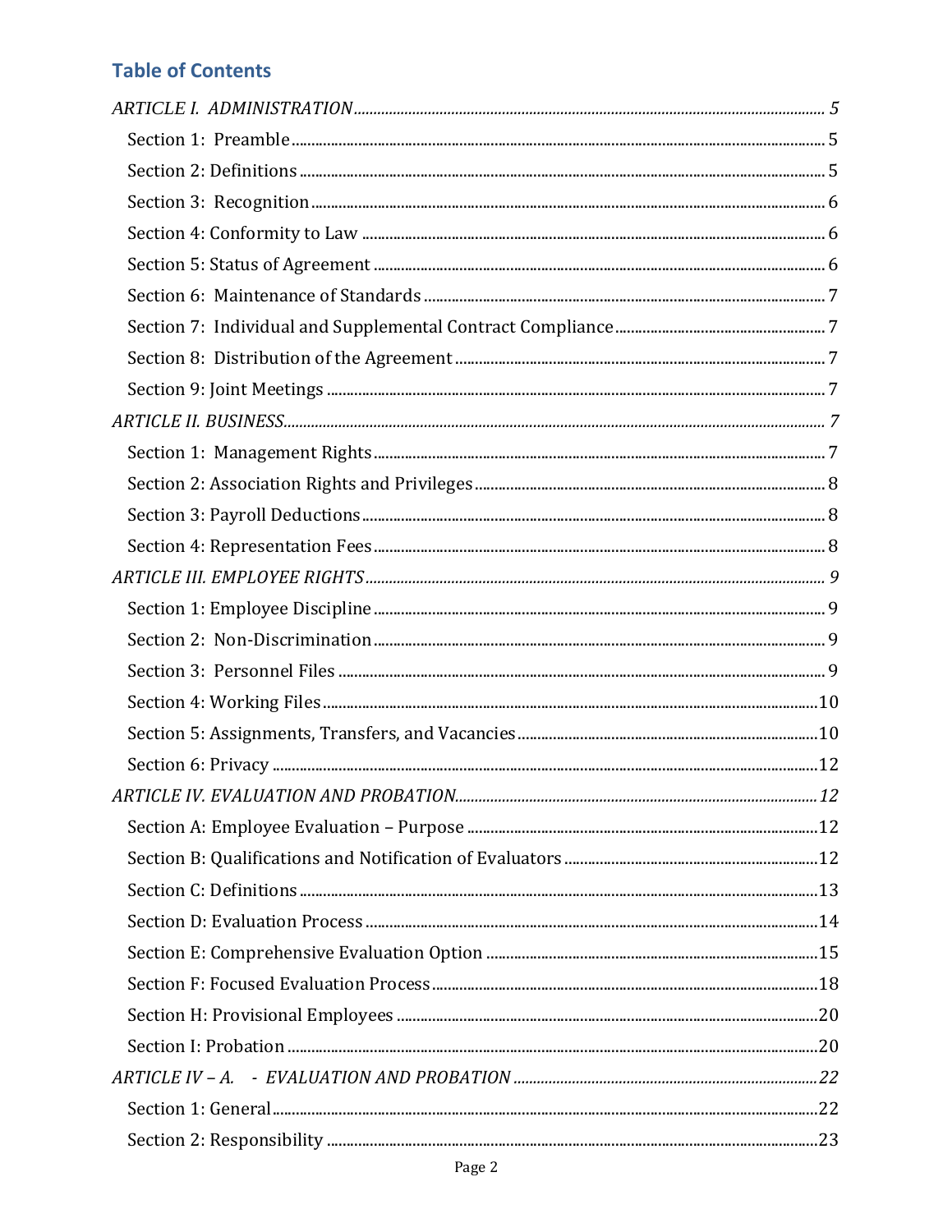## Table of Contents

*ARTICLE I. ADMINISTRATION* ........ *5*

- Section 1: Preamble ........ 5
- Section 2: Definitions ........ 5
- Section 3: Recognition ........ 6
- Section 4: Conformity to Law ........ 6
- Section 5: Status of Agreement ........ 6
- Section 6: Maintenance of Standards ........ 7
- Section 7: Individual and Supplemental Contract Compliance ........ 7
- Section 8: Distribution of the Agreement ........ 7
- Section 9: Joint Meetings ........ 7

*ARTICLE II. BUSINESS* ........ *7*

- Section 1: Management Rights ........ 7
- Section 2: Association Rights and Privileges ........ 8
- Section 3: Payroll Deductions ........ 8
- Section 4: Representation Fees ........ 8

*ARTICLE III. EMPLOYEE RIGHTS* ........ *9*

- Section 1: Employee Discipline ........ 9
- Section 2: Non-Discrimination ........ 9
- Section 3: Personnel Files ........ 9
- Section 4: Working Files ........ 10
- Section 5: Assignments, Transfers, and Vacancies ........ 10
- Section 6: Privacy ........ 12

*ARTICLE IV. EVALUATION AND PROBATION* ........ *12*

- Section A: Employee Evaluation – Purpose ........ 12
- Section B: Qualifications and Notification of Evaluators ........ 12
- Section C: Definitions ........ 13
- Section D: Evaluation Process ........ 14
- Section E: Comprehensive Evaluation Option ........ 15
- Section F: Focused Evaluation Process ........ 18
- Section H: Provisional Employees ........ 20
- Section I: Probation ........ 20

*ARTICLE IV – A. - EVALUATION AND PROBATION* ........ *22*

- Section 1: General ........ 22
- Section 2: Responsibility ........ 23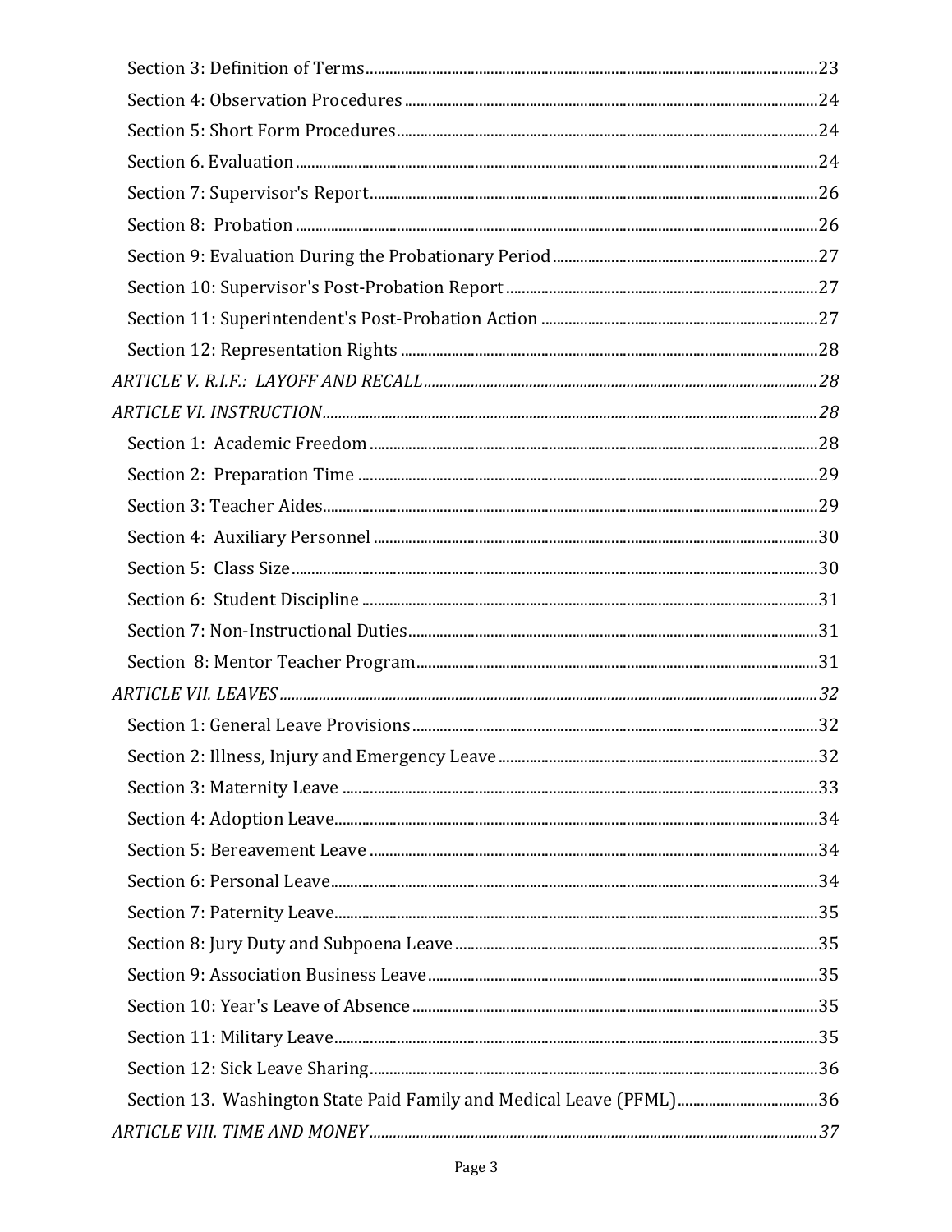Section 3: Definition of Terms.....23
Section 4: Observation Procedures.....24
Section 5: Short Form Procedures.....24
Section 6. Evaluation.....24
Section 7: Supervisor's Report.....26
Section 8: Probation.....26
Section 9: Evaluation During the Probationary Period.....27
Section 10: Supervisor's Post-Probation Report.....27
Section 11: Superintendent's Post-Probation Action.....27
Section 12: Representation Rights.....28

*ARTICLE V. R.I.F.: LAYOFF AND RECALL.....28*

*ARTICLE VI. INSTRUCTION.....28*

Section 1: Academic Freedom.....28
Section 2: Preparation Time.....29
Section 3: Teacher Aides.....29
Section 4: Auxiliary Personnel.....30
Section 5: Class Size.....30
Section 6: Student Discipline.....31
Section 7: Non-Instructional Duties.....31
Section 8: Mentor Teacher Program.....31

*ARTICLE VII. LEAVES.....32*

Section 1: General Leave Provisions.....32
Section 2: Illness, Injury and Emergency Leave.....32
Section 3: Maternity Leave.....33
Section 4: Adoption Leave.....34
Section 5: Bereavement Leave.....34
Section 6: Personal Leave.....34
Section 7: Paternity Leave.....35
Section 8: Jury Duty and Subpoena Leave.....35
Section 9: Association Business Leave.....35
Section 10: Year's Leave of Absence.....35
Section 11: Military Leave.....35
Section 12: Sick Leave Sharing.....36
Section 13. Washington State Paid Family and Medical Leave (PFML).....36

*ARTICLE VIII. TIME AND MONEY.....37*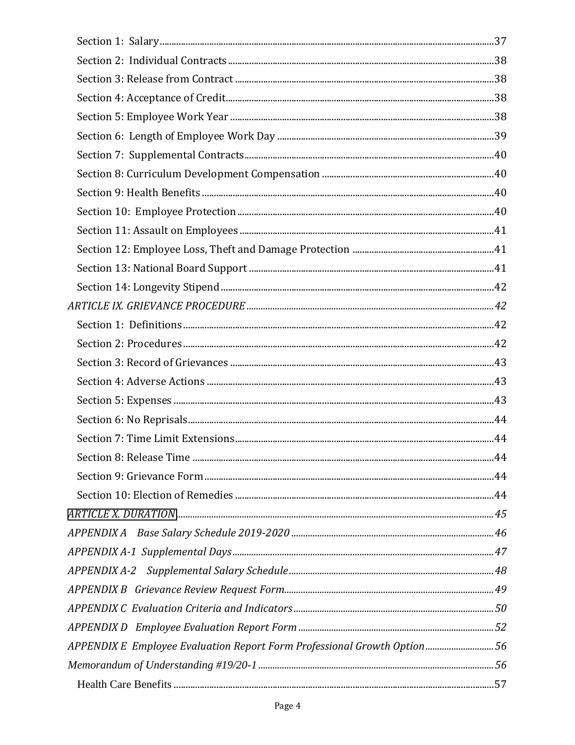Section 1: Salary ..... 37

Section 2: Individual Contracts ..... 38

Section 3: Release from Contract ..... 38

Section 4: Acceptance of Credit ..... 38

Section 5: Employee Work Year ..... 38

Section 6: Length of Employee Work Day ..... 39

Section 7: Supplemental Contracts ..... 40

Section 8: Curriculum Development Compensation ..... 40

Section 9: Health Benefits ..... 40

Section 10: Employee Protection ..... 40

Section 11: Assault on Employees ..... 41

Section 12: Employee Loss, Theft and Damage Protection ..... 41

Section 13: National Board Support ..... 41

Section 14: Longevity Stipend ..... 42

*ARTICLE IX. GRIEVANCE PROCEDURE* ..... *42*

Section 1: Definitions ..... 42

Section 2: Procedures ..... 42

Section 3: Record of Grievances ..... 43

Section 4: Adverse Actions ..... 43

Section 5: Expenses ..... 43

Section 6: No Reprisals ..... 44

Section 7: Time Limit Extensions ..... 44

Section 8: Release Time ..... 44

Section 9: Grievance Form ..... 44

Section 10: Election of Remedies ..... 44

*ARTICLE X. DURATION* ..... *45*

*APPENDIX A Base Salary Schedule 2019-2020* ..... *46*

*APPENDIX A-1 Supplemental Days* ..... *47*

*APPENDIX A-2 Supplemental Salary Schedule* ..... *48*

*APPENDIX B Grievance Review Request Form* ..... *49*

*APPENDIX C Evaluation Criteria and Indicators* ..... *50*

*APPENDIX D Employee Evaluation Report Form* ..... *52*

*APPENDIX E Employee Evaluation Report Form Professional Growth Option* ..... *56*

*Memorandum of Understanding #19/20-1* ..... *56*

Health Care Benefits ..... 57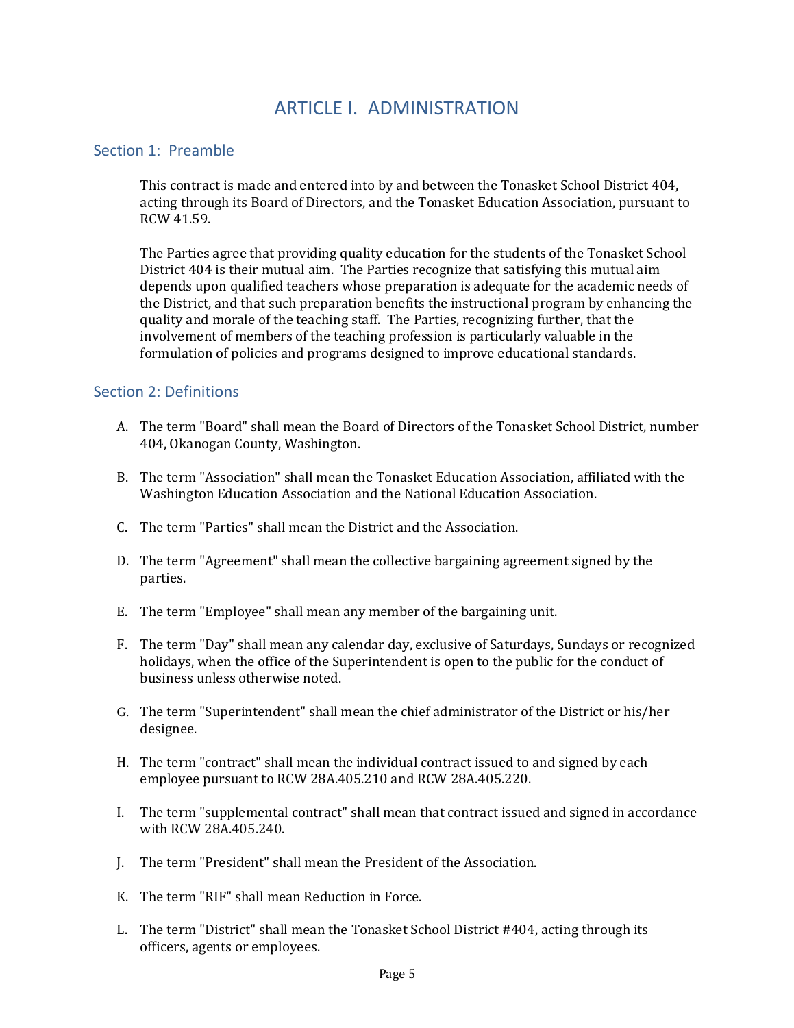# ARTICLE I. ADMINISTRATION

## Section 1: Preamble

This contract is made and entered into by and between the Tonasket School District 404, acting through its Board of Directors, and the Tonasket Education Association, pursuant to RCW 41.59.

The Parties agree that providing quality education for the students of the Tonasket School District 404 is their mutual aim. The Parties recognize that satisfying this mutual aim depends upon qualified teachers whose preparation is adequate for the academic needs of the District, and that such preparation benefits the instructional program by enhancing the quality and morale of the teaching staff. The Parties, recognizing further, that the involvement of members of the teaching profession is particularly valuable in the formulation of policies and programs designed to improve educational standards.

## Section 2: Definitions

A. The term "Board" shall mean the Board of Directors of the Tonasket School District, number 404, Okanogan County, Washington.

B. The term "Association" shall mean the Tonasket Education Association, affiliated with the Washington Education Association and the National Education Association.

C. The term "Parties" shall mean the District and the Association.

D. The term "Agreement" shall mean the collective bargaining agreement signed by the parties.

E. The term "Employee" shall mean any member of the bargaining unit.

F. The term "Day" shall mean any calendar day, exclusive of Saturdays, Sundays or recognized holidays, when the office of the Superintendent is open to the public for the conduct of business unless otherwise noted.

G. The term "Superintendent" shall mean the chief administrator of the District or his/her designee.

H. The term "contract" shall mean the individual contract issued to and signed by each employee pursuant to RCW 28A.405.210 and RCW 28A.405.220.

I. The term "supplemental contract" shall mean that contract issued and signed in accordance with RCW 28A.405.240.

J. The term "President" shall mean the President of the Association.

K. The term "RIF" shall mean Reduction in Force.

L. The term "District" shall mean the Tonasket School District #404, acting through its officers, agents or employees.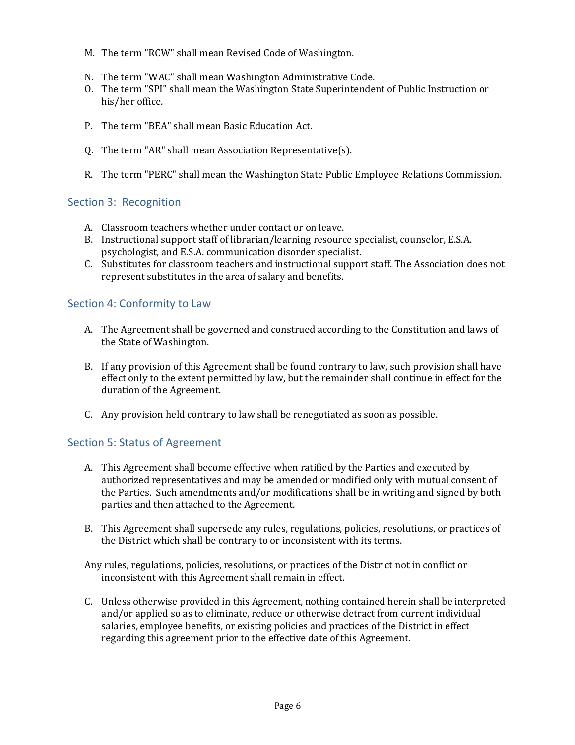M. The term "RCW" shall mean Revised Code of Washington.

N. The term "WAC" shall mean Washington Administrative Code.

O. The term "SPI" shall mean the Washington State Superintendent of Public Instruction or his/her office.

P. The term "BEA" shall mean Basic Education Act.

Q. The term "AR" shall mean Association Representative(s).

R. The term "PERC" shall mean the Washington State Public Employee Relations Commission.

## Section 3: Recognition

A. Classroom teachers whether under contact or on leave.

B. Instructional support staff of librarian/learning resource specialist, counselor, E.S.A. psychologist, and E.S.A. communication disorder specialist.

C. Substitutes for classroom teachers and instructional support staff. The Association does not represent substitutes in the area of salary and benefits.

## Section 4: Conformity to Law

A. The Agreement shall be governed and construed according to the Constitution and laws of the State of Washington.

B. If any provision of this Agreement shall be found contrary to law, such provision shall have effect only to the extent permitted by law, but the remainder shall continue in effect for the duration of the Agreement.

C. Any provision held contrary to law shall be renegotiated as soon as possible.

## Section 5: Status of Agreement

A. This Agreement shall become effective when ratified by the Parties and executed by authorized representatives and may be amended or modified only with mutual consent of the Parties. Such amendments and/or modifications shall be in writing and signed by both parties and then attached to the Agreement.

B. This Agreement shall supersede any rules, regulations, policies, resolutions, or practices of the District which shall be contrary to or inconsistent with its terms.

Any rules, regulations, policies, resolutions, or practices of the District not in conflict or inconsistent with this Agreement shall remain in effect.

C. Unless otherwise provided in this Agreement, nothing contained herein shall be interpreted and/or applied so as to eliminate, reduce or otherwise detract from current individual salaries, employee benefits, or existing policies and practices of the District in effect regarding this agreement prior to the effective date of this Agreement.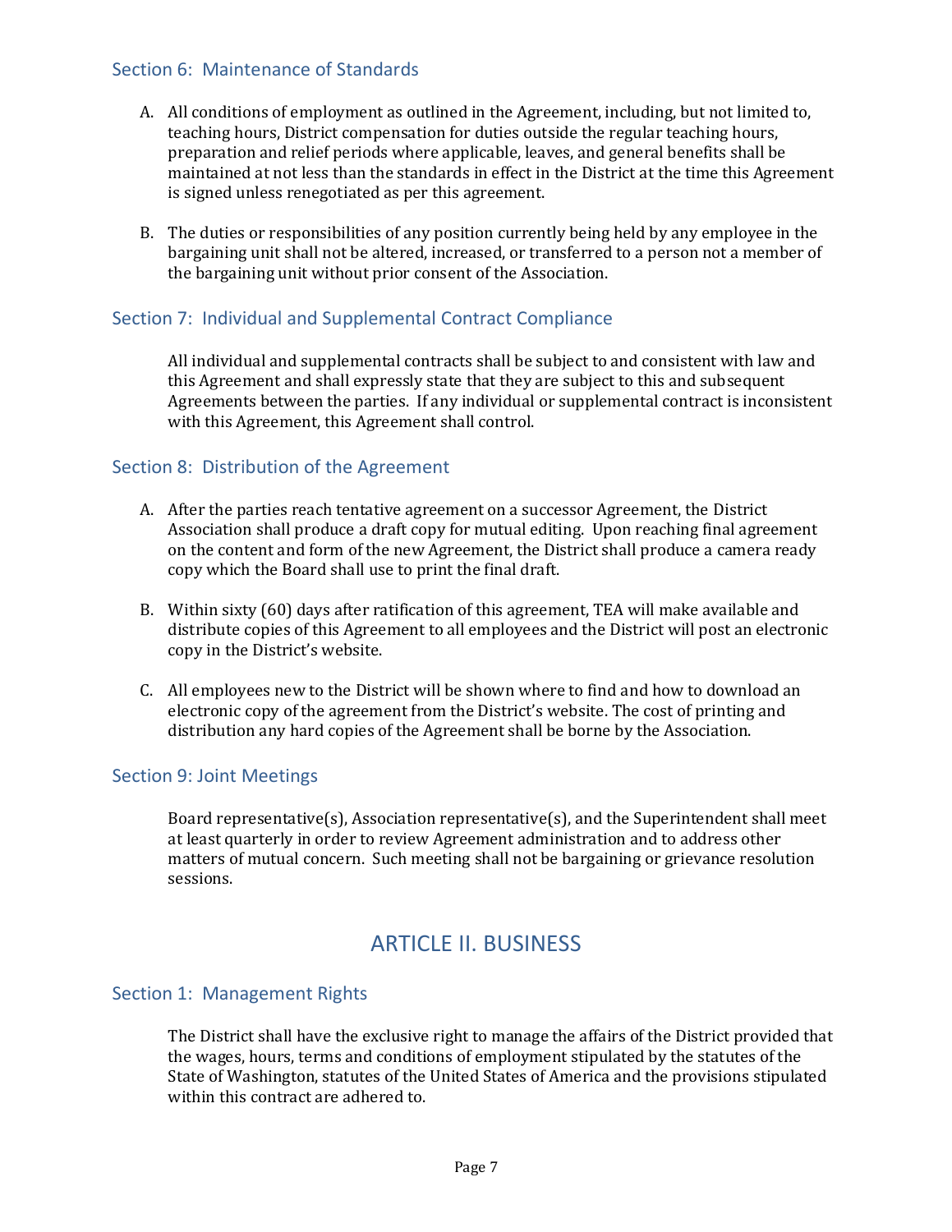### Section 6: Maintenance of Standards

A. All conditions of employment as outlined in the Agreement, including, but not limited to, teaching hours, District compensation for duties outside the regular teaching hours, preparation and relief periods where applicable, leaves, and general benefits shall be maintained at not less than the standards in effect in the District at the time this Agreement is signed unless renegotiated as per this agreement.

B. The duties or responsibilities of any position currently being held by any employee in the bargaining unit shall not be altered, increased, or transferred to a person not a member of the bargaining unit without prior consent of the Association.

### Section 7: Individual and Supplemental Contract Compliance

All individual and supplemental contracts shall be subject to and consistent with law and this Agreement and shall expressly state that they are subject to this and subsequent Agreements between the parties. If any individual or supplemental contract is inconsistent with this Agreement, this Agreement shall control.

### Section 8: Distribution of the Agreement

A. After the parties reach tentative agreement on a successor Agreement, the District Association shall produce a draft copy for mutual editing. Upon reaching final agreement on the content and form of the new Agreement, the District shall produce a camera ready copy which the Board shall use to print the final draft.

B. Within sixty (60) days after ratification of this agreement, TEA will make available and distribute copies of this Agreement to all employees and the District will post an electronic copy in the District's website.

C. All employees new to the District will be shown where to find and how to download an electronic copy of the agreement from the District's website. The cost of printing and distribution any hard copies of the Agreement shall be borne by the Association.

### Section 9: Joint Meetings

Board representative(s), Association representative(s), and the Superintendent shall meet at least quarterly in order to review Agreement administration and to address other matters of mutual concern. Such meeting shall not be bargaining or grievance resolution sessions.

## ARTICLE II. BUSINESS

### Section 1: Management Rights

The District shall have the exclusive right to manage the affairs of the District provided that the wages, hours, terms and conditions of employment stipulated by the statutes of the State of Washington, statutes of the United States of America and the provisions stipulated within this contract are adhered to.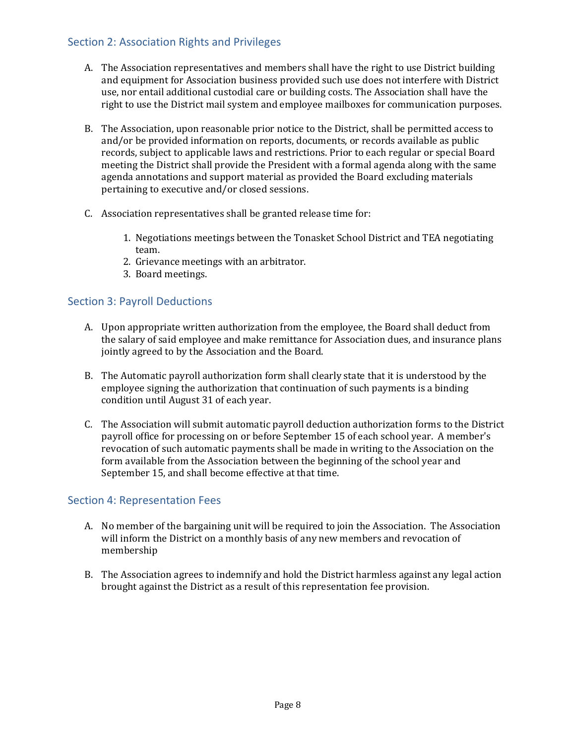## Section 2: Association Rights and Privileges

A. The Association representatives and members shall have the right to use District building and equipment for Association business provided such use does not interfere with District use, nor entail additional custodial care or building costs. The Association shall have the right to use the District mail system and employee mailboxes for communication purposes.

B. The Association, upon reasonable prior notice to the District, shall be permitted access to and/or be provided information on reports, documents, or records available as public records, subject to applicable laws and restrictions. Prior to each regular or special Board meeting the District shall provide the President with a formal agenda along with the same agenda annotations and support material as provided the Board excluding materials pertaining to executive and/or closed sessions.

C. Association representatives shall be granted release time for:

   1. Negotiations meetings between the Tonasket School District and TEA negotiating team.
   2. Grievance meetings with an arbitrator.
   3. Board meetings.

## Section 3: Payroll Deductions

A. Upon appropriate written authorization from the employee, the Board shall deduct from the salary of said employee and make remittance for Association dues, and insurance plans jointly agreed to by the Association and the Board.

B. The Automatic payroll authorization form shall clearly state that it is understood by the employee signing the authorization that continuation of such payments is a binding condition until August 31 of each year.

C. The Association will submit automatic payroll deduction authorization forms to the District payroll office for processing on or before September 15 of each school year. A member's revocation of such automatic payments shall be made in writing to the Association on the form available from the Association between the beginning of the school year and September 15, and shall become effective at that time.

## Section 4: Representation Fees

A. No member of the bargaining unit will be required to join the Association. The Association will inform the District on a monthly basis of any new members and revocation of membership

B. The Association agrees to indemnify and hold the District harmless against any legal action brought against the District as a result of this representation fee provision.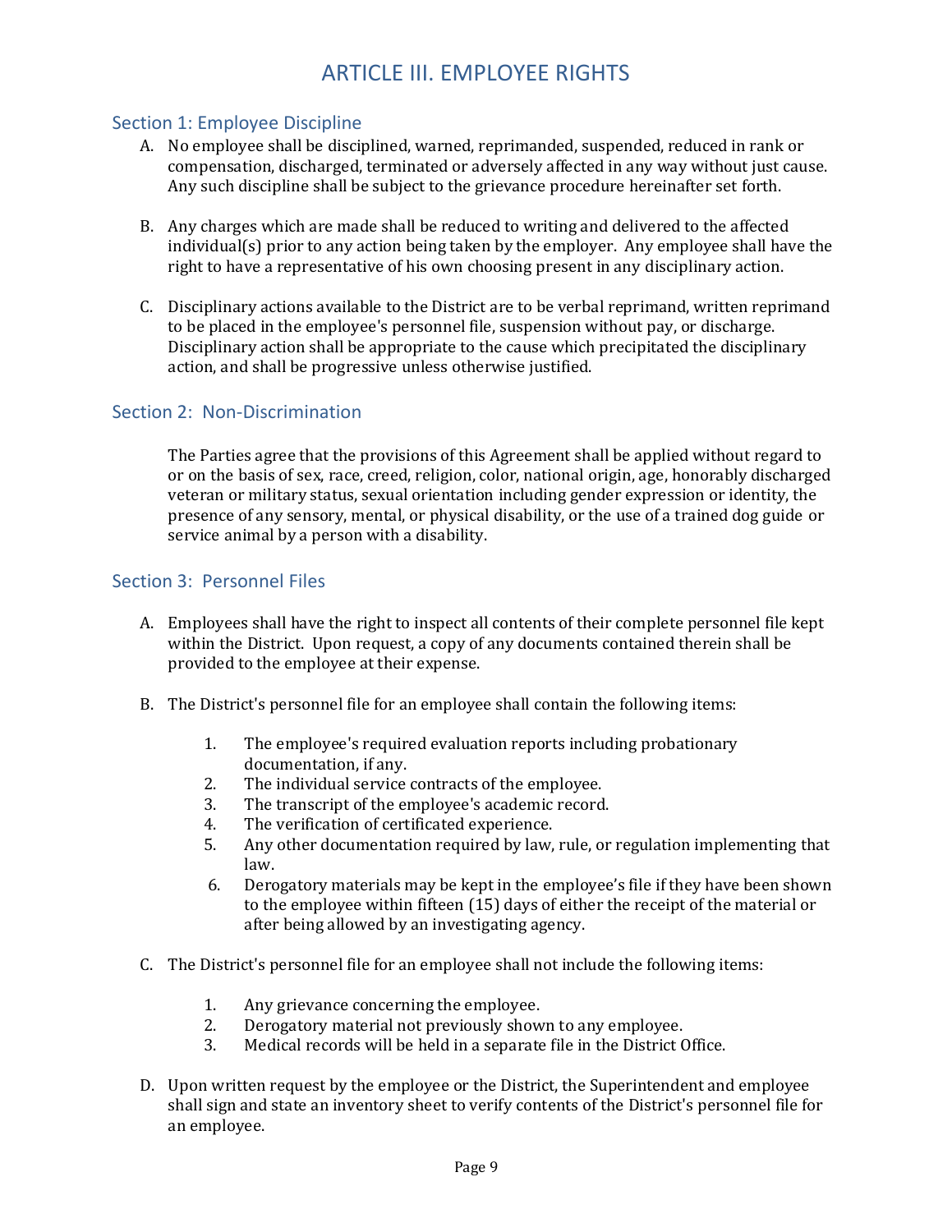# ARTICLE III. EMPLOYEE RIGHTS

## Section 1: Employee Discipline

A. No employee shall be disciplined, warned, reprimanded, suspended, reduced in rank or compensation, discharged, terminated or adversely affected in any way without just cause. Any such discipline shall be subject to the grievance procedure hereinafter set forth.

B. Any charges which are made shall be reduced to writing and delivered to the affected individual(s) prior to any action being taken by the employer. Any employee shall have the right to have a representative of his own choosing present in any disciplinary action.

C. Disciplinary actions available to the District are to be verbal reprimand, written reprimand to be placed in the employee's personnel file, suspension without pay, or discharge. Disciplinary action shall be appropriate to the cause which precipitated the disciplinary action, and shall be progressive unless otherwise justified.

## Section 2: Non-Discrimination

The Parties agree that the provisions of this Agreement shall be applied without regard to or on the basis of sex, race, creed, religion, color, national origin, age, honorably discharged veteran or military status, sexual orientation including gender expression or identity, the presence of any sensory, mental, or physical disability, or the use of a trained dog guide or service animal by a person with a disability.

## Section 3: Personnel Files

A. Employees shall have the right to inspect all contents of their complete personnel file kept within the District. Upon request, a copy of any documents contained therein shall be provided to the employee at their expense.

B. The District's personnel file for an employee shall contain the following items:

1. The employee's required evaluation reports including probationary documentation, if any.
2. The individual service contracts of the employee.
3. The transcript of the employee's academic record.
4. The verification of certificated experience.
5. Any other documentation required by law, rule, or regulation implementing that law.
6. Derogatory materials may be kept in the employee's file if they have been shown to the employee within fifteen (15) days of either the receipt of the material or after being allowed by an investigating agency.

C. The District's personnel file for an employee shall not include the following items:

1. Any grievance concerning the employee.
2. Derogatory material not previously shown to any employee.
3. Medical records will be held in a separate file in the District Office.

D. Upon written request by the employee or the District, the Superintendent and employee shall sign and state an inventory sheet to verify contents of the District's personnel file for an employee.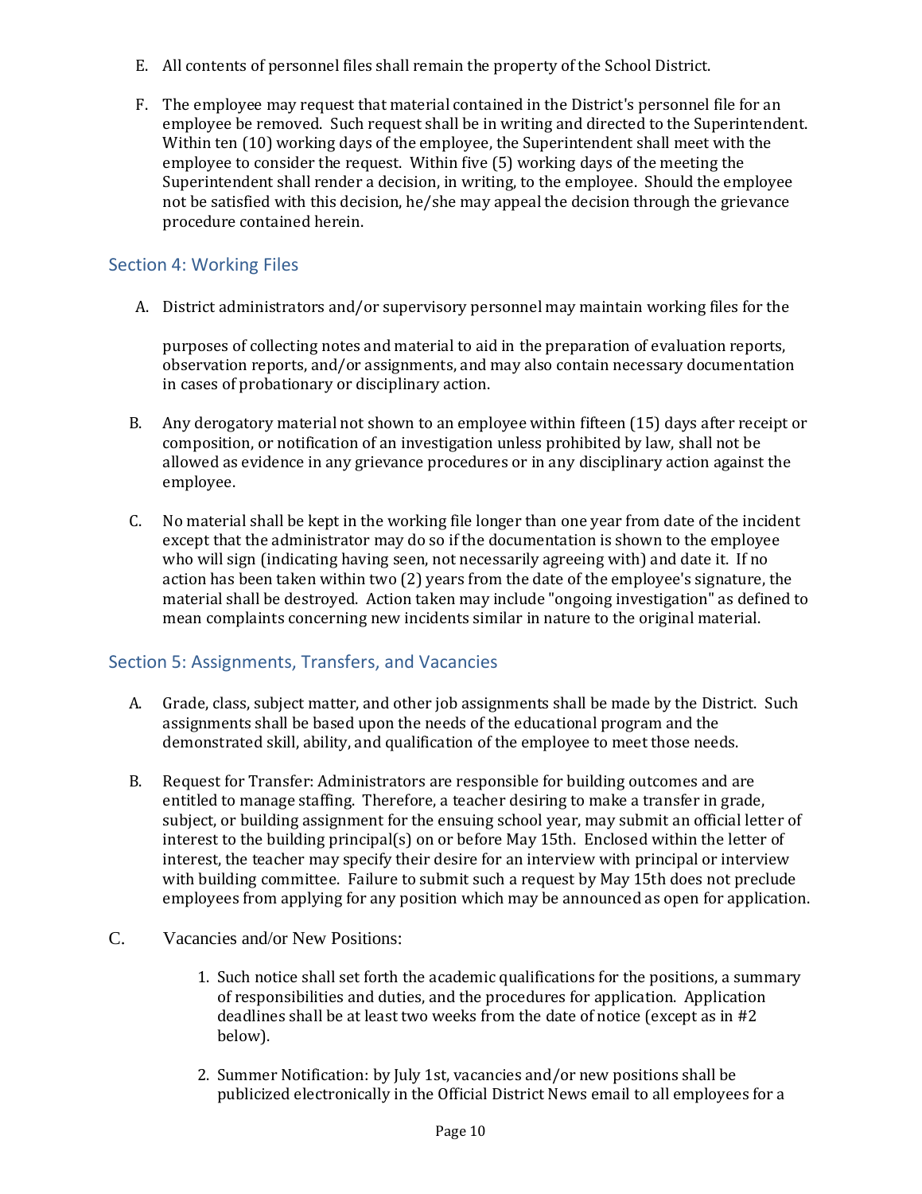E. All contents of personnel files shall remain the property of the School District.

F. The employee may request that material contained in the District's personnel file for an employee be removed. Such request shall be in writing and directed to the Superintendent. Within ten (10) working days of the employee, the Superintendent shall meet with the employee to consider the request. Within five (5) working days of the meeting the Superintendent shall render a decision, in writing, to the employee. Should the employee not be satisfied with this decision, he/she may appeal the decision through the grievance procedure contained herein.

## Section 4: Working Files

A. District administrators and/or supervisory personnel may maintain working files for the

purposes of collecting notes and material to aid in the preparation of evaluation reports, observation reports, and/or assignments, and may also contain necessary documentation in cases of probationary or disciplinary action.

B. Any derogatory material not shown to an employee within fifteen (15) days after receipt or composition, or notification of an investigation unless prohibited by law, shall not be allowed as evidence in any grievance procedures or in any disciplinary action against the employee.

C. No material shall be kept in the working file longer than one year from date of the incident except that the administrator may do so if the documentation is shown to the employee who will sign (indicating having seen, not necessarily agreeing with) and date it. If no action has been taken within two (2) years from the date of the employee's signature, the material shall be destroyed. Action taken may include "ongoing investigation" as defined to mean complaints concerning new incidents similar in nature to the original material.

## Section 5: Assignments, Transfers, and Vacancies

A. Grade, class, subject matter, and other job assignments shall be made by the District. Such assignments shall be based upon the needs of the educational program and the demonstrated skill, ability, and qualification of the employee to meet those needs.

B. Request for Transfer: Administrators are responsible for building outcomes and are entitled to manage staffing. Therefore, a teacher desiring to make a transfer in grade, subject, or building assignment for the ensuing school year, may submit an official letter of interest to the building principal(s) on or before May 15th. Enclosed within the letter of interest, the teacher may specify their desire for an interview with principal or interview with building committee. Failure to submit such a request by May 15th does not preclude employees from applying for any position which may be announced as open for application.

C. Vacancies and/or New Positions:

1. Such notice shall set forth the academic qualifications for the positions, a summary of responsibilities and duties, and the procedures for application. Application deadlines shall be at least two weeks from the date of notice (except as in #2 below).

2. Summer Notification: by July 1st, vacancies and/or new positions shall be publicized electronically in the Official District News email to all employees for a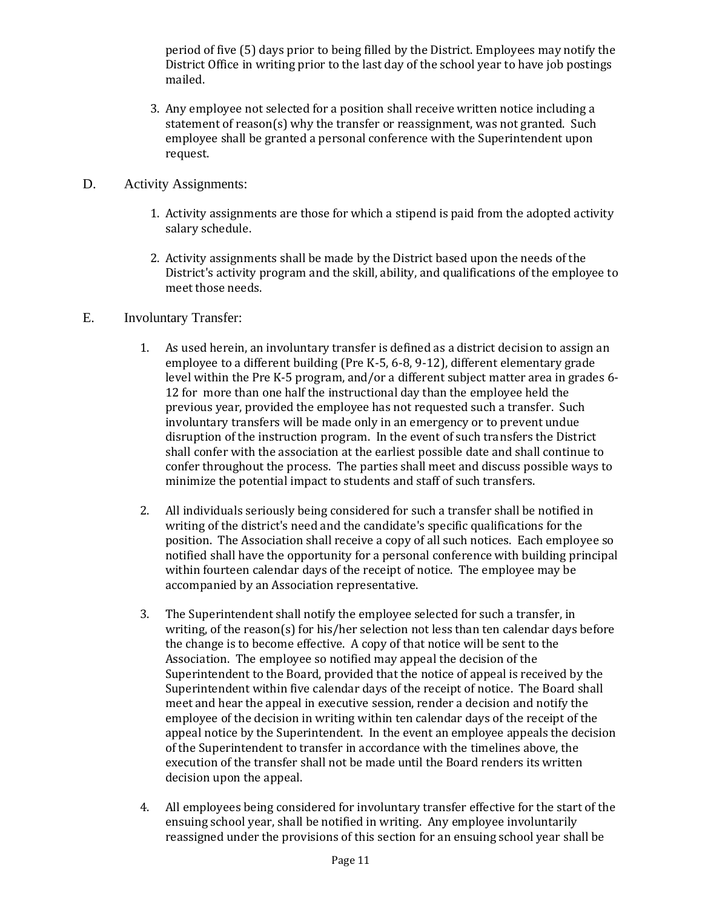period of five (5) days prior to being filled by the District. Employees may notify the District Office in writing prior to the last day of the school year to have job postings mailed.

3. Any employee not selected for a position shall receive written notice including a statement of reason(s) why the transfer or reassignment, was not granted. Such employee shall be granted a personal conference with the Superintendent upon request.

D. Activity Assignments:

1. Activity assignments are those for which a stipend is paid from the adopted activity salary schedule.

2. Activity assignments shall be made by the District based upon the needs of the District's activity program and the skill, ability, and qualifications of the employee to meet those needs.

E. Involuntary Transfer:

1. As used herein, an involuntary transfer is defined as a district decision to assign an employee to a different building (Pre K-5, 6-8, 9-12), different elementary grade level within the Pre K-5 program, and/or a different subject matter area in grades 6-12 for more than one half the instructional day than the employee held the previous year, provided the employee has not requested such a transfer. Such involuntary transfers will be made only in an emergency or to prevent undue disruption of the instruction program. In the event of such transfers the District shall confer with the association at the earliest possible date and shall continue to confer throughout the process. The parties shall meet and discuss possible ways to minimize the potential impact to students and staff of such transfers.

2. All individuals seriously being considered for such a transfer shall be notified in writing of the district's need and the candidate's specific qualifications for the position. The Association shall receive a copy of all such notices. Each employee so notified shall have the opportunity for a personal conference with building principal within fourteen calendar days of the receipt of notice. The employee may be accompanied by an Association representative.

3. The Superintendent shall notify the employee selected for such a transfer, in writing, of the reason(s) for his/her selection not less than ten calendar days before the change is to become effective. A copy of that notice will be sent to the Association. The employee so notified may appeal the decision of the Superintendent to the Board, provided that the notice of appeal is received by the Superintendent within five calendar days of the receipt of notice. The Board shall meet and hear the appeal in executive session, render a decision and notify the employee of the decision in writing within ten calendar days of the receipt of the appeal notice by the Superintendent. In the event an employee appeals the decision of the Superintendent to transfer in accordance with the timelines above, the execution of the transfer shall not be made until the Board renders its written decision upon the appeal.

4. All employees being considered for involuntary transfer effective for the start of the ensuing school year, shall be notified in writing. Any employee involuntarily reassigned under the provisions of this section for an ensuing school year shall be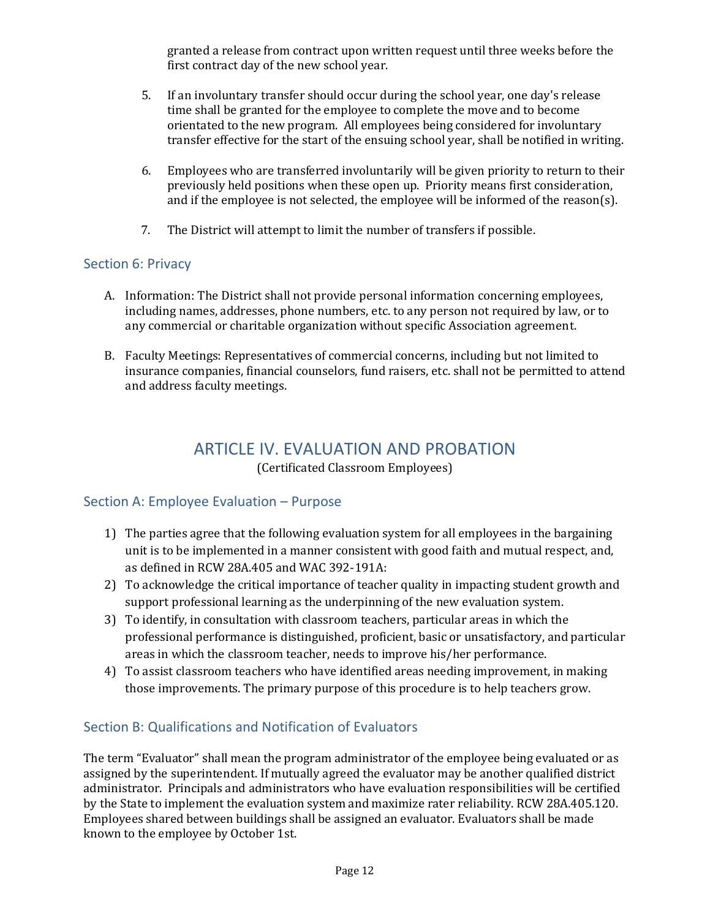granted a release from contract upon written request until three weeks before the first contract day of the new school year.

5. If an involuntary transfer should occur during the school year, one day's release time shall be granted for the employee to complete the move and to become orientated to the new program. All employees being considered for involuntary transfer effective for the start of the ensuing school year, shall be notified in writing.

6. Employees who are transferred involuntarily will be given priority to return to their previously held positions when these open up. Priority means first consideration, and if the employee is not selected, the employee will be informed of the reason(s).

7. The District will attempt to limit the number of transfers if possible.

### Section 6: Privacy

A. Information: The District shall not provide personal information concerning employees, including names, addresses, phone numbers, etc. to any person not required by law, or to any commercial or charitable organization without specific Association agreement.

B. Faculty Meetings: Representatives of commercial concerns, including but not limited to insurance companies, financial counselors, fund raisers, etc. shall not be permitted to attend and address faculty meetings.

## ARTICLE IV. EVALUATION AND PROBATION

(Certificated Classroom Employees)

### Section A: Employee Evaluation – Purpose

1) The parties agree that the following evaluation system for all employees in the bargaining unit is to be implemented in a manner consistent with good faith and mutual respect, and, as defined in RCW 28A.405 and WAC 392-191A:
2) To acknowledge the critical importance of teacher quality in impacting student growth and support professional learning as the underpinning of the new evaluation system.
3) To identify, in consultation with classroom teachers, particular areas in which the professional performance is distinguished, proficient, basic or unsatisfactory, and particular areas in which the classroom teacher, needs to improve his/her performance.
4) To assist classroom teachers who have identified areas needing improvement, in making those improvements. The primary purpose of this procedure is to help teachers grow.

### Section B: Qualifications and Notification of Evaluators

The term "Evaluator" shall mean the program administrator of the employee being evaluated or as assigned by the superintendent. If mutually agreed the evaluator may be another qualified district administrator. Principals and administrators who have evaluation responsibilities will be certified by the State to implement the evaluation system and maximize rater reliability. RCW 28A.405.120. Employees shared between buildings shall be assigned an evaluator. Evaluators shall be made known to the employee by October 1st.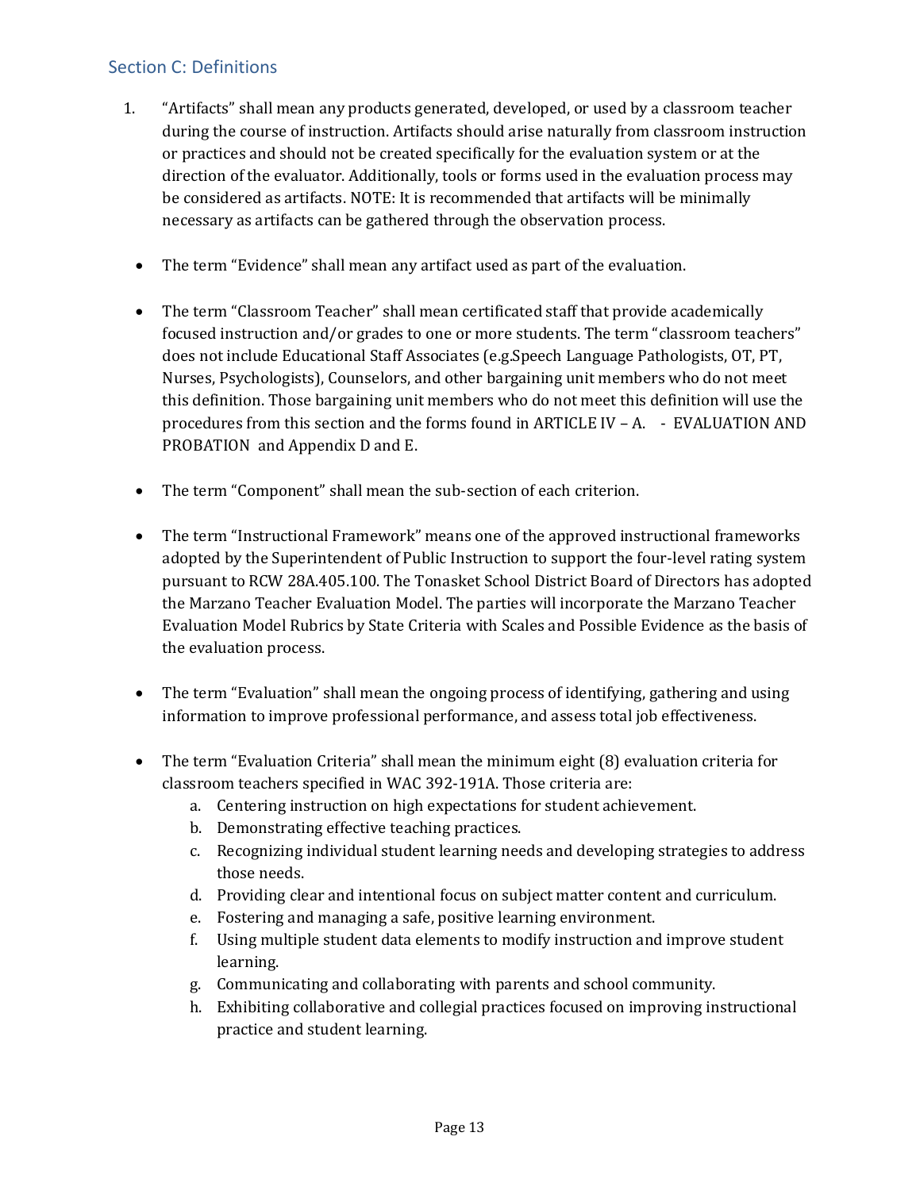## Section C: Definitions

1. "Artifacts" shall mean any products generated, developed, or used by a classroom teacher during the course of instruction. Artifacts should arise naturally from classroom instruction or practices and should not be created specifically for the evaluation system or at the direction of the evaluator. Additionally, tools or forms used in the evaluation process may be considered as artifacts. NOTE: It is recommended that artifacts will be minimally necessary as artifacts can be gathered through the observation process.

- The term "Evidence" shall mean any artifact used as part of the evaluation.

- The term "Classroom Teacher" shall mean certificated staff that provide academically focused instruction and/or grades to one or more students. The term "classroom teachers" does not include Educational Staff Associates (e.g.Speech Language Pathologists, OT, PT, Nurses, Psychologists), Counselors, and other bargaining unit members who do not meet this definition. Those bargaining unit members who do not meet this definition will use the procedures from this section and the forms found in ARTICLE IV – A. - EVALUATION AND PROBATION and Appendix D and E.

- The term "Component" shall mean the sub-section of each criterion.

- The term "Instructional Framework" means one of the approved instructional frameworks adopted by the Superintendent of Public Instruction to support the four-level rating system pursuant to RCW 28A.405.100. The Tonasket School District Board of Directors has adopted the Marzano Teacher Evaluation Model. The parties will incorporate the Marzano Teacher Evaluation Model Rubrics by State Criteria with Scales and Possible Evidence as the basis of the evaluation process.

- The term "Evaluation" shall mean the ongoing process of identifying, gathering and using information to improve professional performance, and assess total job effectiveness.

- The term "Evaluation Criteria" shall mean the minimum eight (8) evaluation criteria for classroom teachers specified in WAC 392-191A. Those criteria are:
  a. Centering instruction on high expectations for student achievement.
  b. Demonstrating effective teaching practices.
  c. Recognizing individual student learning needs and developing strategies to address those needs.
  d. Providing clear and intentional focus on subject matter content and curriculum.
  e. Fostering and managing a safe, positive learning environment.
  f. Using multiple student data elements to modify instruction and improve student learning.
  g. Communicating and collaborating with parents and school community.
  h. Exhibiting collaborative and collegial practices focused on improving instructional practice and student learning.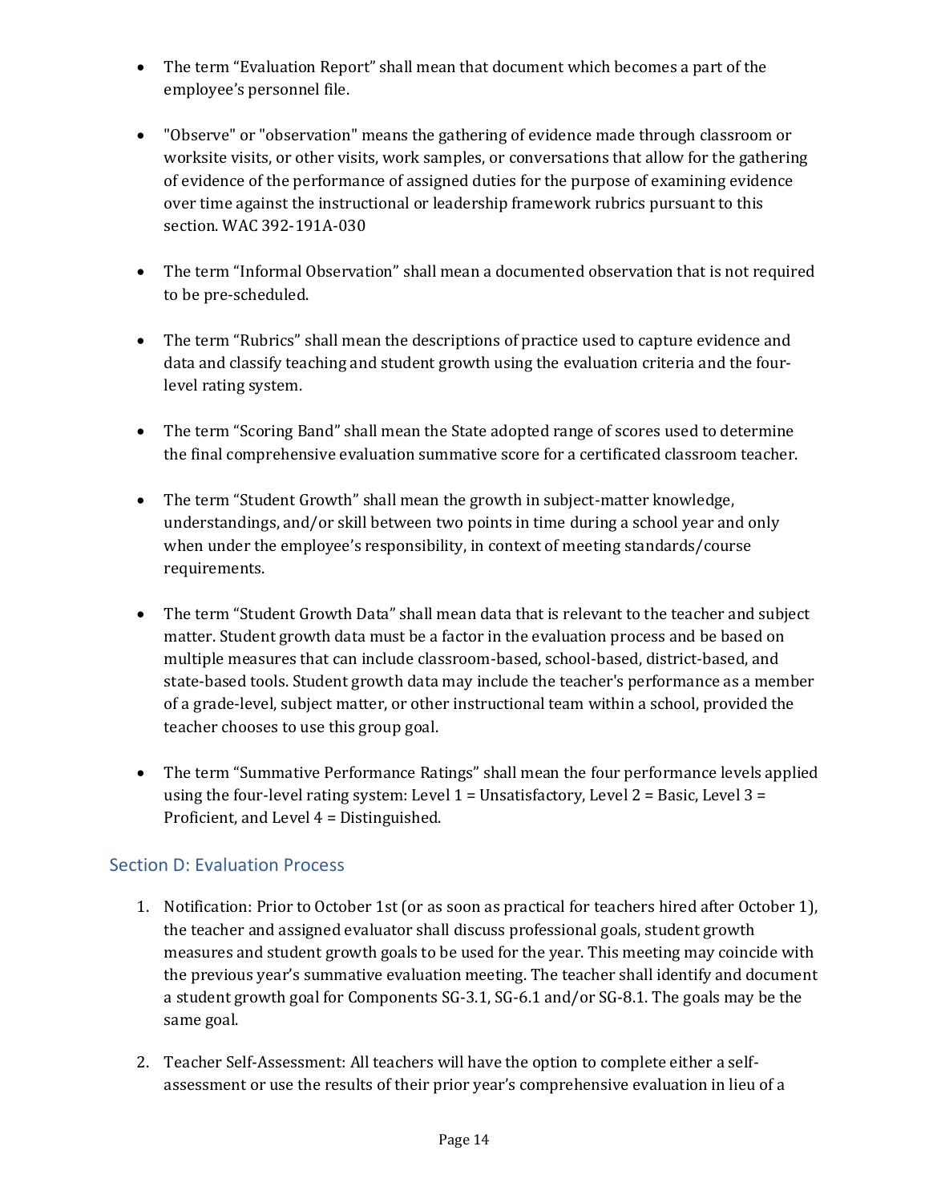- The term "Evaluation Report" shall mean that document which becomes a part of the employee's personnel file.

- "Observe" or "observation" means the gathering of evidence made through classroom or worksite visits, or other visits, work samples, or conversations that allow for the gathering of evidence of the performance of assigned duties for the purpose of examining evidence over time against the instructional or leadership framework rubrics pursuant to this section. WAC 392-191A-030

- The term "Informal Observation" shall mean a documented observation that is not required to be pre-scheduled.

- The term "Rubrics" shall mean the descriptions of practice used to capture evidence and data and classify teaching and student growth using the evaluation criteria and the four-level rating system.

- The term "Scoring Band" shall mean the State adopted range of scores used to determine the final comprehensive evaluation summative score for a certificated classroom teacher.

- The term "Student Growth" shall mean the growth in subject-matter knowledge, understandings, and/or skill between two points in time during a school year and only when under the employee's responsibility, in context of meeting standards/course requirements.

- The term "Student Growth Data" shall mean data that is relevant to the teacher and subject matter. Student growth data must be a factor in the evaluation process and be based on multiple measures that can include classroom-based, school-based, district-based, and state-based tools. Student growth data may include the teacher's performance as a member of a grade-level, subject matter, or other instructional team within a school, provided the teacher chooses to use this group goal.

- The term "Summative Performance Ratings" shall mean the four performance levels applied using the four-level rating system: Level 1 = Unsatisfactory, Level 2 = Basic, Level 3 = Proficient, and Level 4 = Distinguished.

## Section D: Evaluation Process

1. Notification: Prior to October 1st (or as soon as practical for teachers hired after October 1), the teacher and assigned evaluator shall discuss professional goals, student growth measures and student growth goals to be used for the year. This meeting may coincide with the previous year's summative evaluation meeting. The teacher shall identify and document a student growth goal for Components SG-3.1, SG-6.1 and/or SG-8.1. The goals may be the same goal.

2. Teacher Self-Assessment: All teachers will have the option to complete either a self-assessment or use the results of their prior year's comprehensive evaluation in lieu of a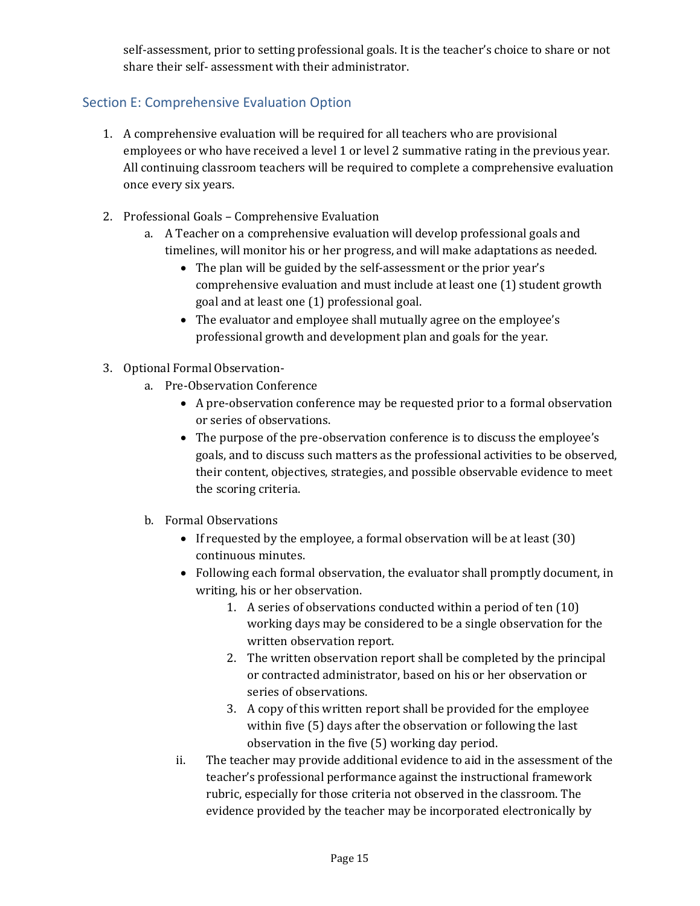self-assessment, prior to setting professional goals. It is the teacher's choice to share or not share their self- assessment with their administrator.

## Section E: Comprehensive Evaluation Option

1. A comprehensive evaluation will be required for all teachers who are provisional employees or who have received a level 1 or level 2 summative rating in the previous year. All continuing classroom teachers will be required to complete a comprehensive evaluation once every six years.

2. Professional Goals – Comprehensive Evaluation
   a. A Teacher on a comprehensive evaluation will develop professional goals and timelines, will monitor his or her progress, and will make adaptations as needed.
      - The plan will be guided by the self-assessment or the prior year's comprehensive evaluation and must include at least one (1) student growth goal and at least one (1) professional goal.
      - The evaluator and employee shall mutually agree on the employee's professional growth and development plan and goals for the year.

3. Optional Formal Observation-
   a. Pre-Observation Conference
      - A pre-observation conference may be requested prior to a formal observation or series of observations.
      - The purpose of the pre-observation conference is to discuss the employee's goals, and to discuss such matters as the professional activities to be observed, their content, objectives, strategies, and possible observable evidence to meet the scoring criteria.

   b. Formal Observations
      - If requested by the employee, a formal observation will be at least (30) continuous minutes.
      - Following each formal observation, the evaluator shall promptly document, in writing, his or her observation.
         1. A series of observations conducted within a period of ten (10) working days may be considered to be a single observation for the written observation report.
         2. The written observation report shall be completed by the principal or contracted administrator, based on his or her observation or series of observations.
         3. A copy of this written report shall be provided for the employee within five (5) days after the observation or following the last observation in the five (5) working day period.

   ii. The teacher may provide additional evidence to aid in the assessment of the teacher's professional performance against the instructional framework rubric, especially for those criteria not observed in the classroom. The evidence provided by the teacher may be incorporated electronically by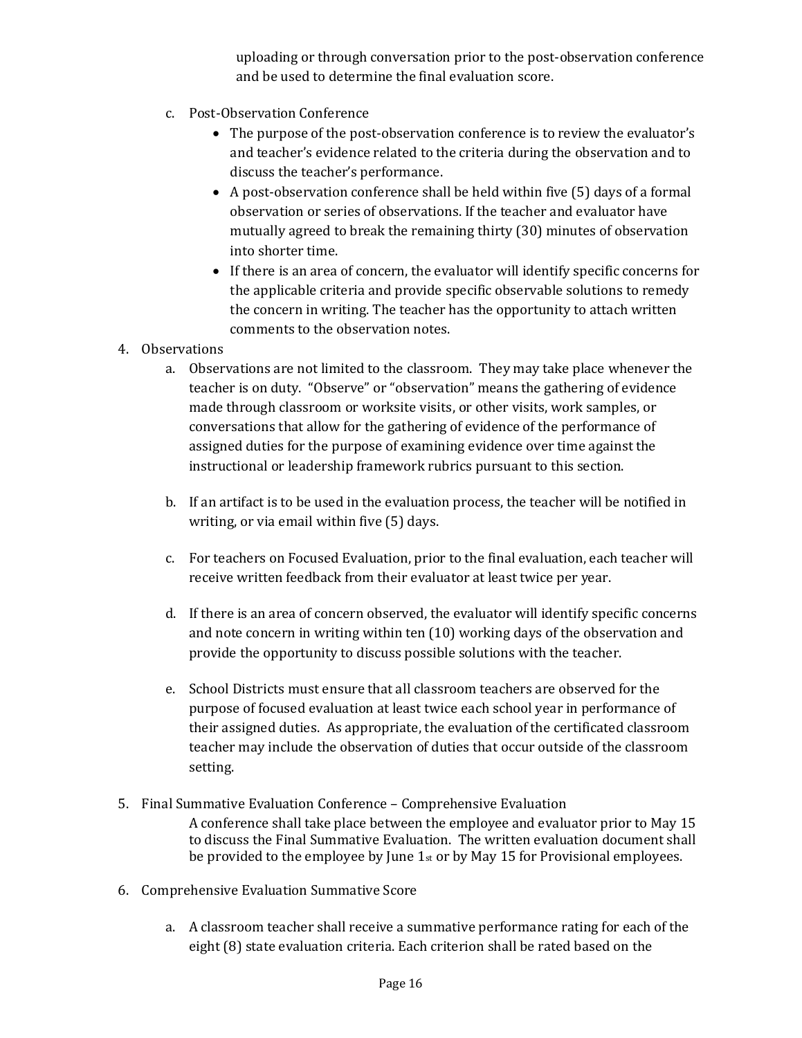uploading or through conversation prior to the post-observation conference and be used to determine the final evaluation score.

c. Post-Observation Conference
   - The purpose of the post-observation conference is to review the evaluator's and teacher's evidence related to the criteria during the observation and to discuss the teacher's performance.
   - A post-observation conference shall be held within five (5) days of a formal observation or series of observations. If the teacher and evaluator have mutually agreed to break the remaining thirty (30) minutes of observation into shorter time.
   - If there is an area of concern, the evaluator will identify specific concerns for the applicable criteria and provide specific observable solutions to remedy the concern in writing. The teacher has the opportunity to attach written comments to the observation notes.

4. Observations
   a. Observations are not limited to the classroom. They may take place whenever the teacher is on duty. "Observe" or "observation" means the gathering of evidence made through classroom or worksite visits, or other visits, work samples, or conversations that allow for the gathering of evidence of the performance of assigned duties for the purpose of examining evidence over time against the instructional or leadership framework rubrics pursuant to this section.

   b. If an artifact is to be used in the evaluation process, the teacher will be notified in writing, or via email within five (5) days.

   c. For teachers on Focused Evaluation, prior to the final evaluation, each teacher will receive written feedback from their evaluator at least twice per year.

   d. If there is an area of concern observed, the evaluator will identify specific concerns and note concern in writing within ten (10) working days of the observation and provide the opportunity to discuss possible solutions with the teacher.

   e. School Districts must ensure that all classroom teachers are observed for the purpose of focused evaluation at least twice each school year in performance of their assigned duties. As appropriate, the evaluation of the certificated classroom teacher may include the observation of duties that occur outside of the classroom setting.

5. Final Summative Evaluation Conference – Comprehensive Evaluation

   A conference shall take place between the employee and evaluator prior to May 15 to discuss the Final Summative Evaluation. The written evaluation document shall be provided to the employee by June 1st or by May 15 for Provisional employees.

6. Comprehensive Evaluation Summative Score

   a. A classroom teacher shall receive a summative performance rating for each of the eight (8) state evaluation criteria. Each criterion shall be rated based on the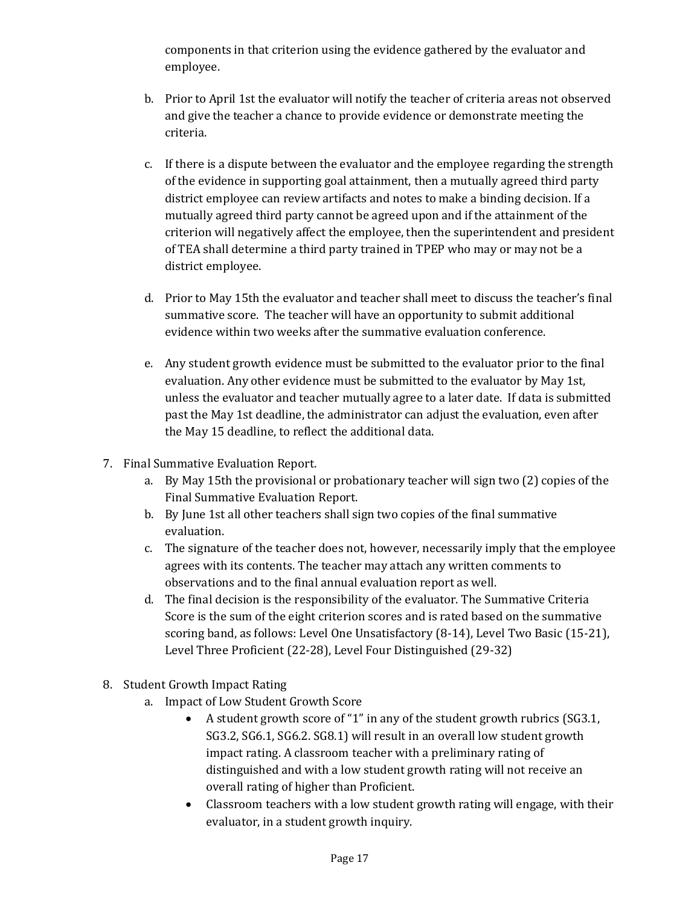components in that criterion using the evidence gathered by the evaluator and employee.

b. Prior to April 1st the evaluator will notify the teacher of criteria areas not observed and give the teacher a chance to provide evidence or demonstrate meeting the criteria.

c. If there is a dispute between the evaluator and the employee regarding the strength of the evidence in supporting goal attainment, then a mutually agreed third party district employee can review artifacts and notes to make a binding decision. If a mutually agreed third party cannot be agreed upon and if the attainment of the criterion will negatively affect the employee, then the superintendent and president of TEA shall determine a third party trained in TPEP who may or may not be a district employee.

d. Prior to May 15th the evaluator and teacher shall meet to discuss the teacher's final summative score. The teacher will have an opportunity to submit additional evidence within two weeks after the summative evaluation conference.

e. Any student growth evidence must be submitted to the evaluator prior to the final evaluation. Any other evidence must be submitted to the evaluator by May 1st, unless the evaluator and teacher mutually agree to a later date. If data is submitted past the May 1st deadline, the administrator can adjust the evaluation, even after the May 15 deadline, to reflect the additional data.

7. Final Summative Evaluation Report.
   a. By May 15th the provisional or probationary teacher will sign two (2) copies of the Final Summative Evaluation Report.
   b. By June 1st all other teachers shall sign two copies of the final summative evaluation.
   c. The signature of the teacher does not, however, necessarily imply that the employee agrees with its contents. The teacher may attach any written comments to observations and to the final annual evaluation report as well.
   d. The final decision is the responsibility of the evaluator. The Summative Criteria Score is the sum of the eight criterion scores and is rated based on the summative scoring band, as follows: Level One Unsatisfactory (8-14), Level Two Basic (15-21), Level Three Proficient (22-28), Level Four Distinguished (29-32)

8. Student Growth Impact Rating
   a. Impact of Low Student Growth Score
      - A student growth score of "1" in any of the student growth rubrics (SG3.1, SG3.2, SG6.1, SG6.2. SG8.1) will result in an overall low student growth impact rating. A classroom teacher with a preliminary rating of distinguished and with a low student growth rating will not receive an overall rating of higher than Proficient.
      - Classroom teachers with a low student growth rating will engage, with their evaluator, in a student growth inquiry.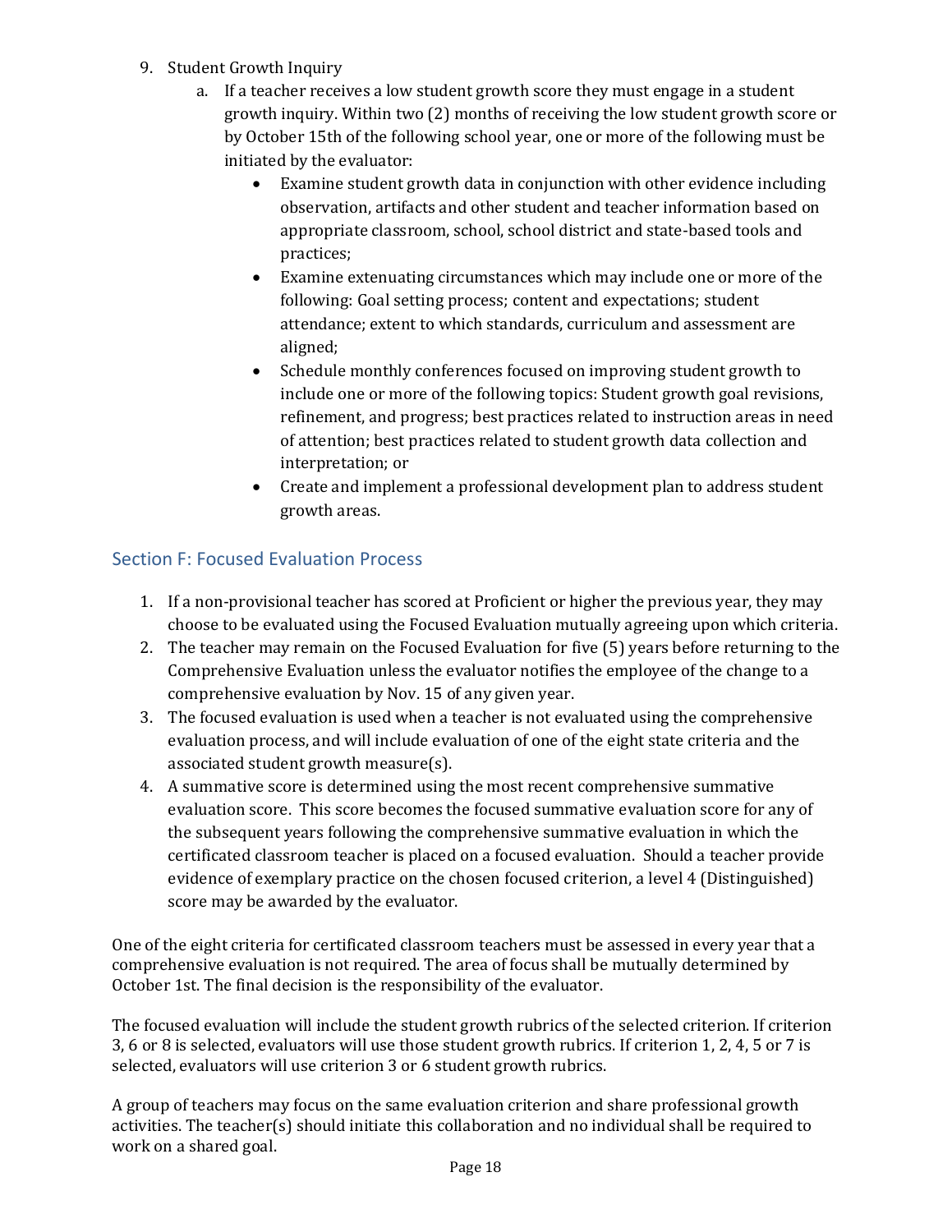9. Student Growth Inquiry
    a. If a teacher receives a low student growth score they must engage in a student growth inquiry. Within two (2) months of receiving the low student growth score or by October 15th of the following school year, one or more of the following must be initiated by the evaluator:
        - Examine student growth data in conjunction with other evidence including observation, artifacts and other student and teacher information based on appropriate classroom, school, school district and state-based tools and practices;
        - Examine extenuating circumstances which may include one or more of the following: Goal setting process; content and expectations; student attendance; extent to which standards, curriculum and assessment are aligned;
        - Schedule monthly conferences focused on improving student growth to include one or more of the following topics: Student growth goal revisions, refinement, and progress; best practices related to instruction areas in need of attention; best practices related to student growth data collection and interpretation; or
        - Create and implement a professional development plan to address student growth areas.

## Section F: Focused Evaluation Process

1. If a non-provisional teacher has scored at Proficient or higher the previous year, they may choose to be evaluated using the Focused Evaluation mutually agreeing upon which criteria.
2. The teacher may remain on the Focused Evaluation for five (5) years before returning to the Comprehensive Evaluation unless the evaluator notifies the employee of the change to a comprehensive evaluation by Nov. 15 of any given year.
3. The focused evaluation is used when a teacher is not evaluated using the comprehensive evaluation process, and will include evaluation of one of the eight state criteria and the associated student growth measure(s).
4. A summative score is determined using the most recent comprehensive summative evaluation score. This score becomes the focused summative evaluation score for any of the subsequent years following the comprehensive summative evaluation in which the certificated classroom teacher is placed on a focused evaluation. Should a teacher provide evidence of exemplary practice on the chosen focused criterion, a level 4 (Distinguished) score may be awarded by the evaluator.

One of the eight criteria for certificated classroom teachers must be assessed in every year that a comprehensive evaluation is not required. The area of focus shall be mutually determined by October 1st. The final decision is the responsibility of the evaluator.

The focused evaluation will include the student growth rubrics of the selected criterion. If criterion 3, 6 or 8 is selected, evaluators will use those student growth rubrics. If criterion 1, 2, 4, 5 or 7 is selected, evaluators will use criterion 3 or 6 student growth rubrics.

A group of teachers may focus on the same evaluation criterion and share professional growth activities. The teacher(s) should initiate this collaboration and no individual shall be required to work on a shared goal.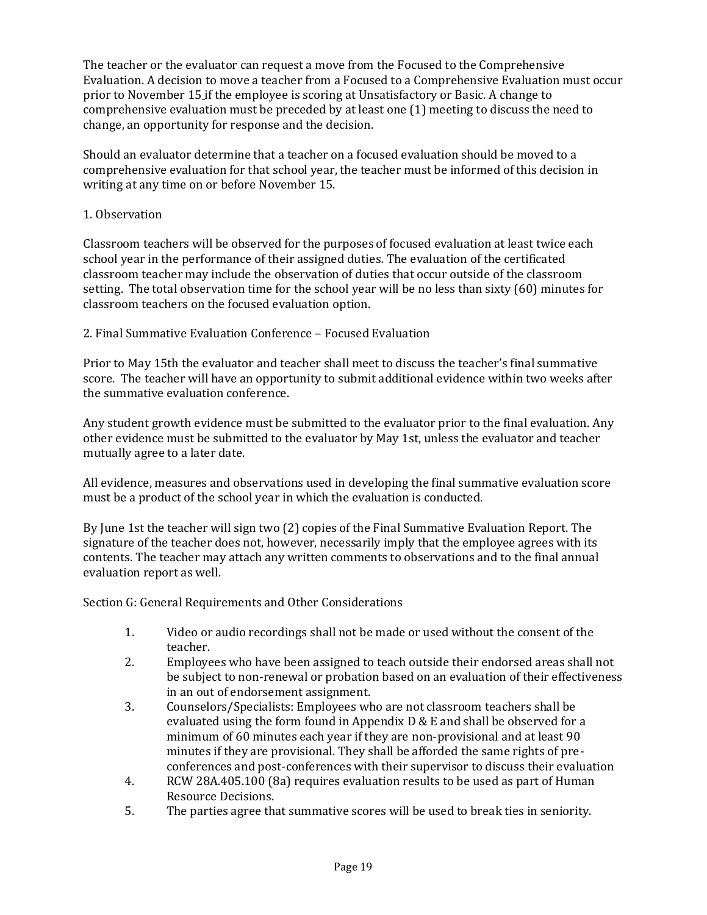The teacher or the evaluator can request a move from the Focused to the Comprehensive Evaluation. A decision to move a teacher from a Focused to a Comprehensive Evaluation must occur prior to November 15 if the employee is scoring at Unsatisfactory or Basic. A change to comprehensive evaluation must be preceded by at least one (1) meeting to discuss the need to change, an opportunity for response and the decision.

Should an evaluator determine that a teacher on a focused evaluation should be moved to a comprehensive evaluation for that school year, the teacher must be informed of this decision in writing at any time on or before November 15.

1. Observation

Classroom teachers will be observed for the purposes of focused evaluation at least twice each school year in the performance of their assigned duties. The evaluation of the certificated classroom teacher may include the observation of duties that occur outside of the classroom setting. The total observation time for the school year will be no less than sixty (60) minutes for classroom teachers on the focused evaluation option.

2. Final Summative Evaluation Conference – Focused Evaluation

Prior to May 15th the evaluator and teacher shall meet to discuss the teacher's final summative score. The teacher will have an opportunity to submit additional evidence within two weeks after the summative evaluation conference.

Any student growth evidence must be submitted to the evaluator prior to the final evaluation. Any other evidence must be submitted to the evaluator by May 1st, unless the evaluator and teacher mutually agree to a later date.

All evidence, measures and observations used in developing the final summative evaluation score must be a product of the school year in which the evaluation is conducted.

By June 1st the teacher will sign two (2) copies of the Final Summative Evaluation Report. The signature of the teacher does not, however, necessarily imply that the employee agrees with its contents. The teacher may attach any written comments to observations and to the final annual evaluation report as well.

Section G: General Requirements and Other Considerations

1. Video or audio recordings shall not be made or used without the consent of the teacher.
2. Employees who have been assigned to teach outside their endorsed areas shall not be subject to non-renewal or probation based on an evaluation of their effectiveness in an out of endorsement assignment.
3. Counselors/Specialists: Employees who are not classroom teachers shall be evaluated using the form found in Appendix D & E and shall be observed for a minimum of 60 minutes each year if they are non-provisional and at least 90 minutes if they are provisional. They shall be afforded the same rights of pre-conferences and post-conferences with their supervisor to discuss their evaluation
4. RCW 28A.405.100 (8a) requires evaluation results to be used as part of Human Resource Decisions.
5. The parties agree that summative scores will be used to break ties in seniority.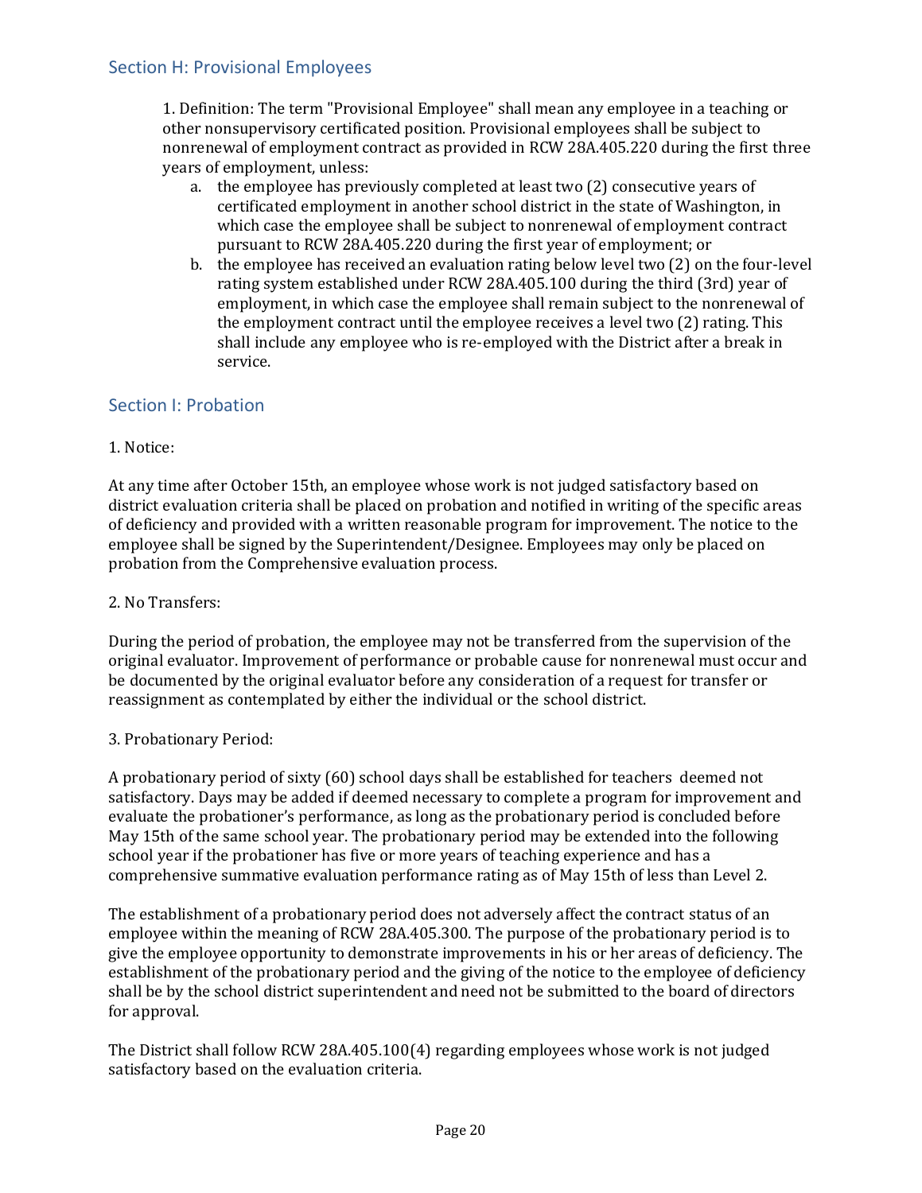## Section H: Provisional Employees

1. Definition: The term "Provisional Employee" shall mean any employee in a teaching or other nonsupervisory certificated position. Provisional employees shall be subject to nonrenewal of employment contract as provided in RCW 28A.405.220 during the first three years of employment, unless:
    a. the employee has previously completed at least two (2) consecutive years of certificated employment in another school district in the state of Washington, in which case the employee shall be subject to nonrenewal of employment contract pursuant to RCW 28A.405.220 during the first year of employment; or
    b. the employee has received an evaluation rating below level two (2) on the four-level rating system established under RCW 28A.405.100 during the third (3rd) year of employment, in which case the employee shall remain subject to the nonrenewal of the employment contract until the employee receives a level two (2) rating. This shall include any employee who is re-employed with the District after a break in service.

## Section I: Probation

1. Notice:

At any time after October 15th, an employee whose work is not judged satisfactory based on district evaluation criteria shall be placed on probation and notified in writing of the specific areas of deficiency and provided with a written reasonable program for improvement. The notice to the employee shall be signed by the Superintendent/Designee. Employees may only be placed on probation from the Comprehensive evaluation process.

2. No Transfers:

During the period of probation, the employee may not be transferred from the supervision of the original evaluator. Improvement of performance or probable cause for nonrenewal must occur and be documented by the original evaluator before any consideration of a request for transfer or reassignment as contemplated by either the individual or the school district.

3. Probationary Period:

A probationary period of sixty (60) school days shall be established for teachers deemed not satisfactory. Days may be added if deemed necessary to complete a program for improvement and evaluate the probationer's performance, as long as the probationary period is concluded before May 15th of the same school year. The probationary period may be extended into the following school year if the probationer has five or more years of teaching experience and has a comprehensive summative evaluation performance rating as of May 15th of less than Level 2.

The establishment of a probationary period does not adversely affect the contract status of an employee within the meaning of RCW 28A.405.300. The purpose of the probationary period is to give the employee opportunity to demonstrate improvements in his or her areas of deficiency. The establishment of the probationary period and the giving of the notice to the employee of deficiency shall be by the school district superintendent and need not be submitted to the board of directors for approval.

The District shall follow RCW 28A.405.100(4) regarding employees whose work is not judged satisfactory based on the evaluation criteria.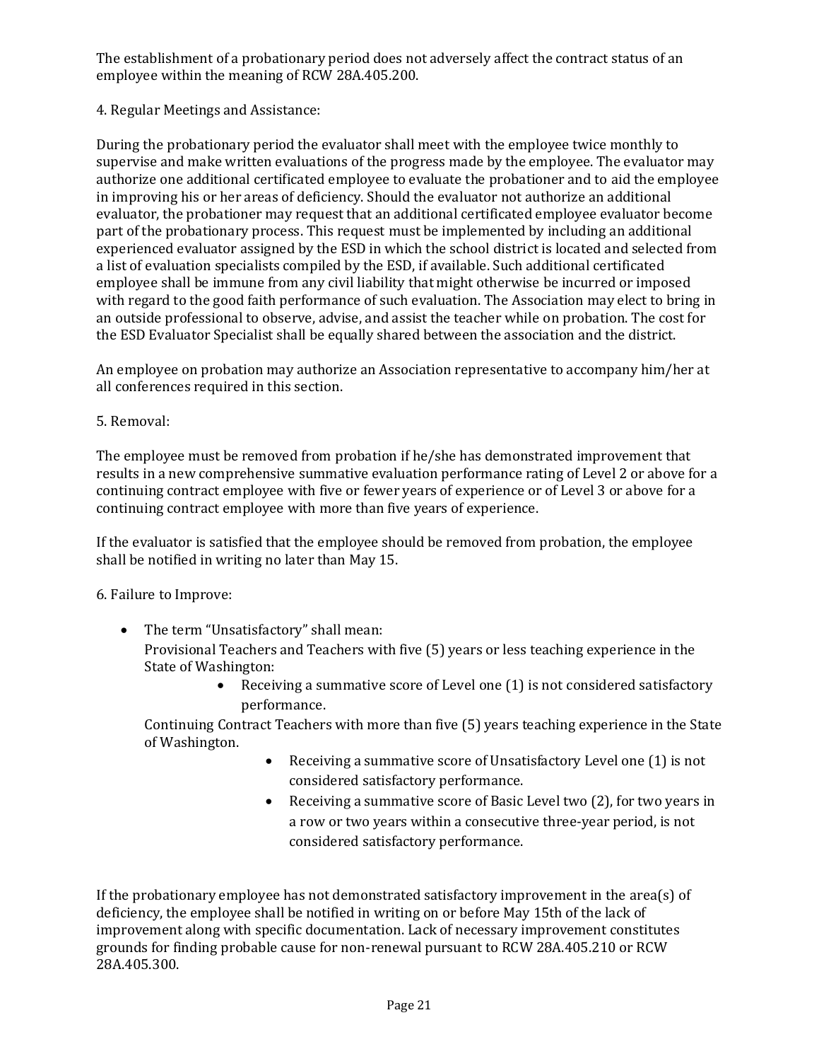The establishment of a probationary period does not adversely affect the contract status of an employee within the meaning of RCW 28A.405.200.

4. Regular Meetings and Assistance:

During the probationary period the evaluator shall meet with the employee twice monthly to supervise and make written evaluations of the progress made by the employee. The evaluator may authorize one additional certificated employee to evaluate the probationer and to aid the employee in improving his or her areas of deficiency. Should the evaluator not authorize an additional evaluator, the probationer may request that an additional certificated employee evaluator become part of the probationary process. This request must be implemented by including an additional experienced evaluator assigned by the ESD in which the school district is located and selected from a list of evaluation specialists compiled by the ESD, if available. Such additional certificated employee shall be immune from any civil liability that might otherwise be incurred or imposed with regard to the good faith performance of such evaluation. The Association may elect to bring in an outside professional to observe, advise, and assist the teacher while on probation. The cost for the ESD Evaluator Specialist shall be equally shared between the association and the district.

An employee on probation may authorize an Association representative to accompany him/her at all conferences required in this section.

5. Removal:

The employee must be removed from probation if he/she has demonstrated improvement that results in a new comprehensive summative evaluation performance rating of Level 2 or above for a continuing contract employee with five or fewer years of experience or of Level 3 or above for a continuing contract employee with more than five years of experience.

If the evaluator is satisfied that the employee should be removed from probation, the employee shall be notified in writing no later than May 15.

6. Failure to Improve:

- The term "Unsatisfactory" shall mean:
  Provisional Teachers and Teachers with five (5) years or less teaching experience in the State of Washington:
  - Receiving a summative score of Level one (1) is not considered satisfactory performance.

  Continuing Contract Teachers with more than five (5) years teaching experience in the State of Washington.
  - Receiving a summative score of Unsatisfactory Level one (1) is not considered satisfactory performance.
  - Receiving a summative score of Basic Level two (2), for two years in a row or two years within a consecutive three-year period, is not considered satisfactory performance.

If the probationary employee has not demonstrated satisfactory improvement in the area(s) of deficiency, the employee shall be notified in writing on or before May 15th of the lack of improvement along with specific documentation. Lack of necessary improvement constitutes grounds for finding probable cause for non-renewal pursuant to RCW 28A.405.210 or RCW 28A.405.300.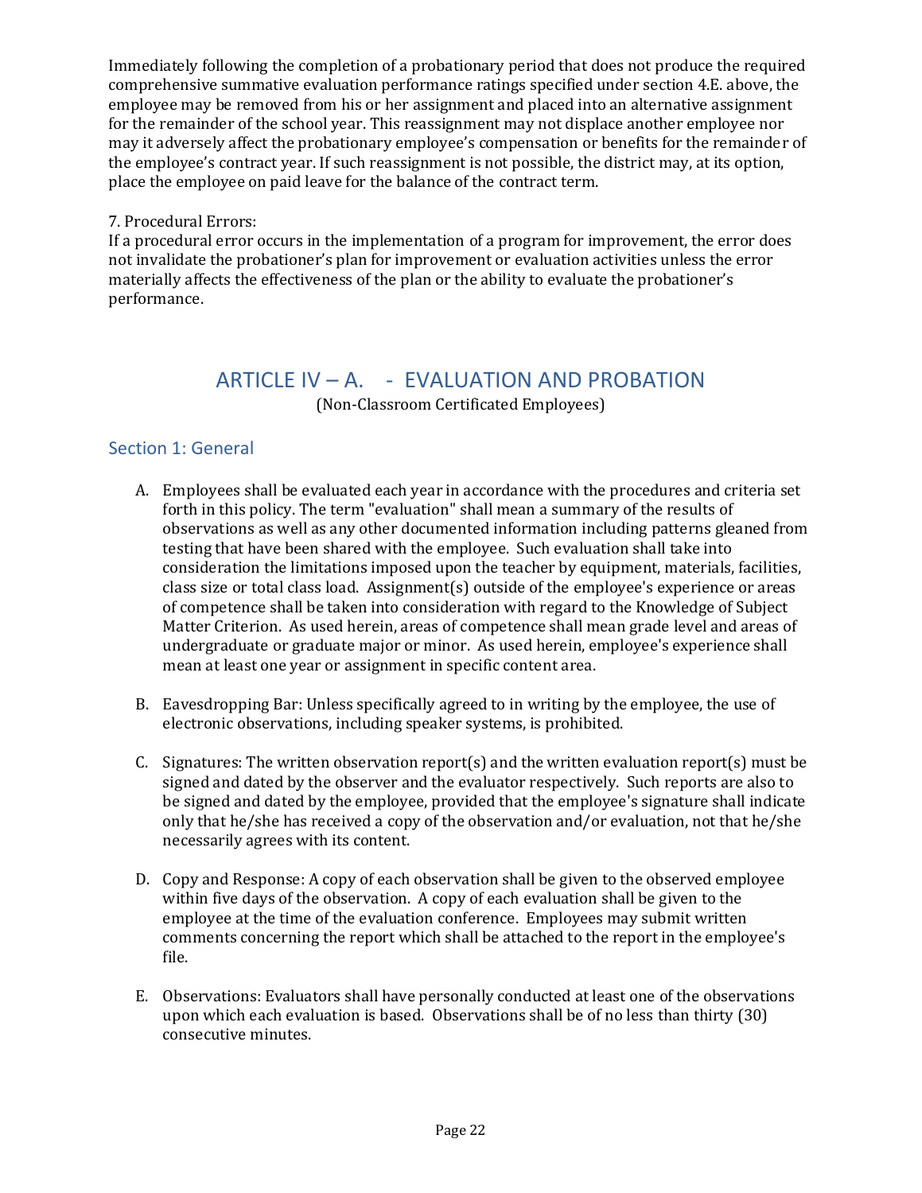Immediately following the completion of a probationary period that does not produce the required comprehensive summative evaluation performance ratings specified under section 4.E. above, the employee may be removed from his or her assignment and placed into an alternative assignment for the remainder of the school year. This reassignment may not displace another employee nor may it adversely affect the probationary employee's compensation or benefits for the remainder of the employee's contract year. If such reassignment is not possible, the district may, at its option, place the employee on paid leave for the balance of the contract term.

7. Procedural Errors:
If a procedural error occurs in the implementation of a program for improvement, the error does not invalidate the probationer's plan for improvement or evaluation activities unless the error materially affects the effectiveness of the plan or the ability to evaluate the probationer's performance.

# ARTICLE IV – A. - EVALUATION AND PROBATION

(Non-Classroom Certificated Employees)

## Section 1: General

A. Employees shall be evaluated each year in accordance with the procedures and criteria set forth in this policy. The term "evaluation" shall mean a summary of the results of observations as well as any other documented information including patterns gleaned from testing that have been shared with the employee. Such evaluation shall take into consideration the limitations imposed upon the teacher by equipment, materials, facilities, class size or total class load. Assignment(s) outside of the employee's experience or areas of competence shall be taken into consideration with regard to the Knowledge of Subject Matter Criterion. As used herein, areas of competence shall mean grade level and areas of undergraduate or graduate major or minor. As used herein, employee's experience shall mean at least one year or assignment in specific content area.

B. Eavesdropping Bar: Unless specifically agreed to in writing by the employee, the use of electronic observations, including speaker systems, is prohibited.

C. Signatures: The written observation report(s) and the written evaluation report(s) must be signed and dated by the observer and the evaluator respectively. Such reports are also to be signed and dated by the employee, provided that the employee's signature shall indicate only that he/she has received a copy of the observation and/or evaluation, not that he/she necessarily agrees with its content.

D. Copy and Response: A copy of each observation shall be given to the observed employee within five days of the observation. A copy of each evaluation shall be given to the employee at the time of the evaluation conference. Employees may submit written comments concerning the report which shall be attached to the report in the employee's file.

E. Observations: Evaluators shall have personally conducted at least one of the observations upon which each evaluation is based. Observations shall be of no less than thirty (30) consecutive minutes.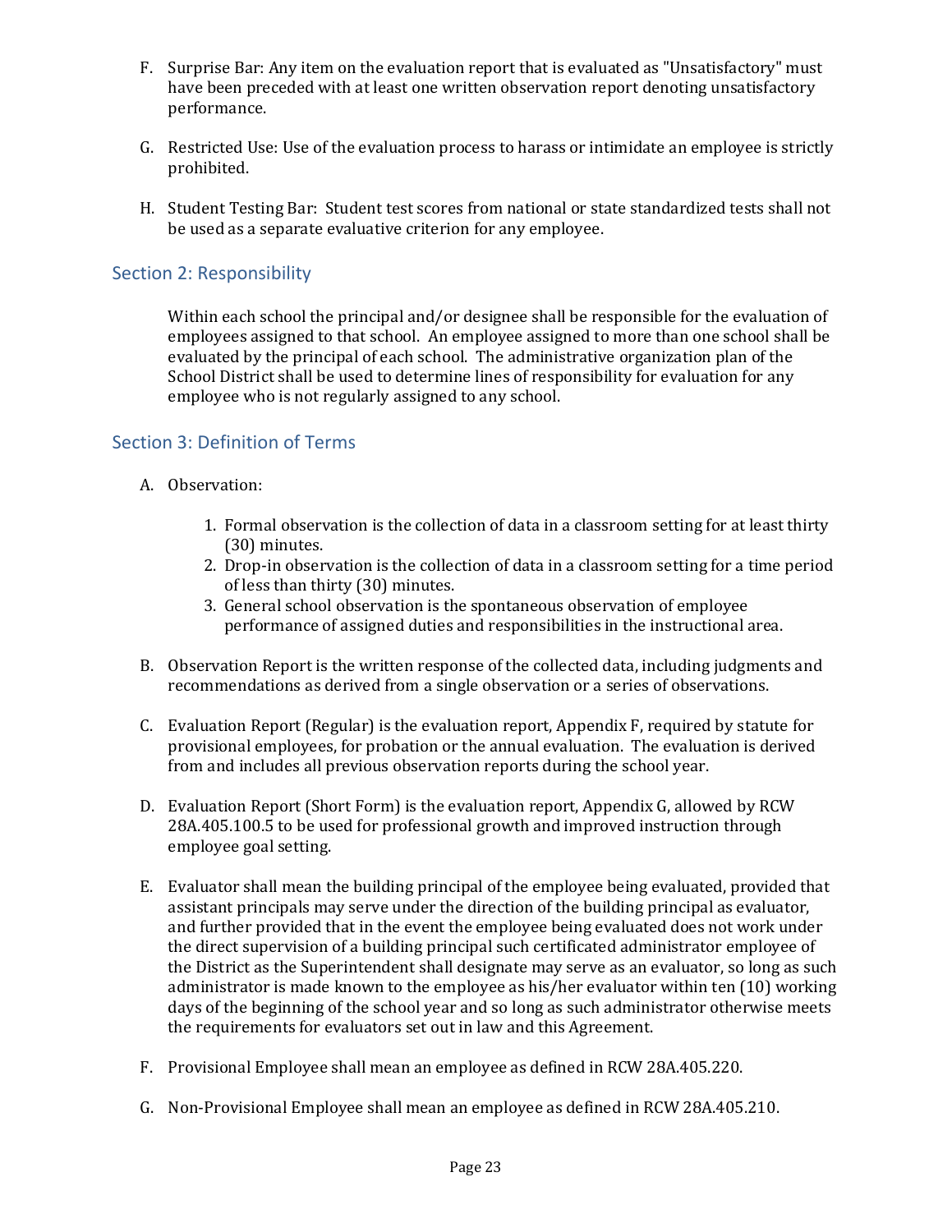F. Surprise Bar: Any item on the evaluation report that is evaluated as "Unsatisfactory" must have been preceded with at least one written observation report denoting unsatisfactory performance.

G. Restricted Use: Use of the evaluation process to harass or intimidate an employee is strictly prohibited.

H. Student Testing Bar: Student test scores from national or state standardized tests shall not be used as a separate evaluative criterion for any employee.

## Section 2: Responsibility

Within each school the principal and/or designee shall be responsible for the evaluation of employees assigned to that school. An employee assigned to more than one school shall be evaluated by the principal of each school. The administrative organization plan of the School District shall be used to determine lines of responsibility for evaluation for any employee who is not regularly assigned to any school.

## Section 3: Definition of Terms

A. Observation:

1. Formal observation is the collection of data in a classroom setting for at least thirty (30) minutes.
2. Drop-in observation is the collection of data in a classroom setting for a time period of less than thirty (30) minutes.
3. General school observation is the spontaneous observation of employee performance of assigned duties and responsibilities in the instructional area.

B. Observation Report is the written response of the collected data, including judgments and recommendations as derived from a single observation or a series of observations.

C. Evaluation Report (Regular) is the evaluation report, Appendix F, required by statute for provisional employees, for probation or the annual evaluation. The evaluation is derived from and includes all previous observation reports during the school year.

D. Evaluation Report (Short Form) is the evaluation report, Appendix G, allowed by RCW 28A.405.100.5 to be used for professional growth and improved instruction through employee goal setting.

E. Evaluator shall mean the building principal of the employee being evaluated, provided that assistant principals may serve under the direction of the building principal as evaluator, and further provided that in the event the employee being evaluated does not work under the direct supervision of a building principal such certificated administrator employee of the District as the Superintendent shall designate may serve as an evaluator, so long as such administrator is made known to the employee as his/her evaluator within ten (10) working days of the beginning of the school year and so long as such administrator otherwise meets the requirements for evaluators set out in law and this Agreement.

F. Provisional Employee shall mean an employee as defined in RCW 28A.405.220.

G. Non-Provisional Employee shall mean an employee as defined in RCW 28A.405.210.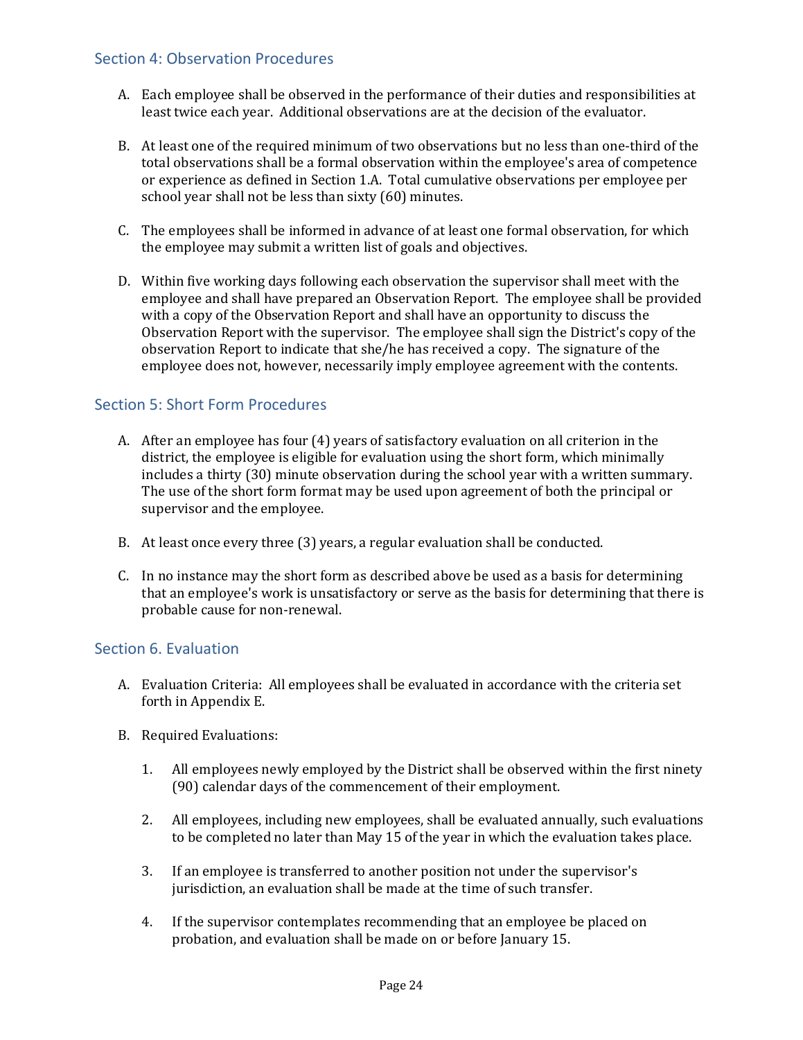## Section 4: Observation Procedures

A. Each employee shall be observed in the performance of their duties and responsibilities at least twice each year. Additional observations are at the decision of the evaluator.

B. At least one of the required minimum of two observations but no less than one-third of the total observations shall be a formal observation within the employee's area of competence or experience as defined in Section 1.A. Total cumulative observations per employee per school year shall not be less than sixty (60) minutes.

C. The employees shall be informed in advance of at least one formal observation, for which the employee may submit a written list of goals and objectives.

D. Within five working days following each observation the supervisor shall meet with the employee and shall have prepared an Observation Report. The employee shall be provided with a copy of the Observation Report and shall have an opportunity to discuss the Observation Report with the supervisor. The employee shall sign the District's copy of the observation Report to indicate that she/he has received a copy. The signature of the employee does not, however, necessarily imply employee agreement with the contents.

## Section 5: Short Form Procedures

A. After an employee has four (4) years of satisfactory evaluation on all criterion in the district, the employee is eligible for evaluation using the short form, which minimally includes a thirty (30) minute observation during the school year with a written summary. The use of the short form format may be used upon agreement of both the principal or supervisor and the employee.

B. At least once every three (3) years, a regular evaluation shall be conducted.

C. In no instance may the short form as described above be used as a basis for determining that an employee's work is unsatisfactory or serve as the basis for determining that there is probable cause for non-renewal.

## Section 6. Evaluation

A. Evaluation Criteria: All employees shall be evaluated in accordance with the criteria set forth in Appendix E.

B. Required Evaluations:

1. All employees newly employed by the District shall be observed within the first ninety (90) calendar days of the commencement of their employment.

2. All employees, including new employees, shall be evaluated annually, such evaluations to be completed no later than May 15 of the year in which the evaluation takes place.

3. If an employee is transferred to another position not under the supervisor's jurisdiction, an evaluation shall be made at the time of such transfer.

4. If the supervisor contemplates recommending that an employee be placed on probation, and evaluation shall be made on or before January 15.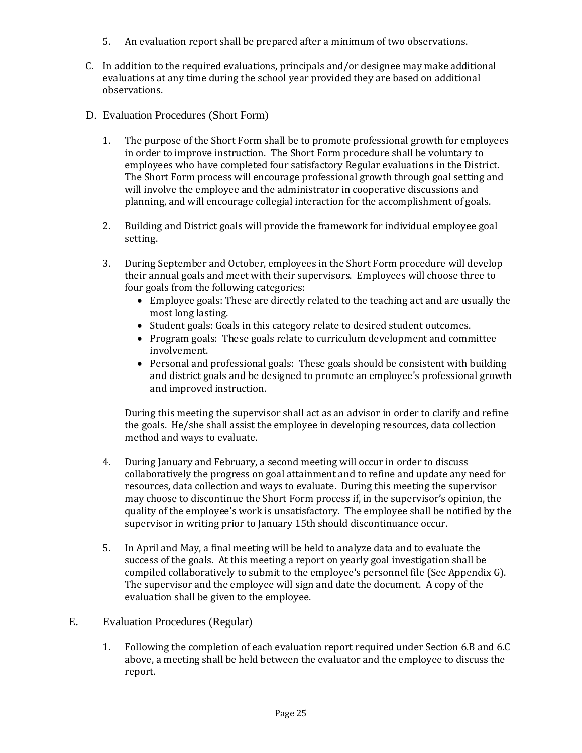5. An evaluation report shall be prepared after a minimum of two observations.

C. In addition to the required evaluations, principals and/or designee may make additional evaluations at any time during the school year provided they are based on additional observations.

D. Evaluation Procedures (Short Form)

1. The purpose of the Short Form shall be to promote professional growth for employees in order to improve instruction. The Short Form procedure shall be voluntary to employees who have completed four satisfactory Regular evaluations in the District. The Short Form process will encourage professional growth through goal setting and will involve the employee and the administrator in cooperative discussions and planning, and will encourage collegial interaction for the accomplishment of goals.

2. Building and District goals will provide the framework for individual employee goal setting.

3. During September and October, employees in the Short Form procedure will develop their annual goals and meet with their supervisors. Employees will choose three to four goals from the following categories:
   - Employee goals: These are directly related to the teaching act and are usually the most long lasting.
   - Student goals: Goals in this category relate to desired student outcomes.
   - Program goals: These goals relate to curriculum development and committee involvement.
   - Personal and professional goals: These goals should be consistent with building and district goals and be designed to promote an employee's professional growth and improved instruction.

   During this meeting the supervisor shall act as an advisor in order to clarify and refine the goals. He/she shall assist the employee in developing resources, data collection method and ways to evaluate.

4. During January and February, a second meeting will occur in order to discuss collaboratively the progress on goal attainment and to refine and update any need for resources, data collection and ways to evaluate. During this meeting the supervisor may choose to discontinue the Short Form process if, in the supervisor's opinion, the quality of the employee's work is unsatisfactory. The employee shall be notified by the supervisor in writing prior to January 15th should discontinuance occur.

5. In April and May, a final meeting will be held to analyze data and to evaluate the success of the goals. At this meeting a report on yearly goal investigation shall be compiled collaboratively to submit to the employee's personnel file (See Appendix G). The supervisor and the employee will sign and date the document. A copy of the evaluation shall be given to the employee.

E. Evaluation Procedures (Regular)

1. Following the completion of each evaluation report required under Section 6.B and 6.C above, a meeting shall be held between the evaluator and the employee to discuss the report.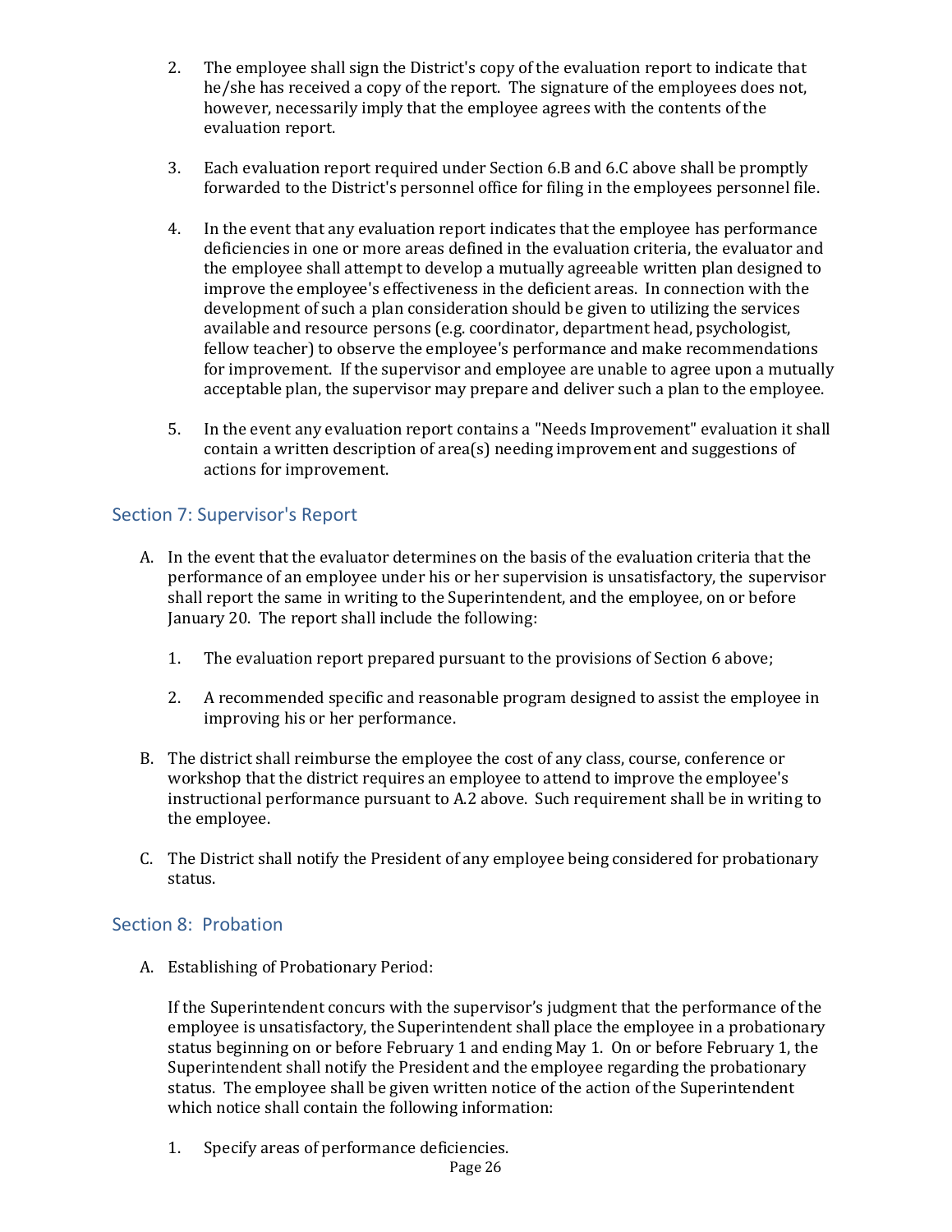2. The employee shall sign the District's copy of the evaluation report to indicate that he/she has received a copy of the report. The signature of the employees does not, however, necessarily imply that the employee agrees with the contents of the evaluation report.

3. Each evaluation report required under Section 6.B and 6.C above shall be promptly forwarded to the District's personnel office for filing in the employees personnel file.

4. In the event that any evaluation report indicates that the employee has performance deficiencies in one or more areas defined in the evaluation criteria, the evaluator and the employee shall attempt to develop a mutually agreeable written plan designed to improve the employee's effectiveness in the deficient areas. In connection with the development of such a plan consideration should be given to utilizing the services available and resource persons (e.g. coordinator, department head, psychologist, fellow teacher) to observe the employee's performance and make recommendations for improvement. If the supervisor and employee are unable to agree upon a mutually acceptable plan, the supervisor may prepare and deliver such a plan to the employee.

5. In the event any evaluation report contains a "Needs Improvement" evaluation it shall contain a written description of area(s) needing improvement and suggestions of actions for improvement.

## Section 7: Supervisor's Report

A. In the event that the evaluator determines on the basis of the evaluation criteria that the performance of an employee under his or her supervision is unsatisfactory, the supervisor shall report the same in writing to the Superintendent, and the employee, on or before January 20. The report shall include the following:

   1. The evaluation report prepared pursuant to the provisions of Section 6 above;

   2. A recommended specific and reasonable program designed to assist the employee in improving his or her performance.

B. The district shall reimburse the employee the cost of any class, course, conference or workshop that the district requires an employee to attend to improve the employee's instructional performance pursuant to A.2 above. Such requirement shall be in writing to the employee.

C. The District shall notify the President of any employee being considered for probationary status.

## Section 8: Probation

A. Establishing of Probationary Period:

   If the Superintendent concurs with the supervisor's judgment that the performance of the employee is unsatisfactory, the Superintendent shall place the employee in a probationary status beginning on or before February 1 and ending May 1. On or before February 1, the Superintendent shall notify the President and the employee regarding the probationary status. The employee shall be given written notice of the action of the Superintendent which notice shall contain the following information:

   1. Specify areas of performance deficiencies.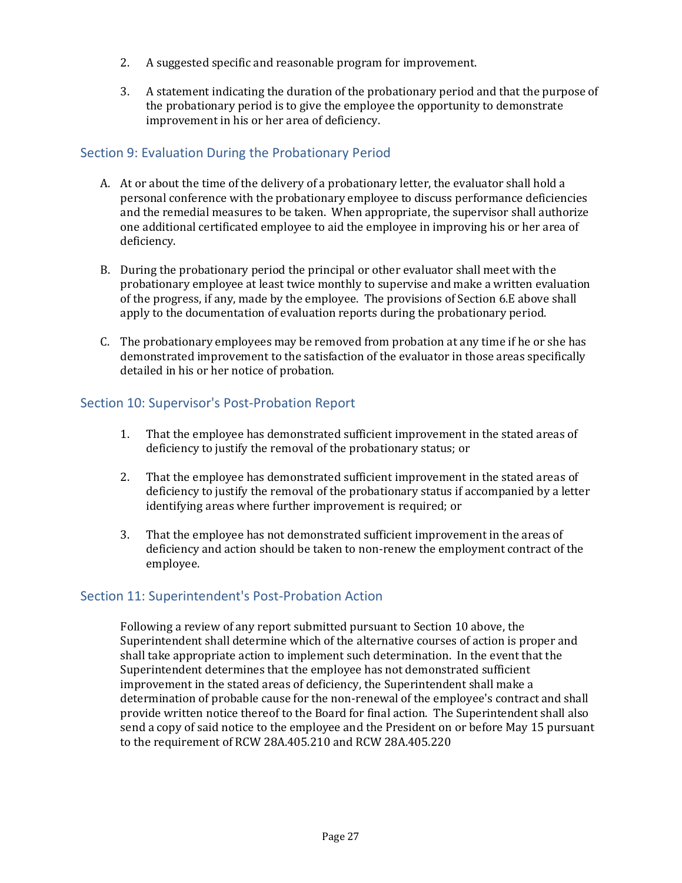2. A suggested specific and reasonable program for improvement.

3. A statement indicating the duration of the probationary period and that the purpose of the probationary period is to give the employee the opportunity to demonstrate improvement in his or her area of deficiency.

## Section 9: Evaluation During the Probationary Period

A. At or about the time of the delivery of a probationary letter, the evaluator shall hold a personal conference with the probationary employee to discuss performance deficiencies and the remedial measures to be taken. When appropriate, the supervisor shall authorize one additional certificated employee to aid the employee in improving his or her area of deficiency.

B. During the probationary period the principal or other evaluator shall meet with the probationary employee at least twice monthly to supervise and make a written evaluation of the progress, if any, made by the employee. The provisions of Section 6.E above shall apply to the documentation of evaluation reports during the probationary period.

C. The probationary employees may be removed from probation at any time if he or she has demonstrated improvement to the satisfaction of the evaluator in those areas specifically detailed in his or her notice of probation.

## Section 10: Supervisor's Post-Probation Report

1. That the employee has demonstrated sufficient improvement in the stated areas of deficiency to justify the removal of the probationary status; or

2. That the employee has demonstrated sufficient improvement in the stated areas of deficiency to justify the removal of the probationary status if accompanied by a letter identifying areas where further improvement is required; or

3. That the employee has not demonstrated sufficient improvement in the areas of deficiency and action should be taken to non-renew the employment contract of the employee.

## Section 11: Superintendent's Post-Probation Action

Following a review of any report submitted pursuant to Section 10 above, the Superintendent shall determine which of the alternative courses of action is proper and shall take appropriate action to implement such determination. In the event that the Superintendent determines that the employee has not demonstrated sufficient improvement in the stated areas of deficiency, the Superintendent shall make a determination of probable cause for the non-renewal of the employee's contract and shall provide written notice thereof to the Board for final action. The Superintendent shall also send a copy of said notice to the employee and the President on or before May 15 pursuant to the requirement of RCW 28A.405.210 and RCW 28A.405.220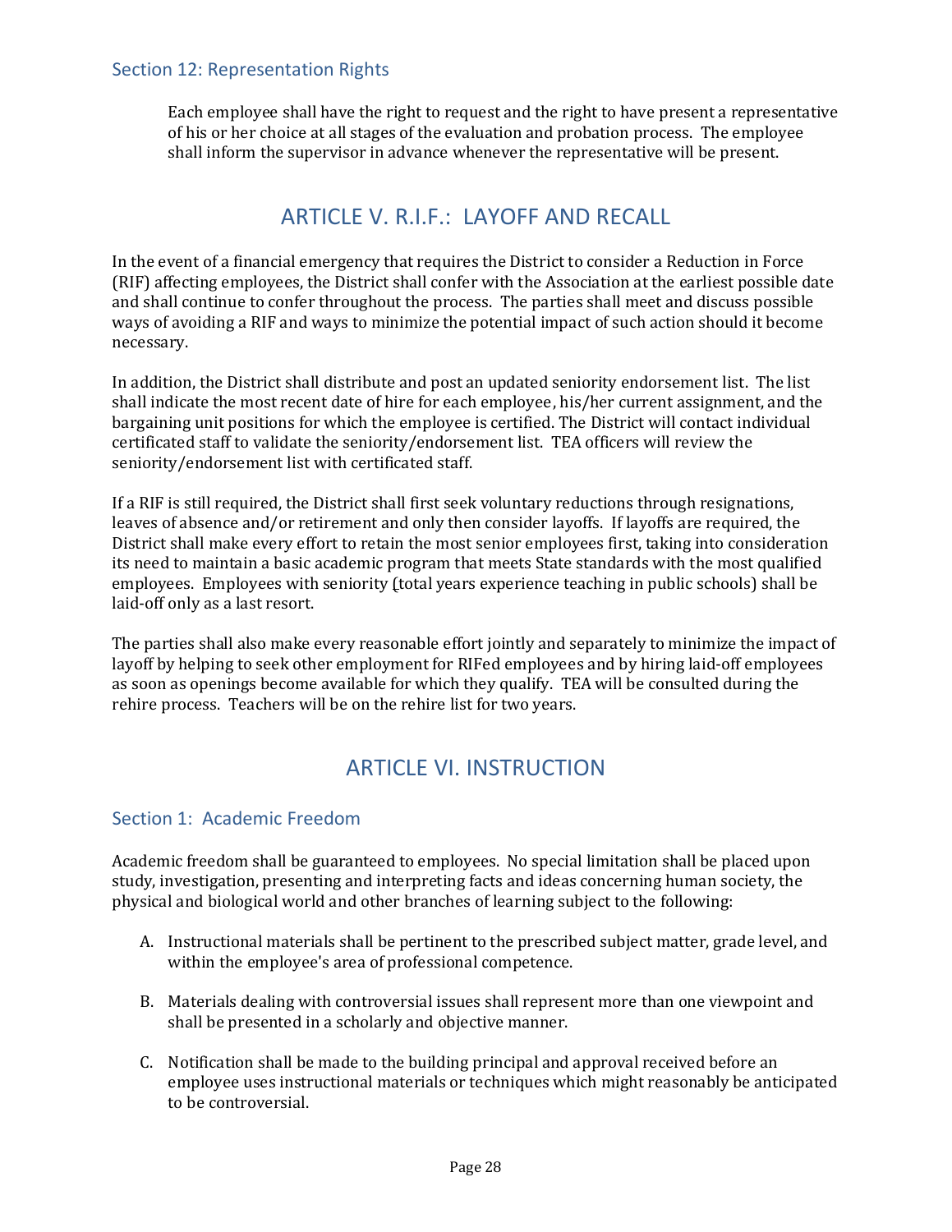### Section 12: Representation Rights

Each employee shall have the right to request and the right to have present a representative of his or her choice at all stages of the evaluation and probation process. The employee shall inform the supervisor in advance whenever the representative will be present.

## ARTICLE V. R.I.F.: LAYOFF AND RECALL

In the event of a financial emergency that requires the District to consider a Reduction in Force (RIF) affecting employees, the District shall confer with the Association at the earliest possible date and shall continue to confer throughout the process. The parties shall meet and discuss possible ways of avoiding a RIF and ways to minimize the potential impact of such action should it become necessary.

In addition, the District shall distribute and post an updated seniority endorsement list. The list shall indicate the most recent date of hire for each employee, his/her current assignment, and the bargaining unit positions for which the employee is certified. The District will contact individual certificated staff to validate the seniority/endorsement list. TEA officers will review the seniority/endorsement list with certificated staff.

If a RIF is still required, the District shall first seek voluntary reductions through resignations, leaves of absence and/or retirement and only then consider layoffs. If layoffs are required, the District shall make every effort to retain the most senior employees first, taking into consideration its need to maintain a basic academic program that meets State standards with the most qualified employees. Employees with seniority (total years experience teaching in public schools) shall be laid-off only as a last resort.

The parties shall also make every reasonable effort jointly and separately to minimize the impact of layoff by helping to seek other employment for RIFed employees and by hiring laid-off employees as soon as openings become available for which they qualify. TEA will be consulted during the rehire process. Teachers will be on the rehire list for two years.

## ARTICLE VI. INSTRUCTION

### Section 1: Academic Freedom

Academic freedom shall be guaranteed to employees. No special limitation shall be placed upon study, investigation, presenting and interpreting facts and ideas concerning human society, the physical and biological world and other branches of learning subject to the following:

A. Instructional materials shall be pertinent to the prescribed subject matter, grade level, and within the employee's area of professional competence.

B. Materials dealing with controversial issues shall represent more than one viewpoint and shall be presented in a scholarly and objective manner.

C. Notification shall be made to the building principal and approval received before an employee uses instructional materials or techniques which might reasonably be anticipated to be controversial.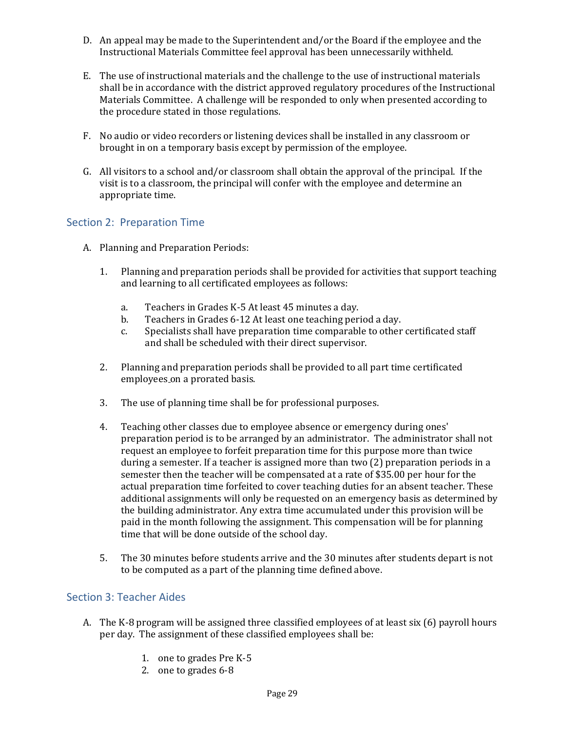D. An appeal may be made to the Superintendent and/or the Board if the employee and the Instructional Materials Committee feel approval has been unnecessarily withheld.

E. The use of instructional materials and the challenge to the use of instructional materials shall be in accordance with the district approved regulatory procedures of the Instructional Materials Committee. A challenge will be responded to only when presented according to the procedure stated in those regulations.

F. No audio or video recorders or listening devices shall be installed in any classroom or brought in on a temporary basis except by permission of the employee.

G. All visitors to a school and/or classroom shall obtain the approval of the principal. If the visit is to a classroom, the principal will confer with the employee and determine an appropriate time.

## Section 2: Preparation Time

A. Planning and Preparation Periods:

1. Planning and preparation periods shall be provided for activities that support teaching and learning to all certificated employees as follows:

   a. Teachers in Grades K-5 At least 45 minutes a day.
   b. Teachers in Grades 6-12 At least one teaching period a day.
   c. Specialists shall have preparation time comparable to other certificated staff and shall be scheduled with their direct supervisor.

2. Planning and preparation periods shall be provided to all part time certificated employees on a prorated basis.

3. The use of planning time shall be for professional purposes.

4. Teaching other classes due to employee absence or emergency during ones' preparation period is to be arranged by an administrator. The administrator shall not request an employee to forfeit preparation time for this purpose more than twice during a semester. If a teacher is assigned more than two (2) preparation periods in a semester then the teacher will be compensated at a rate of $35.00 per hour for the actual preparation time forfeited to cover teaching duties for an absent teacher. These additional assignments will only be requested on an emergency basis as determined by the building administrator. Any extra time accumulated under this provision will be paid in the month following the assignment. This compensation will be for planning time that will be done outside of the school day.

5. The 30 minutes before students arrive and the 30 minutes after students depart is not to be computed as a part of the planning time defined above.

## Section 3: Teacher Aides

A. The K-8 program will be assigned three classified employees of at least six (6) payroll hours per day. The assignment of these classified employees shall be:

   1. one to grades Pre K-5
   2. one to grades 6-8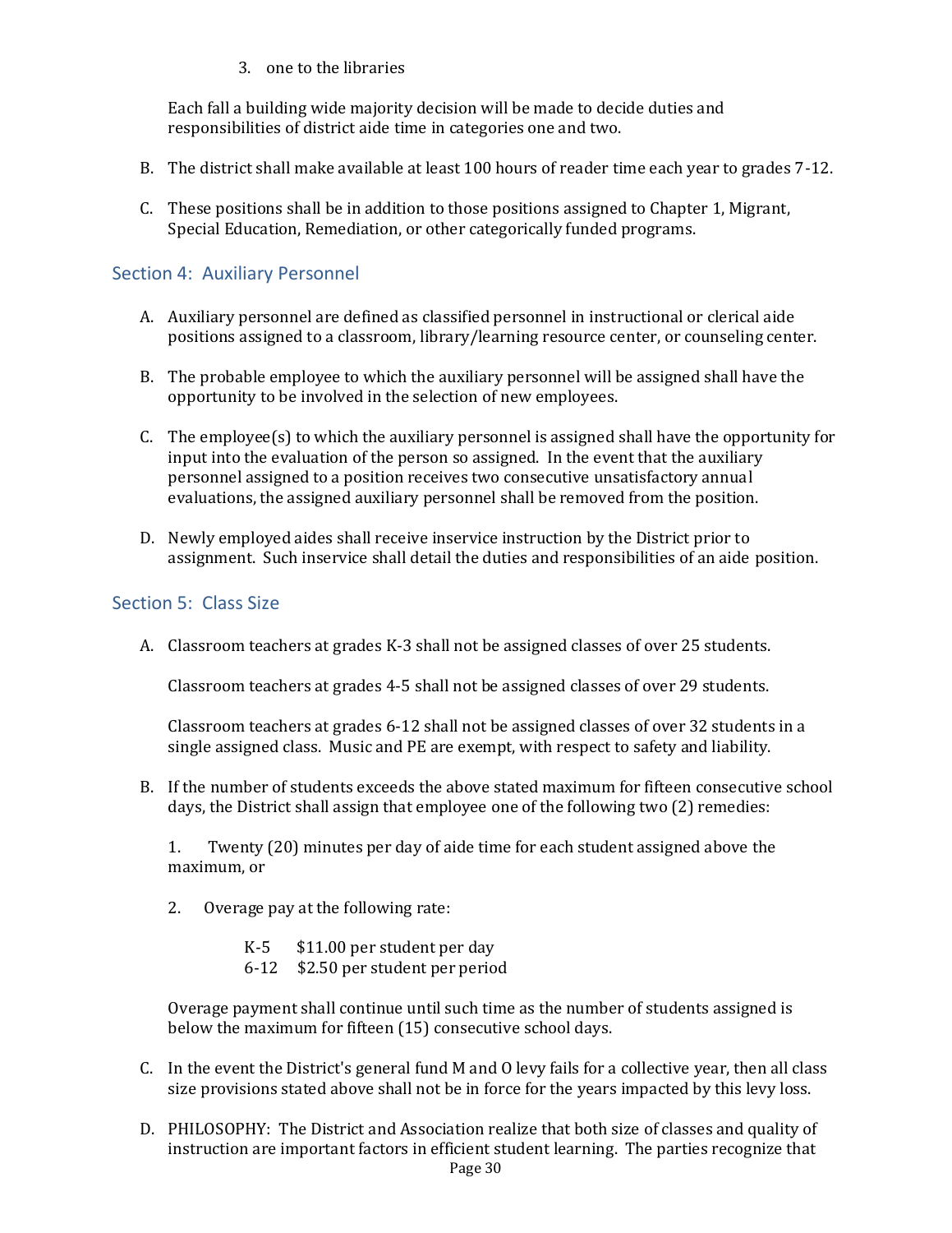3. one to the libraries

Each fall a building wide majority decision will be made to decide duties and responsibilities of district aide time in categories one and two.

B. The district shall make available at least 100 hours of reader time each year to grades 7-12.

C. These positions shall be in addition to those positions assigned to Chapter 1, Migrant, Special Education, Remediation, or other categorically funded programs.

## Section 4: Auxiliary Personnel

A. Auxiliary personnel are defined as classified personnel in instructional or clerical aide positions assigned to a classroom, library/learning resource center, or counseling center.

B. The probable employee to which the auxiliary personnel will be assigned shall have the opportunity to be involved in the selection of new employees.

C. The employee(s) to which the auxiliary personnel is assigned shall have the opportunity for input into the evaluation of the person so assigned. In the event that the auxiliary personnel assigned to a position receives two consecutive unsatisfactory annual evaluations, the assigned auxiliary personnel shall be removed from the position.

D. Newly employed aides shall receive inservice instruction by the District prior to assignment. Such inservice shall detail the duties and responsibilities of an aide position.

## Section 5: Class Size

A. Classroom teachers at grades K-3 shall not be assigned classes of over 25 students.

Classroom teachers at grades 4-5 shall not be assigned classes of over 29 students.

Classroom teachers at grades 6-12 shall not be assigned classes of over 32 students in a single assigned class. Music and PE are exempt, with respect to safety and liability.

B. If the number of students exceeds the above stated maximum for fifteen consecutive school days, the District shall assign that employee one of the following two (2) remedies:

1. Twenty (20) minutes per day of aide time for each student assigned above the maximum, or

2. Overage pay at the following rate:

K-5 $11.00 per student per day
6-12 $2.50 per student per period

Overage payment shall continue until such time as the number of students assigned is below the maximum for fifteen (15) consecutive school days.

C. In the event the District's general fund M and O levy fails for a collective year, then all class size provisions stated above shall not be in force for the years impacted by this levy loss.

D. PHILOSOPHY: The District and Association realize that both size of classes and quality of instruction are important factors in efficient student learning. The parties recognize that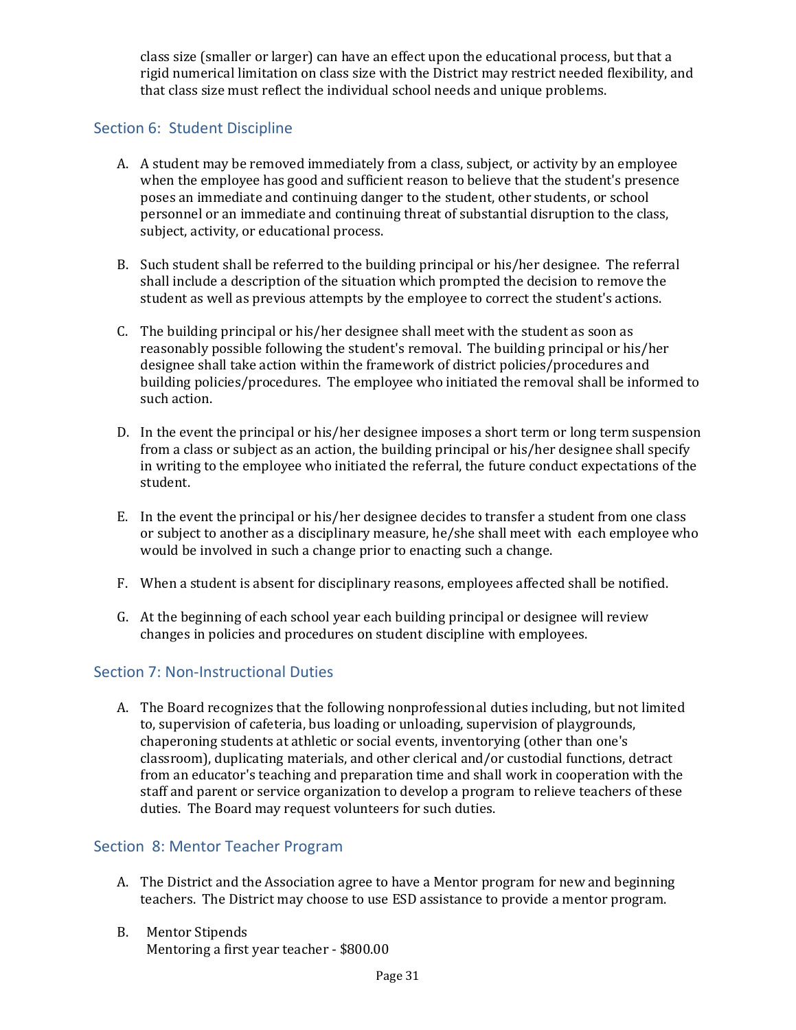class size (smaller or larger) can have an effect upon the educational process, but that a rigid numerical limitation on class size with the District may restrict needed flexibility, and that class size must reflect the individual school needs and unique problems.

## Section 6: Student Discipline

A. A student may be removed immediately from a class, subject, or activity by an employee when the employee has good and sufficient reason to believe that the student's presence poses an immediate and continuing danger to the student, other students, or school personnel or an immediate and continuing threat of substantial disruption to the class, subject, activity, or educational process.

B. Such student shall be referred to the building principal or his/her designee. The referral shall include a description of the situation which prompted the decision to remove the student as well as previous attempts by the employee to correct the student's actions.

C. The building principal or his/her designee shall meet with the student as soon as reasonably possible following the student's removal. The building principal or his/her designee shall take action within the framework of district policies/procedures and building policies/procedures. The employee who initiated the removal shall be informed to such action.

D. In the event the principal or his/her designee imposes a short term or long term suspension from a class or subject as an action, the building principal or his/her designee shall specify in writing to the employee who initiated the referral, the future conduct expectations of the student.

E. In the event the principal or his/her designee decides to transfer a student from one class or subject to another as a disciplinary measure, he/she shall meet with each employee who would be involved in such a change prior to enacting such a change.

F. When a student is absent for disciplinary reasons, employees affected shall be notified.

G. At the beginning of each school year each building principal or designee will review changes in policies and procedures on student discipline with employees.

## Section 7: Non-Instructional Duties

A. The Board recognizes that the following nonprofessional duties including, but not limited to, supervision of cafeteria, bus loading or unloading, supervision of playgrounds, chaperoning students at athletic or social events, inventorying (other than one's classroom), duplicating materials, and other clerical and/or custodial functions, detract from an educator's teaching and preparation time and shall work in cooperation with the staff and parent or service organization to develop a program to relieve teachers of these duties. The Board may request volunteers for such duties.

## Section 8: Mentor Teacher Program

A. The District and the Association agree to have a Mentor program for new and beginning teachers. The District may choose to use ESD assistance to provide a mentor program.

B. Mentor Stipends
   Mentoring a first year teacher - $800.00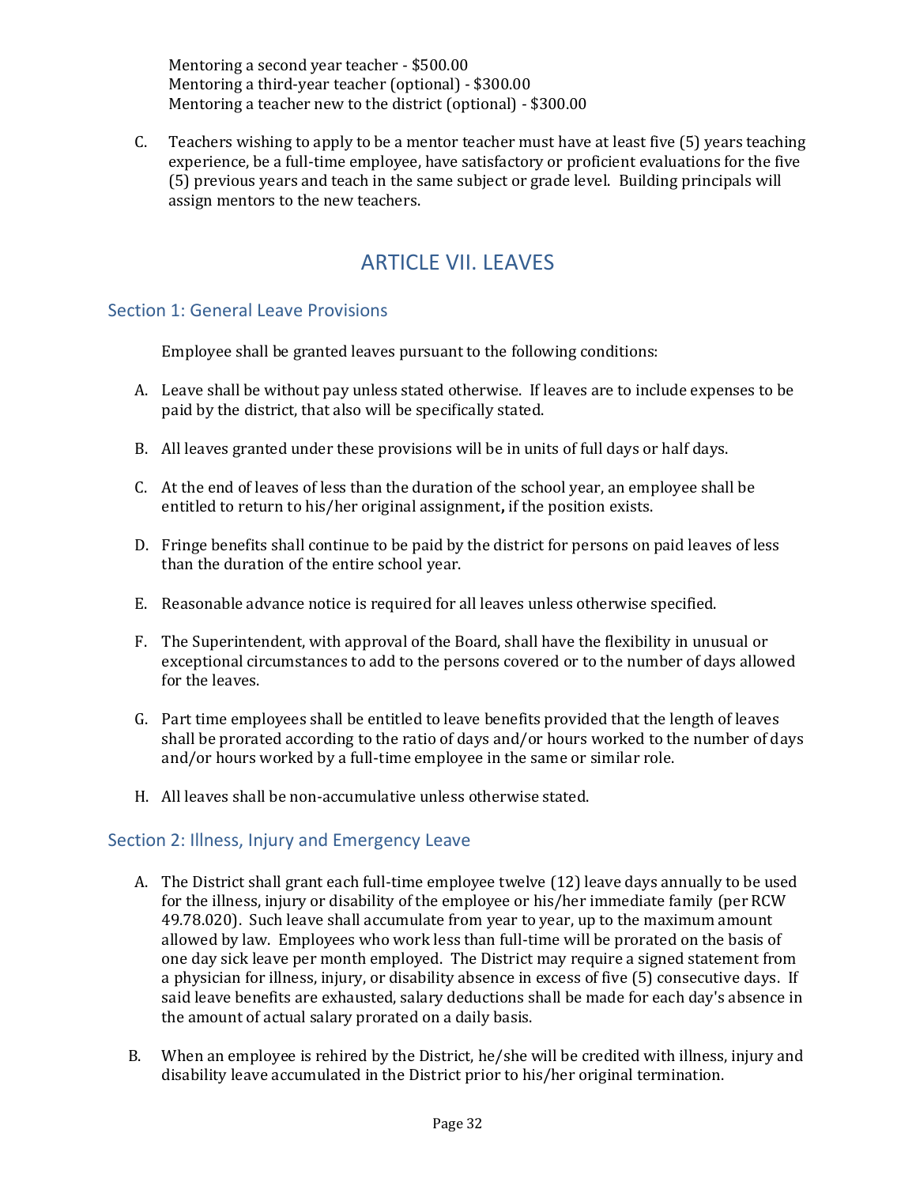Mentoring a second year teacher - $500.00
Mentoring a third-year teacher (optional) - $300.00
Mentoring a teacher new to the district (optional) - $300.00

C. Teachers wishing to apply to be a mentor teacher must have at least five (5) years teaching experience, be a full-time employee, have satisfactory or proficient evaluations for the five (5) previous years and teach in the same subject or grade level. Building principals will assign mentors to the new teachers.

# ARTICLE VII. LEAVES

## Section 1: General Leave Provisions

Employee shall be granted leaves pursuant to the following conditions:

A. Leave shall be without pay unless stated otherwise. If leaves are to include expenses to be paid by the district, that also will be specifically stated.

B. All leaves granted under these provisions will be in units of full days or half days.

C. At the end of leaves of less than the duration of the school year, an employee shall be entitled to return to his/her original assignment**,** if the position exists.

D. Fringe benefits shall continue to be paid by the district for persons on paid leaves of less than the duration of the entire school year.

E. Reasonable advance notice is required for all leaves unless otherwise specified.

F. The Superintendent, with approval of the Board, shall have the flexibility in unusual or exceptional circumstances to add to the persons covered or to the number of days allowed for the leaves.

G. Part time employees shall be entitled to leave benefits provided that the length of leaves shall be prorated according to the ratio of days and/or hours worked to the number of days and/or hours worked by a full-time employee in the same or similar role.

H. All leaves shall be non-accumulative unless otherwise stated.

## Section 2: Illness, Injury and Emergency Leave

A. The District shall grant each full-time employee twelve (12) leave days annually to be used for the illness, injury or disability of the employee or his/her immediate family (per RCW 49.78.020). Such leave shall accumulate from year to year, up to the maximum amount allowed by law. Employees who work less than full-time will be prorated on the basis of one day sick leave per month employed. The District may require a signed statement from a physician for illness, injury, or disability absence in excess of five (5) consecutive days. If said leave benefits are exhausted, salary deductions shall be made for each day's absence in the amount of actual salary prorated on a daily basis.

B. When an employee is rehired by the District, he/she will be credited with illness, injury and disability leave accumulated in the District prior to his/her original termination.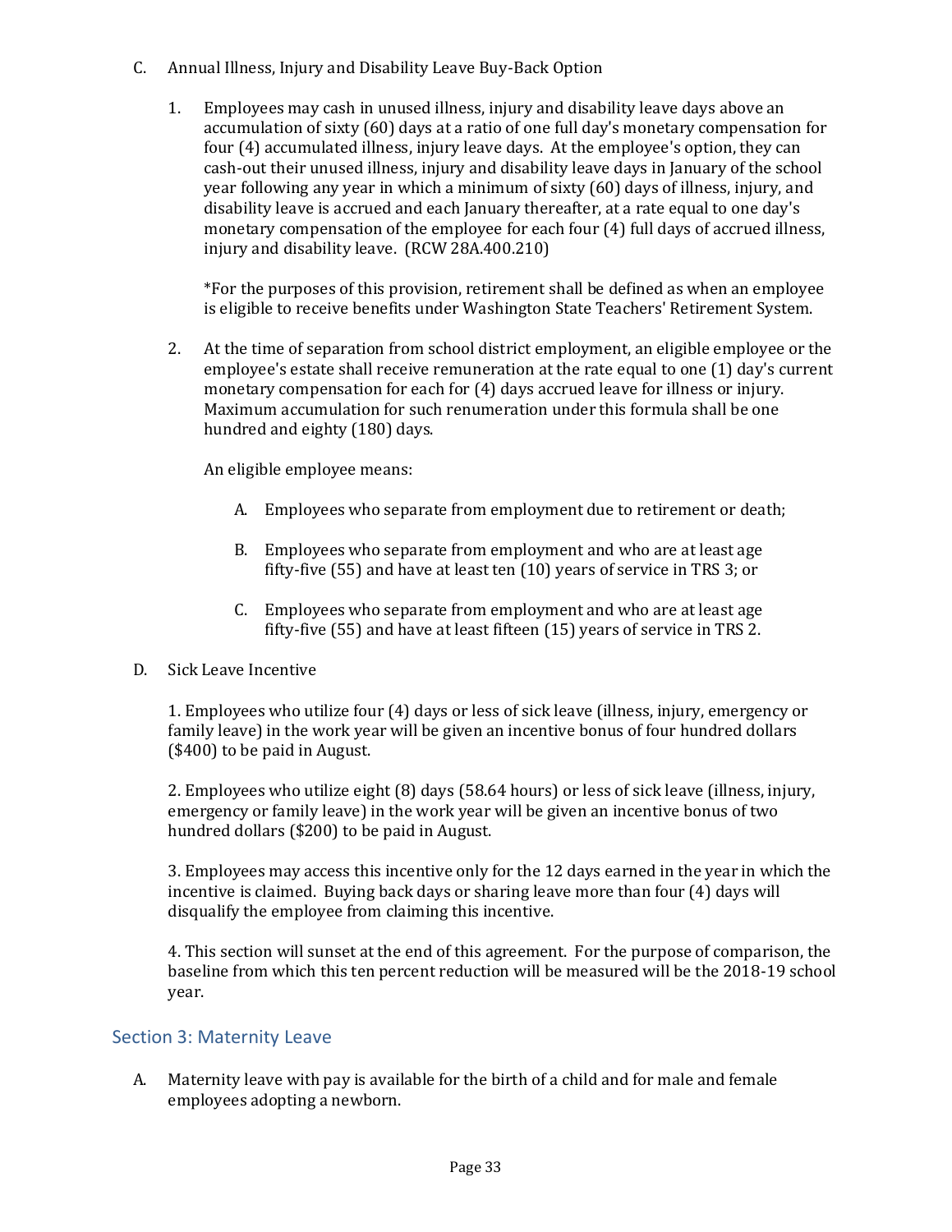C. Annual Illness, Injury and Disability Leave Buy-Back Option

1. Employees may cash in unused illness, injury and disability leave days above an accumulation of sixty (60) days at a ratio of one full day's monetary compensation for four (4) accumulated illness, injury leave days. At the employee's option, they can cash-out their unused illness, injury and disability leave days in January of the school year following any year in which a minimum of sixty (60) days of illness, injury, and disability leave is accrued and each January thereafter, at a rate equal to one day's monetary compensation of the employee for each four (4) full days of accrued illness, injury and disability leave. (RCW 28A.400.210)

   *For the purposes of this provision, retirement shall be defined as when an employee is eligible to receive benefits under Washington State Teachers' Retirement System.

2. At the time of separation from school district employment, an eligible employee or the employee's estate shall receive remuneration at the rate equal to one (1) day's current monetary compensation for each for (4) days accrued leave for illness or injury. Maximum accumulation for such renumeration under this formula shall be one hundred and eighty (180) days.

   An eligible employee means:

   A. Employees who separate from employment due to retirement or death;

   B. Employees who separate from employment and who are at least age fifty-five (55) and have at least ten (10) years of service in TRS 3; or

   C. Employees who separate from employment and who are at least age fifty-five (55) and have at least fifteen (15) years of service in TRS 2.

D. Sick Leave Incentive

   1. Employees who utilize four (4) days or less of sick leave (illness, injury, emergency or family leave) in the work year will be given an incentive bonus of four hundred dollars ($400) to be paid in August.

   2. Employees who utilize eight (8) days (58.64 hours) or less of sick leave (illness, injury, emergency or family leave) in the work year will be given an incentive bonus of two hundred dollars ($200) to be paid in August.

   3. Employees may access this incentive only for the 12 days earned in the year in which the incentive is claimed. Buying back days or sharing leave more than four (4) days will disqualify the employee from claiming this incentive.

   4. This section will sunset at the end of this agreement. For the purpose of comparison, the baseline from which this ten percent reduction will be measured will be the 2018-19 school year.

## Section 3: Maternity Leave

A. Maternity leave with pay is available for the birth of a child and for male and female employees adopting a newborn.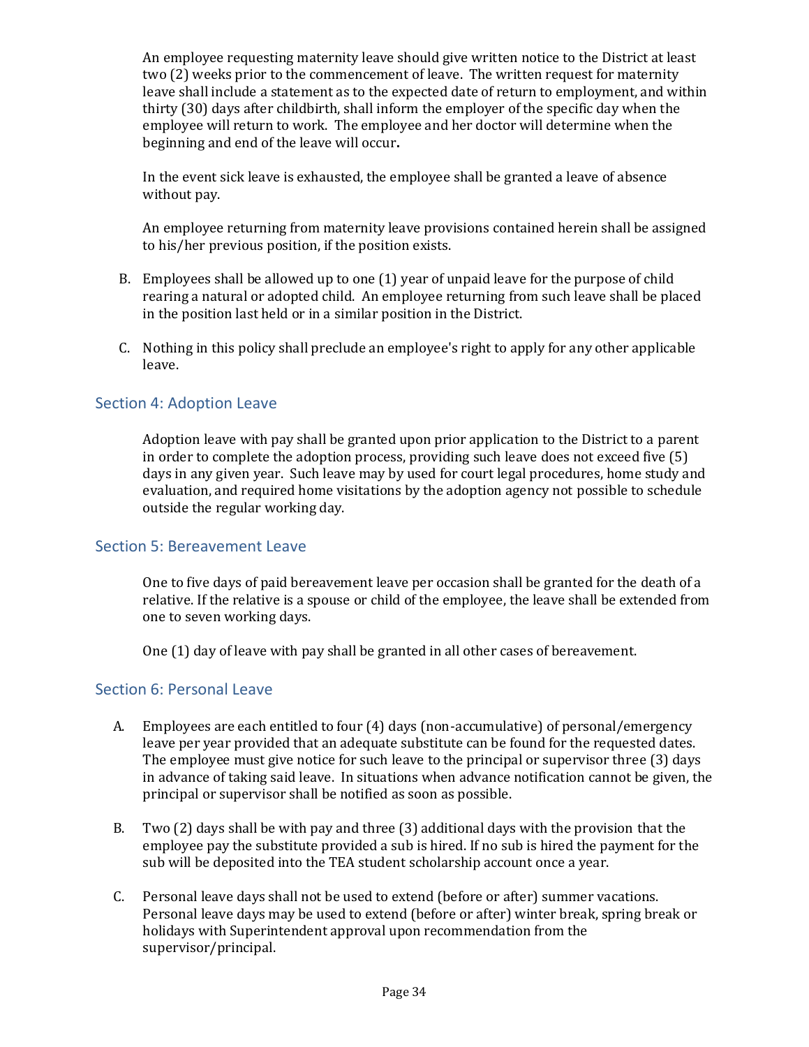An employee requesting maternity leave should give written notice to the District at least two (2) weeks prior to the commencement of leave. The written request for maternity leave shall include a statement as to the expected date of return to employment, and within thirty (30) days after childbirth, shall inform the employer of the specific day when the employee will return to work. The employee and her doctor will determine when the beginning and end of the leave will occur.

In the event sick leave is exhausted, the employee shall be granted a leave of absence without pay.

An employee returning from maternity leave provisions contained herein shall be assigned to his/her previous position, if the position exists.

B. Employees shall be allowed up to one (1) year of unpaid leave for the purpose of child rearing a natural or adopted child. An employee returning from such leave shall be placed in the position last held or in a similar position in the District.

C. Nothing in this policy shall preclude an employee's right to apply for any other applicable leave.

## Section 4: Adoption Leave

Adoption leave with pay shall be granted upon prior application to the District to a parent in order to complete the adoption process, providing such leave does not exceed five (5) days in any given year. Such leave may by used for court legal procedures, home study and evaluation, and required home visitations by the adoption agency not possible to schedule outside the regular working day.

## Section 5: Bereavement Leave

One to five days of paid bereavement leave per occasion shall be granted for the death of a relative. If the relative is a spouse or child of the employee, the leave shall be extended from one to seven working days.

One (1) day of leave with pay shall be granted in all other cases of bereavement.

## Section 6: Personal Leave

A. Employees are each entitled to four (4) days (non-accumulative) of personal/emergency leave per year provided that an adequate substitute can be found for the requested dates. The employee must give notice for such leave to the principal or supervisor three (3) days in advance of taking said leave. In situations when advance notification cannot be given, the principal or supervisor shall be notified as soon as possible.

B. Two (2) days shall be with pay and three (3) additional days with the provision that the employee pay the substitute provided a sub is hired. If no sub is hired the payment for the sub will be deposited into the TEA student scholarship account once a year.

C. Personal leave days shall not be used to extend (before or after) summer vacations. Personal leave days may be used to extend (before or after) winter break, spring break or holidays with Superintendent approval upon recommendation from the supervisor/principal.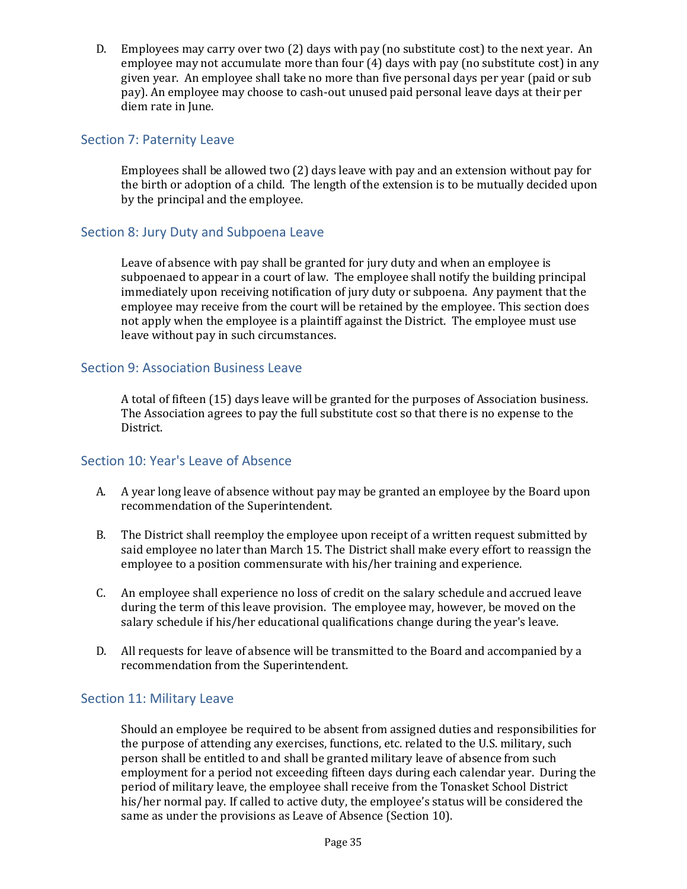D. Employees may carry over two (2) days with pay (no substitute cost) to the next year. An employee may not accumulate more than four (4) days with pay (no substitute cost) in any given year. An employee shall take no more than five personal days per year (paid or sub pay). An employee may choose to cash-out unused paid personal leave days at their per diem rate in June.

## Section 7: Paternity Leave

Employees shall be allowed two (2) days leave with pay and an extension without pay for the birth or adoption of a child. The length of the extension is to be mutually decided upon by the principal and the employee.

## Section 8: Jury Duty and Subpoena Leave

Leave of absence with pay shall be granted for jury duty and when an employee is subpoenaed to appear in a court of law. The employee shall notify the building principal immediately upon receiving notification of jury duty or subpoena. Any payment that the employee may receive from the court will be retained by the employee. This section does not apply when the employee is a plaintiff against the District. The employee must use leave without pay in such circumstances.

## Section 9: Association Business Leave

A total of fifteen (15) days leave will be granted for the purposes of Association business. The Association agrees to pay the full substitute cost so that there is no expense to the District.

## Section 10: Year's Leave of Absence

A. A year long leave of absence without pay may be granted an employee by the Board upon recommendation of the Superintendent.

B. The District shall reemploy the employee upon receipt of a written request submitted by said employee no later than March 15. The District shall make every effort to reassign the employee to a position commensurate with his/her training and experience.

C. An employee shall experience no loss of credit on the salary schedule and accrued leave during the term of this leave provision. The employee may, however, be moved on the salary schedule if his/her educational qualifications change during the year's leave.

D. All requests for leave of absence will be transmitted to the Board and accompanied by a recommendation from the Superintendent.

## Section 11: Military Leave

Should an employee be required to be absent from assigned duties and responsibilities for the purpose of attending any exercises, functions, etc. related to the U.S. military, such person shall be entitled to and shall be granted military leave of absence from such employment for a period not exceeding fifteen days during each calendar year. During the period of military leave, the employee shall receive from the Tonasket School District his/her normal pay. If called to active duty, the employee's status will be considered the same as under the provisions as Leave of Absence (Section 10).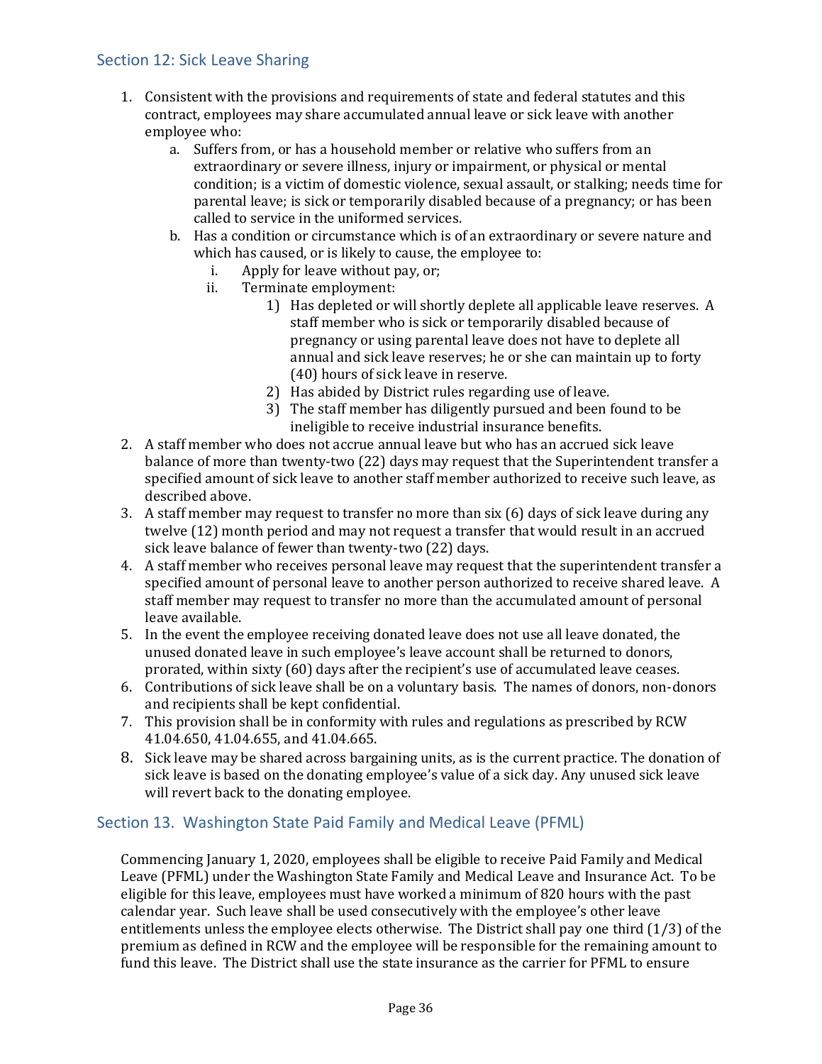## Section 12: Sick Leave Sharing

1. Consistent with the provisions and requirements of state and federal statutes and this contract, employees may share accumulated annual leave or sick leave with another employee who:
   a. Suffers from, or has a household member or relative who suffers from an extraordinary or severe illness, injury or impairment, or physical or mental condition; is a victim of domestic violence, sexual assault, or stalking; needs time for parental leave; is sick or temporarily disabled because of a pregnancy; or has been called to service in the uniformed services.
   b. Has a condition or circumstance which is of an extraordinary or severe nature and which has caused, or is likely to cause, the employee to:
      i. Apply for leave without pay, or;
      ii. Terminate employment:
         1) Has depleted or will shortly deplete all applicable leave reserves. A staff member who is sick or temporarily disabled because of pregnancy or using parental leave does not have to deplete all annual and sick leave reserves; he or she can maintain up to forty (40) hours of sick leave in reserve.
         2) Has abided by District rules regarding use of leave.
         3) The staff member has diligently pursued and been found to be ineligible to receive industrial insurance benefits.
2. A staff member who does not accrue annual leave but who has an accrued sick leave balance of more than twenty-two (22) days may request that the Superintendent transfer a specified amount of sick leave to another staff member authorized to receive such leave, as described above.
3. A staff member may request to transfer no more than six (6) days of sick leave during any twelve (12) month period and may not request a transfer that would result in an accrued sick leave balance of fewer than twenty-two (22) days.
4. A staff member who receives personal leave may request that the superintendent transfer a specified amount of personal leave to another person authorized to receive shared leave. A staff member may request to transfer no more than the accumulated amount of personal leave available.
5. In the event the employee receiving donated leave does not use all leave donated, the unused donated leave in such employee's leave account shall be returned to donors, prorated, within sixty (60) days after the recipient's use of accumulated leave ceases.
6. Contributions of sick leave shall be on a voluntary basis. The names of donors, non-donors and recipients shall be kept confidential.
7. This provision shall be in conformity with rules and regulations as prescribed by RCW 41.04.650, 41.04.655, and 41.04.665.
8. Sick leave may be shared across bargaining units, as is the current practice. The donation of sick leave is based on the donating employee's value of a sick day. Any unused sick leave will revert back to the donating employee.

## Section 13. Washington State Paid Family and Medical Leave (PFML)

Commencing January 1, 2020, employees shall be eligible to receive Paid Family and Medical Leave (PFML) under the Washington State Family and Medical Leave and Insurance Act. To be eligible for this leave, employees must have worked a minimum of 820 hours with the past calendar year. Such leave shall be used consecutively with the employee's other leave entitlements unless the employee elects otherwise. The District shall pay one third (1/3) of the premium as defined in RCW and the employee will be responsible for the remaining amount to fund this leave. The District shall use the state insurance as the carrier for PFML to ensure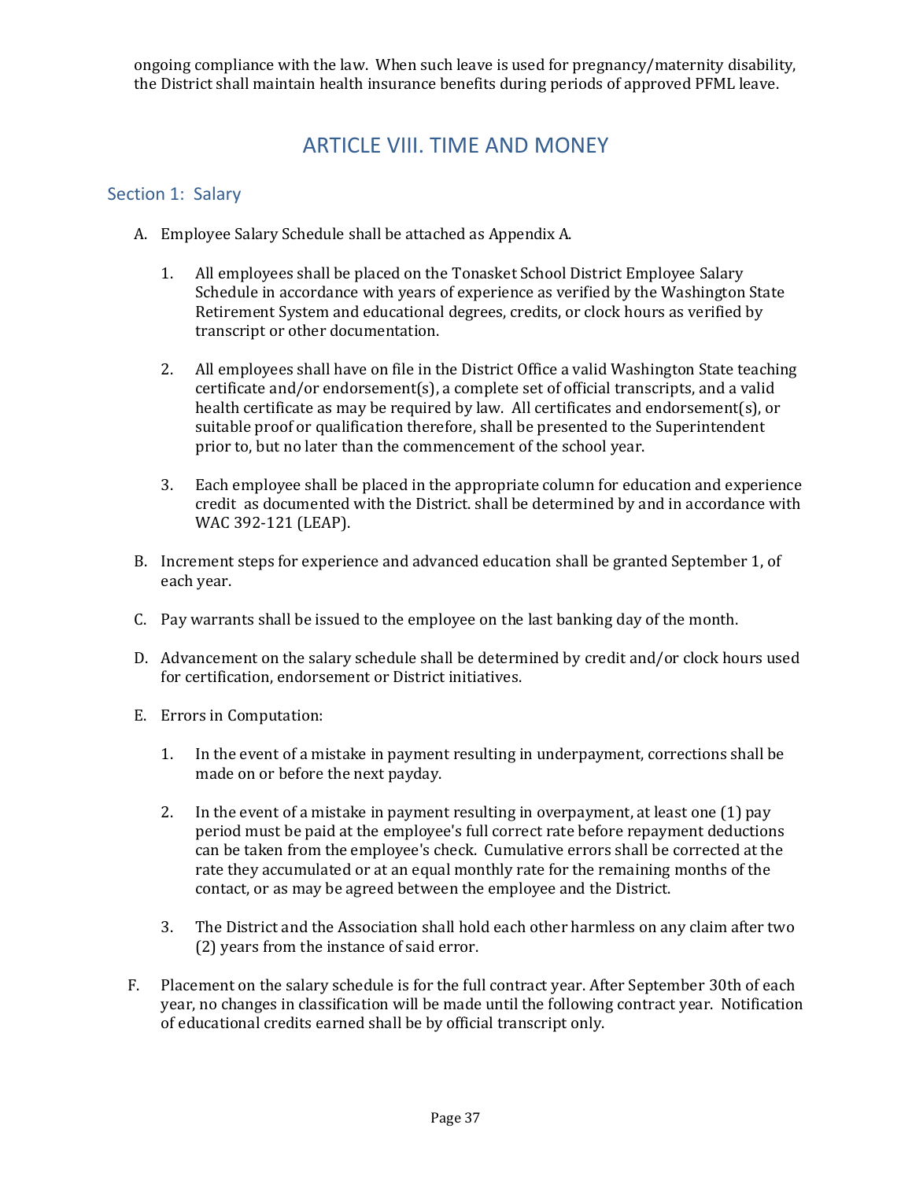ongoing compliance with the law. When such leave is used for pregnancy/maternity disability, the District shall maintain health insurance benefits during periods of approved PFML leave.

# ARTICLE VIII. TIME AND MONEY

## Section 1: Salary

A. Employee Salary Schedule shall be attached as Appendix A.

   1. All employees shall be placed on the Tonasket School District Employee Salary Schedule in accordance with years of experience as verified by the Washington State Retirement System and educational degrees, credits, or clock hours as verified by transcript or other documentation.

   2. All employees shall have on file in the District Office a valid Washington State teaching certificate and/or endorsement(s), a complete set of official transcripts, and a valid health certificate as may be required by law. All certificates and endorsement(s), or suitable proof or qualification therefore, shall be presented to the Superintendent prior to, but no later than the commencement of the school year.

   3. Each employee shall be placed in the appropriate column for education and experience credit as documented with the District. shall be determined by and in accordance with WAC 392-121 (LEAP).

B. Increment steps for experience and advanced education shall be granted September 1, of each year.

C. Pay warrants shall be issued to the employee on the last banking day of the month.

D. Advancement on the salary schedule shall be determined by credit and/or clock hours used for certification, endorsement or District initiatives.

E. Errors in Computation:

   1. In the event of a mistake in payment resulting in underpayment, corrections shall be made on or before the next payday.

   2. In the event of a mistake in payment resulting in overpayment, at least one (1) pay period must be paid at the employee's full correct rate before repayment deductions can be taken from the employee's check. Cumulative errors shall be corrected at the rate they accumulated or at an equal monthly rate for the remaining months of the contact, or as may be agreed between the employee and the District.

   3. The District and the Association shall hold each other harmless on any claim after two (2) years from the instance of said error.

F. Placement on the salary schedule is for the full contract year. After September 30th of each year, no changes in classification will be made until the following contract year. Notification of educational credits earned shall be by official transcript only.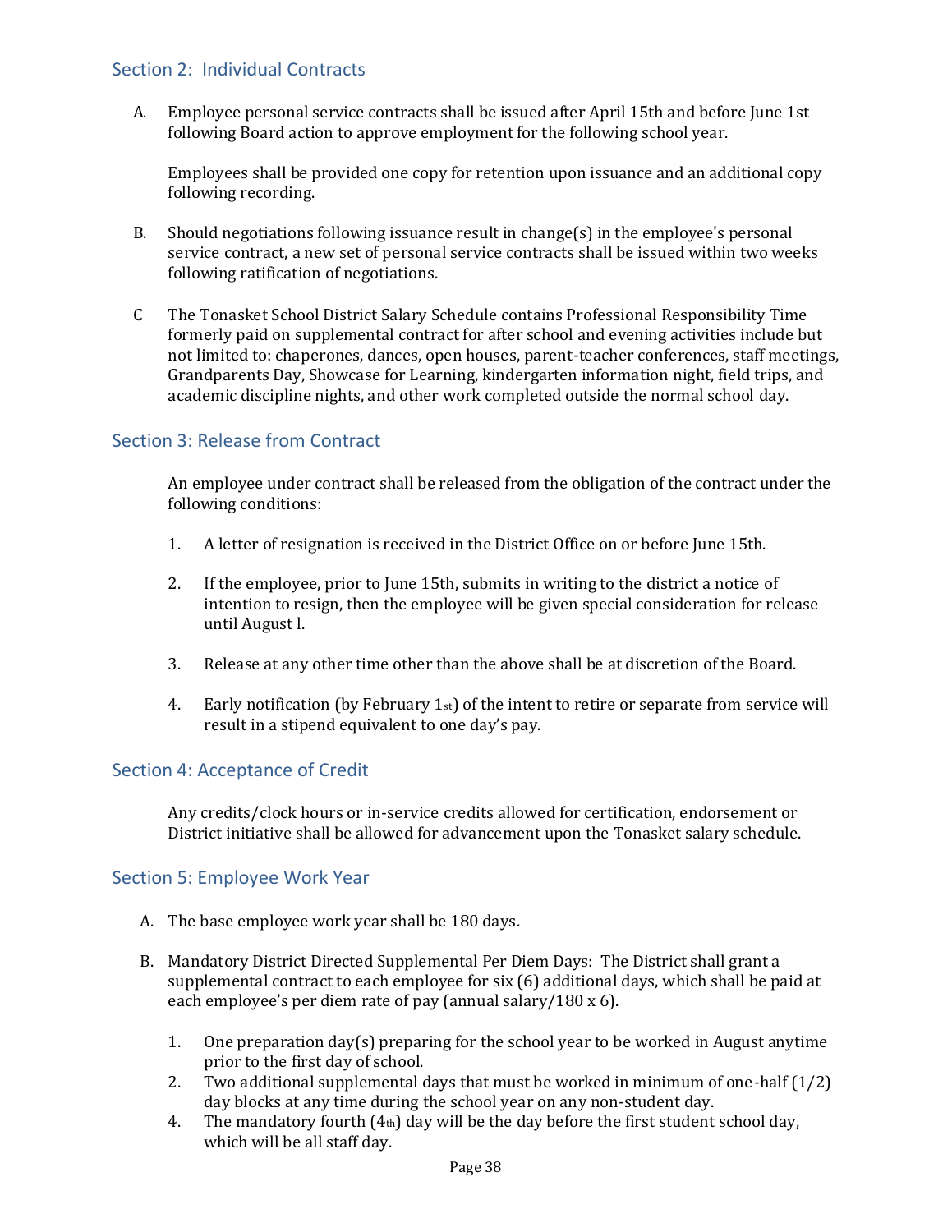## Section 2: Individual Contracts

A. Employee personal service contracts shall be issued after April 15th and before June 1st following Board action to approve employment for the following school year.

   Employees shall be provided one copy for retention upon issuance and an additional copy following recording.

B. Should negotiations following issuance result in change(s) in the employee's personal service contract, a new set of personal service contracts shall be issued within two weeks following ratification of negotiations.

C The Tonasket School District Salary Schedule contains Professional Responsibility Time formerly paid on supplemental contract for after school and evening activities include but not limited to: chaperones, dances, open houses, parent-teacher conferences, staff meetings, Grandparents Day, Showcase for Learning, kindergarten information night, field trips, and academic discipline nights, and other work completed outside the normal school day.

## Section 3: Release from Contract

An employee under contract shall be released from the obligation of the contract under the following conditions:

1. A letter of resignation is received in the District Office on or before June 15th.

2. If the employee, prior to June 15th, submits in writing to the district a notice of intention to resign, then the employee will be given special consideration for release until August l.

3. Release at any other time other than the above shall be at discretion of the Board.

4. Early notification (by February 1st) of the intent to retire or separate from service will result in a stipend equivalent to one day's pay.

## Section 4: Acceptance of Credit

Any credits/clock hours or in-service credits allowed for certification, endorsement or District initiative shall be allowed for advancement upon the Tonasket salary schedule.

## Section 5: Employee Work Year

A. The base employee work year shall be 180 days.

B. Mandatory District Directed Supplemental Per Diem Days: The District shall grant a supplemental contract to each employee for six (6) additional days, which shall be paid at each employee's per diem rate of pay (annual salary/180 x 6).

   1. One preparation day(s) preparing for the school year to be worked in August anytime prior to the first day of school.
   2. Two additional supplemental days that must be worked in minimum of one-half (1/2) day blocks at any time during the school year on any non-student day.
   4. The mandatory fourth (4th) day will be the day before the first student school day, which will be all staff day.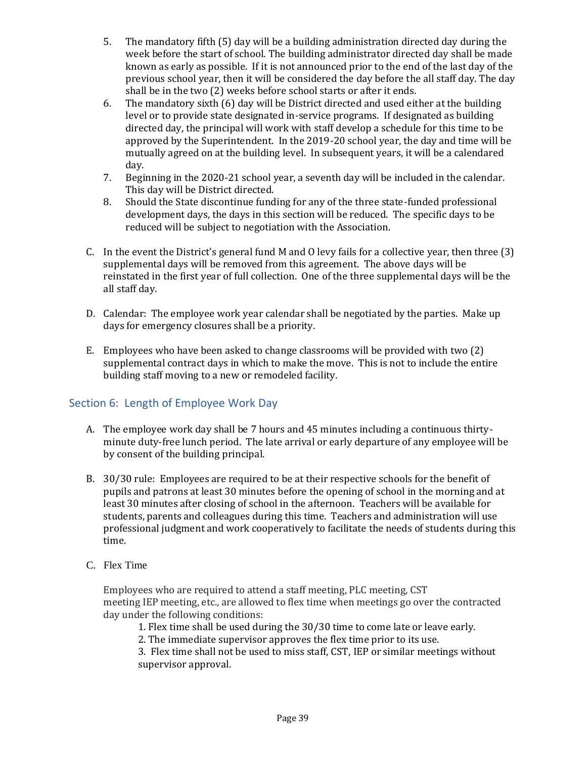5. The mandatory fifth (5) day will be a building administration directed day during the week before the start of school. The building administrator directed day shall be made known as early as possible. If it is not announced prior to the end of the last day of the previous school year, then it will be considered the day before the all staff day. The day shall be in the two (2) weeks before school starts or after it ends.
6. The mandatory sixth (6) day will be District directed and used either at the building level or to provide state designated in-service programs. If designated as building directed day, the principal will work with staff develop a schedule for this time to be approved by the Superintendent. In the 2019-20 school year, the day and time will be mutually agreed on at the building level. In subsequent years, it will be a calendared day.
7. Beginning in the 2020-21 school year, a seventh day will be included in the calendar. This day will be District directed.
8. Should the State discontinue funding for any of the three state-funded professional development days, the days in this section will be reduced. The specific days to be reduced will be subject to negotiation with the Association.

C. In the event the District's general fund M and O levy fails for a collective year, then three (3) supplemental days will be removed from this agreement. The above days will be reinstated in the first year of full collection. One of the three supplemental days will be the all staff day.

D. Calendar: The employee work year calendar shall be negotiated by the parties. Make up days for emergency closures shall be a priority.

E. Employees who have been asked to change classrooms will be provided with two (2) supplemental contract days in which to make the move. This is not to include the entire building staff moving to a new or remodeled facility.

## Section 6: Length of Employee Work Day

A. The employee work day shall be 7 hours and 45 minutes including a continuous thirty-minute duty-free lunch period. The late arrival or early departure of any employee will be by consent of the building principal.

B. 30/30 rule: Employees are required to be at their respective schools for the benefit of pupils and patrons at least 30 minutes before the opening of school in the morning and at least 30 minutes after closing of school in the afternoon. Teachers will be available for students, parents and colleagues during this time. Teachers and administration will use professional judgment and work cooperatively to facilitate the needs of students during this time.

C. Flex Time

Employees who are required to attend a staff meeting, PLC meeting, CST meeting IEP meeting, etc., are allowed to flex time when meetings go over the contracted day under the following conditions:

1. Flex time shall be used during the 30/30 time to come late or leave early.
2. The immediate supervisor approves the flex time prior to its use.
3. Flex time shall not be used to miss staff, CST, IEP or similar meetings without supervisor approval.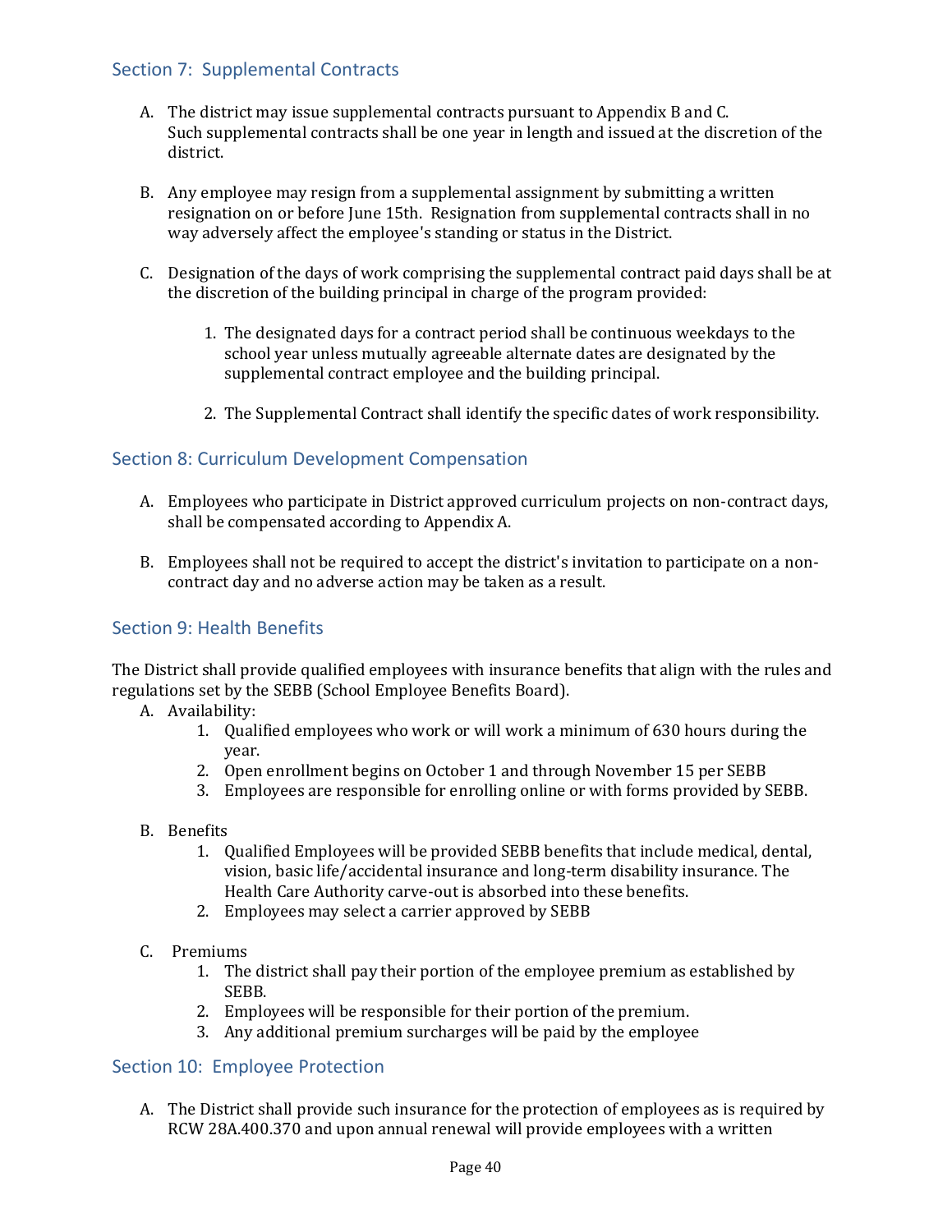## Section 7: Supplemental Contracts

A. The district may issue supplemental contracts pursuant to Appendix B and C. Such supplemental contracts shall be one year in length and issued at the discretion of the district.

B. Any employee may resign from a supplemental assignment by submitting a written resignation on or before June 15th. Resignation from supplemental contracts shall in no way adversely affect the employee's standing or status in the District.

C. Designation of the days of work comprising the supplemental contract paid days shall be at the discretion of the building principal in charge of the program provided:

   1. The designated days for a contract period shall be continuous weekdays to the school year unless mutually agreeable alternate dates are designated by the supplemental contract employee and the building principal.

   2. The Supplemental Contract shall identify the specific dates of work responsibility.

## Section 8: Curriculum Development Compensation

A. Employees who participate in District approved curriculum projects on non-contract days, shall be compensated according to Appendix A.

B. Employees shall not be required to accept the district's invitation to participate on a non-contract day and no adverse action may be taken as a result.

## Section 9: Health Benefits

The District shall provide qualified employees with insurance benefits that align with the rules and regulations set by the SEBB (School Employee Benefits Board).

A. Availability:
   1. Qualified employees who work or will work a minimum of 630 hours during the year.
   2. Open enrollment begins on October 1 and through November 15 per SEBB
   3. Employees are responsible for enrolling online or with forms provided by SEBB.

B. Benefits
   1. Qualified Employees will be provided SEBB benefits that include medical, dental, vision, basic life/accidental insurance and long-term disability insurance. The Health Care Authority carve-out is absorbed into these benefits.
   2. Employees may select a carrier approved by SEBB

C. Premiums
   1. The district shall pay their portion of the employee premium as established by SEBB.
   2. Employees will be responsible for their portion of the premium.
   3. Any additional premium surcharges will be paid by the employee

## Section 10: Employee Protection

A. The District shall provide such insurance for the protection of employees as is required by RCW 28A.400.370 and upon annual renewal will provide employees with a written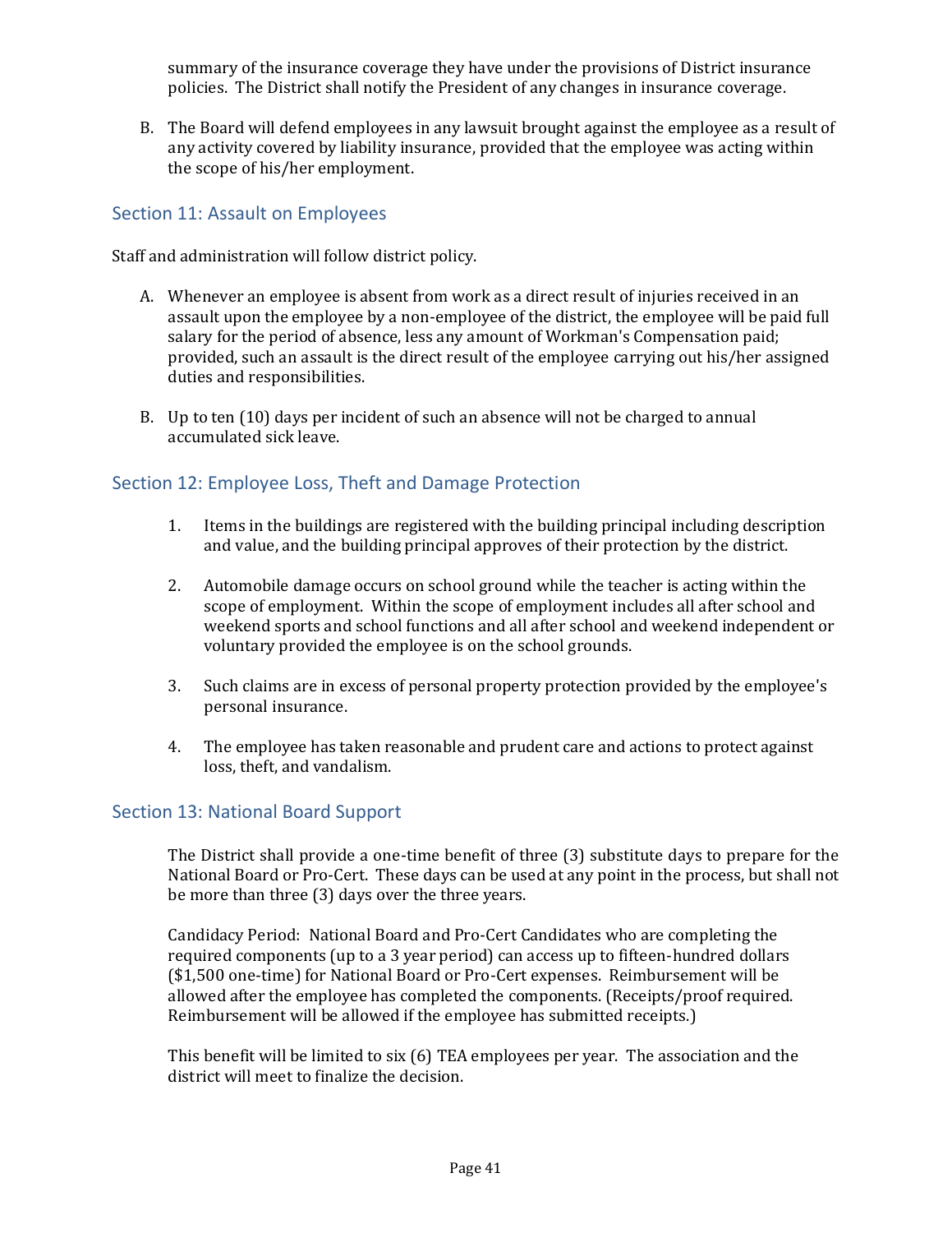summary of the insurance coverage they have under the provisions of District insurance policies. The District shall notify the President of any changes in insurance coverage.

B. The Board will defend employees in any lawsuit brought against the employee as a result of any activity covered by liability insurance, provided that the employee was acting within the scope of his/her employment.

## Section 11: Assault on Employees

Staff and administration will follow district policy.

A. Whenever an employee is absent from work as a direct result of injuries received in an assault upon the employee by a non-employee of the district, the employee will be paid full salary for the period of absence, less any amount of Workman's Compensation paid; provided, such an assault is the direct result of the employee carrying out his/her assigned duties and responsibilities.

B. Up to ten (10) days per incident of such an absence will not be charged to annual accumulated sick leave.

## Section 12: Employee Loss, Theft and Damage Protection

1. Items in the buildings are registered with the building principal including description and value, and the building principal approves of their protection by the district.

2. Automobile damage occurs on school ground while the teacher is acting within the scope of employment. Within the scope of employment includes all after school and weekend sports and school functions and all after school and weekend independent or voluntary provided the employee is on the school grounds.

3. Such claims are in excess of personal property protection provided by the employee's personal insurance.

4. The employee has taken reasonable and prudent care and actions to protect against loss, theft, and vandalism.

## Section 13: National Board Support

The District shall provide a one-time benefit of three (3) substitute days to prepare for the National Board or Pro-Cert. These days can be used at any point in the process, but shall not be more than three (3) days over the three years.

Candidacy Period: National Board and Pro-Cert Candidates who are completing the required components (up to a 3 year period) can access up to fifteen-hundred dollars ($1,500 one-time) for National Board or Pro-Cert expenses. Reimbursement will be allowed after the employee has completed the components. (Receipts/proof required. Reimbursement will be allowed if the employee has submitted receipts.)

This benefit will be limited to six (6) TEA employees per year. The association and the district will meet to finalize the decision.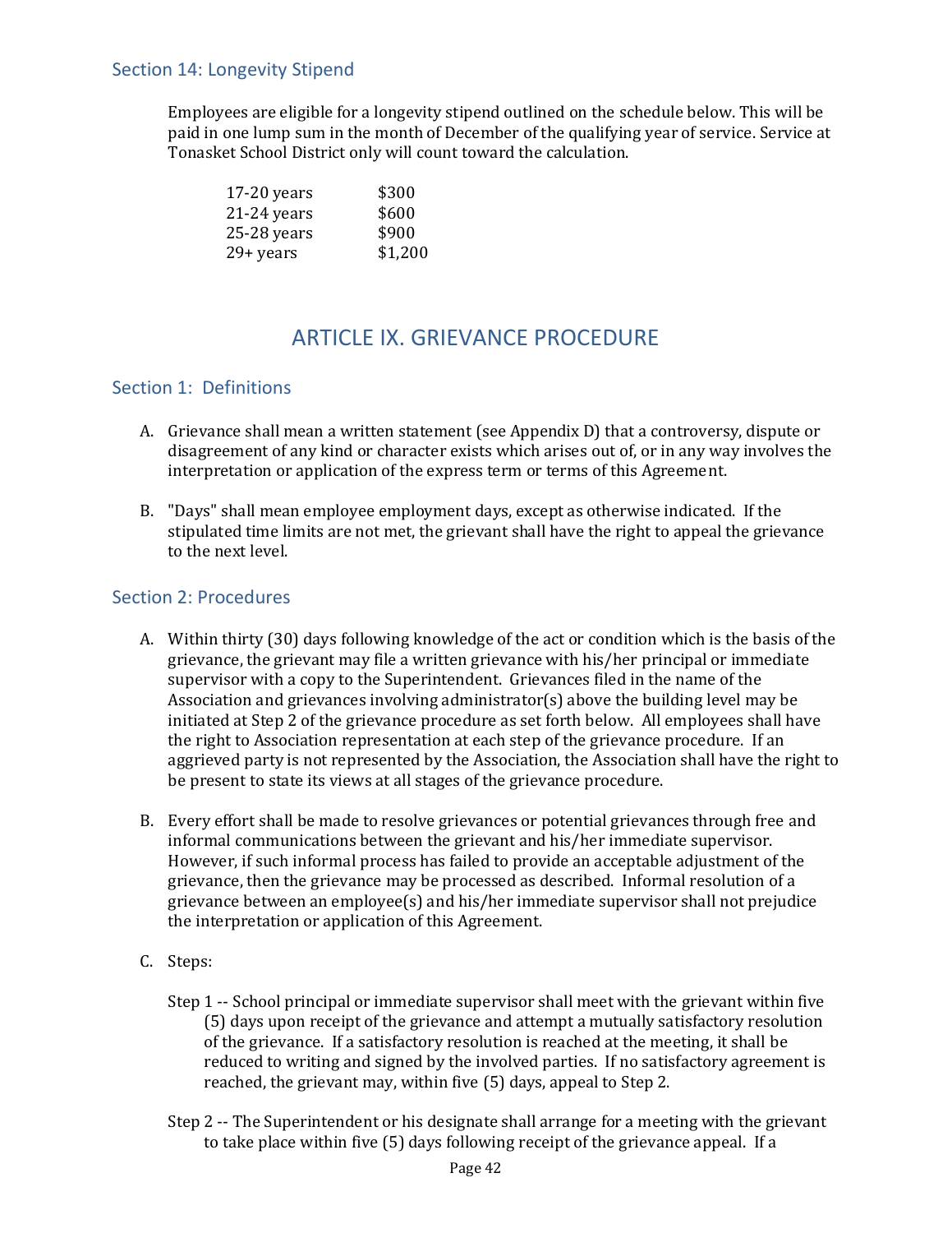### Section 14: Longevity Stipend

Employees are eligible for a longevity stipend outlined on the schedule below. This will be paid in one lump sum in the month of December of the qualifying year of service. Service at Tonasket School District only will count toward the calculation.

| | |
|---|---|
| 17-20 years | $300 |
| 21-24 years | $600 |
| 25-28 years | $900 |
| 29+ years | $1,200 |

## ARTICLE IX. GRIEVANCE PROCEDURE

### Section 1: Definitions

A. Grievance shall mean a written statement (see Appendix D) that a controversy, dispute or disagreement of any kind or character exists which arises out of, or in any way involves the interpretation or application of the express term or terms of this Agreement.

B. "Days" shall mean employee employment days, except as otherwise indicated. If the stipulated time limits are not met, the grievant shall have the right to appeal the grievance to the next level.

### Section 2: Procedures

A. Within thirty (30) days following knowledge of the act or condition which is the basis of the grievance, the grievant may file a written grievance with his/her principal or immediate supervisor with a copy to the Superintendent. Grievances filed in the name of the Association and grievances involving administrator(s) above the building level may be initiated at Step 2 of the grievance procedure as set forth below. All employees shall have the right to Association representation at each step of the grievance procedure. If an aggrieved party is not represented by the Association, the Association shall have the right to be present to state its views at all stages of the grievance procedure.

B. Every effort shall be made to resolve grievances or potential grievances through free and informal communications between the grievant and his/her immediate supervisor. However, if such informal process has failed to provide an acceptable adjustment of the grievance, then the grievance may be processed as described. Informal resolution of a grievance between an employee(s) and his/her immediate supervisor shall not prejudice the interpretation or application of this Agreement.

C. Steps:

Step 1 -- School principal or immediate supervisor shall meet with the grievant within five (5) days upon receipt of the grievance and attempt a mutually satisfactory resolution of the grievance. If a satisfactory resolution is reached at the meeting, it shall be reduced to writing and signed by the involved parties. If no satisfactory agreement is reached, the grievant may, within five (5) days, appeal to Step 2.

Step 2 -- The Superintendent or his designate shall arrange for a meeting with the grievant to take place within five (5) days following receipt of the grievance appeal. If a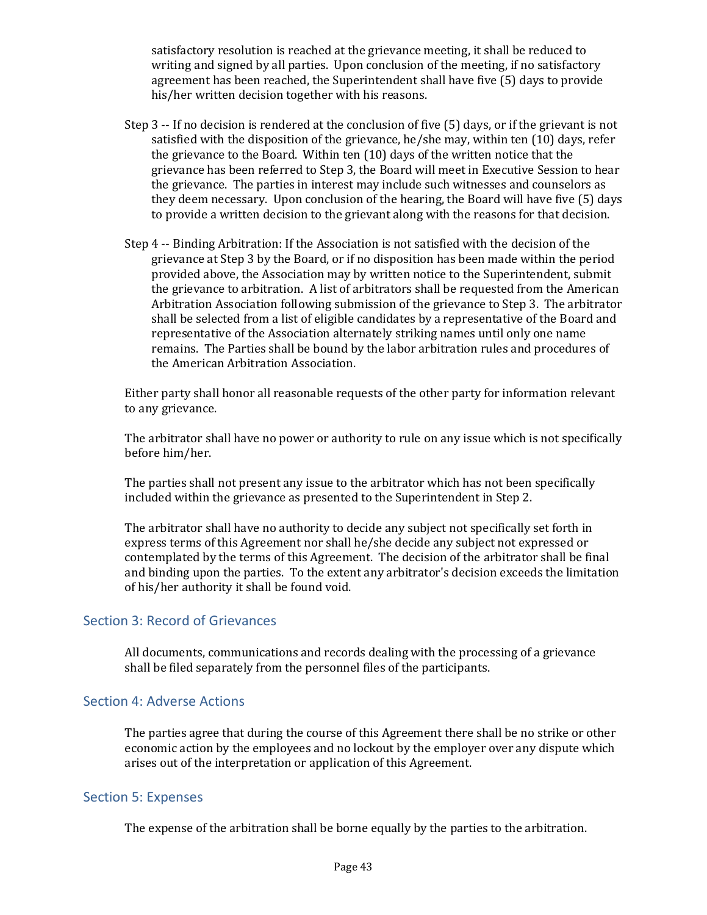satisfactory resolution is reached at the grievance meeting, it shall be reduced to writing and signed by all parties. Upon conclusion of the meeting, if no satisfactory agreement has been reached, the Superintendent shall have five (5) days to provide his/her written decision together with his reasons.

Step 3 -- If no decision is rendered at the conclusion of five (5) days, or if the grievant is not satisfied with the disposition of the grievance, he/she may, within ten (10) days, refer the grievance to the Board. Within ten (10) days of the written notice that the grievance has been referred to Step 3, the Board will meet in Executive Session to hear the grievance. The parties in interest may include such witnesses and counselors as they deem necessary. Upon conclusion of the hearing, the Board will have five (5) days to provide a written decision to the grievant along with the reasons for that decision.

Step 4 -- Binding Arbitration: If the Association is not satisfied with the decision of the grievance at Step 3 by the Board, or if no disposition has been made within the period provided above, the Association may by written notice to the Superintendent, submit the grievance to arbitration. A list of arbitrators shall be requested from the American Arbitration Association following submission of the grievance to Step 3. The arbitrator shall be selected from a list of eligible candidates by a representative of the Board and representative of the Association alternately striking names until only one name remains. The Parties shall be bound by the labor arbitration rules and procedures of the American Arbitration Association.

Either party shall honor all reasonable requests of the other party for information relevant to any grievance.

The arbitrator shall have no power or authority to rule on any issue which is not specifically before him/her.

The parties shall not present any issue to the arbitrator which has not been specifically included within the grievance as presented to the Superintendent in Step 2.

The arbitrator shall have no authority to decide any subject not specifically set forth in express terms of this Agreement nor shall he/she decide any subject not expressed or contemplated by the terms of this Agreement. The decision of the arbitrator shall be final and binding upon the parties. To the extent any arbitrator's decision exceeds the limitation of his/her authority it shall be found void.

## Section 3: Record of Grievances

All documents, communications and records dealing with the processing of a grievance shall be filed separately from the personnel files of the participants.

## Section 4: Adverse Actions

The parties agree that during the course of this Agreement there shall be no strike or other economic action by the employees and no lockout by the employer over any dispute which arises out of the interpretation or application of this Agreement.

## Section 5: Expenses

The expense of the arbitration shall be borne equally by the parties to the arbitration.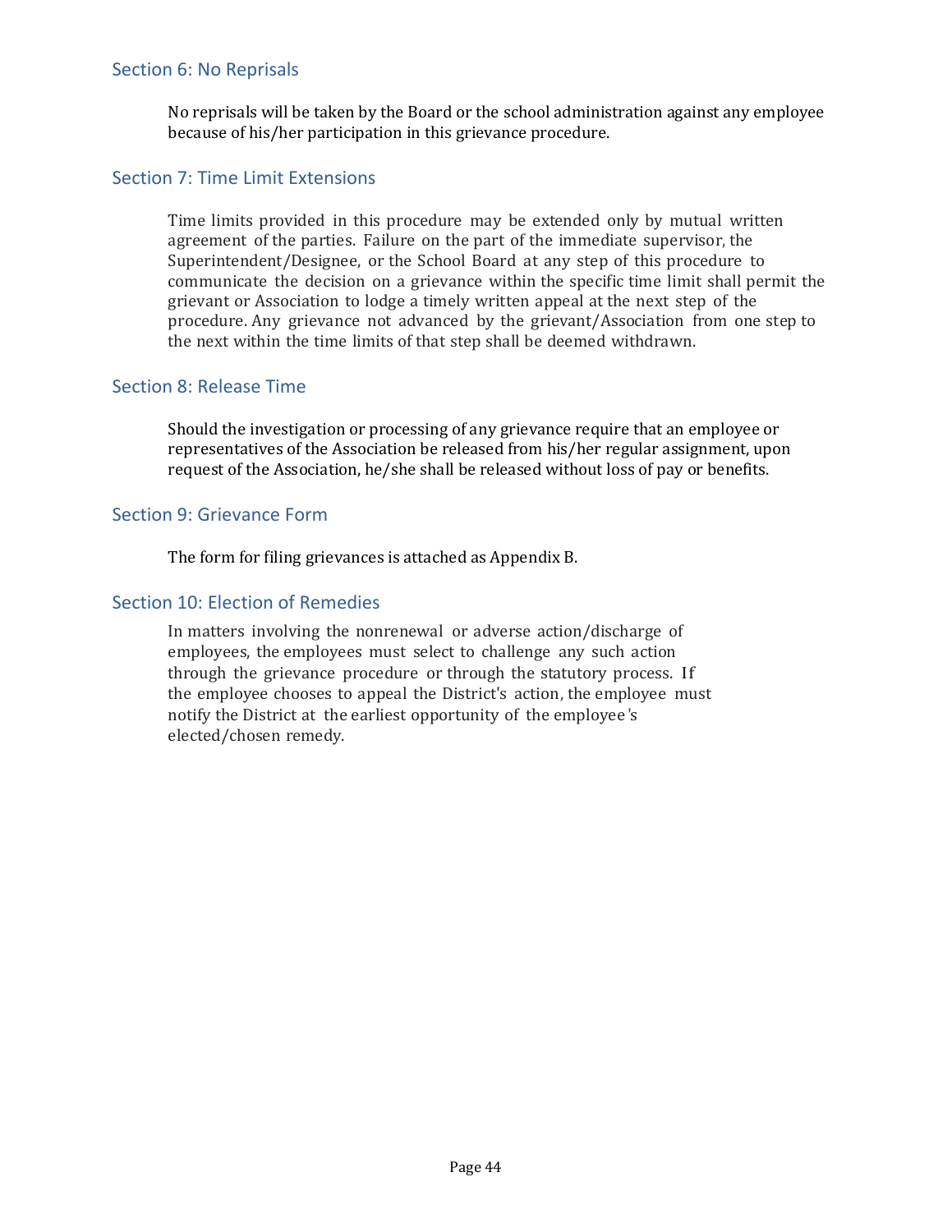## Section 6: No Reprisals

No reprisals will be taken by the Board or the school administration against any employee because of his/her participation in this grievance procedure.

## Section 7: Time Limit Extensions

Time limits provided in this procedure may be extended only by mutual written agreement of the parties. Failure on the part of the immediate supervisor, the Superintendent/Designee, or the School Board at any step of this procedure to communicate the decision on a grievance within the specific time limit shall permit the grievant or Association to lodge a timely written appeal at the next step of the procedure. Any grievance not advanced by the grievant/Association from one step to the next within the time limits of that step shall be deemed withdrawn.

## Section 8: Release Time

Should the investigation or processing of any grievance require that an employee or representatives of the Association be released from his/her regular assignment, upon request of the Association, he/she shall be released without loss of pay or benefits.

## Section 9: Grievance Form

The form for filing grievances is attached as Appendix B.

## Section 10: Election of Remedies

In matters involving the nonrenewal or adverse action/discharge of employees, the employees must select to challenge any such action through the grievance procedure or through the statutory process. If the employee chooses to appeal the District's action, the employee must notify the District at the earliest opportunity of the employee's elected/chosen remedy.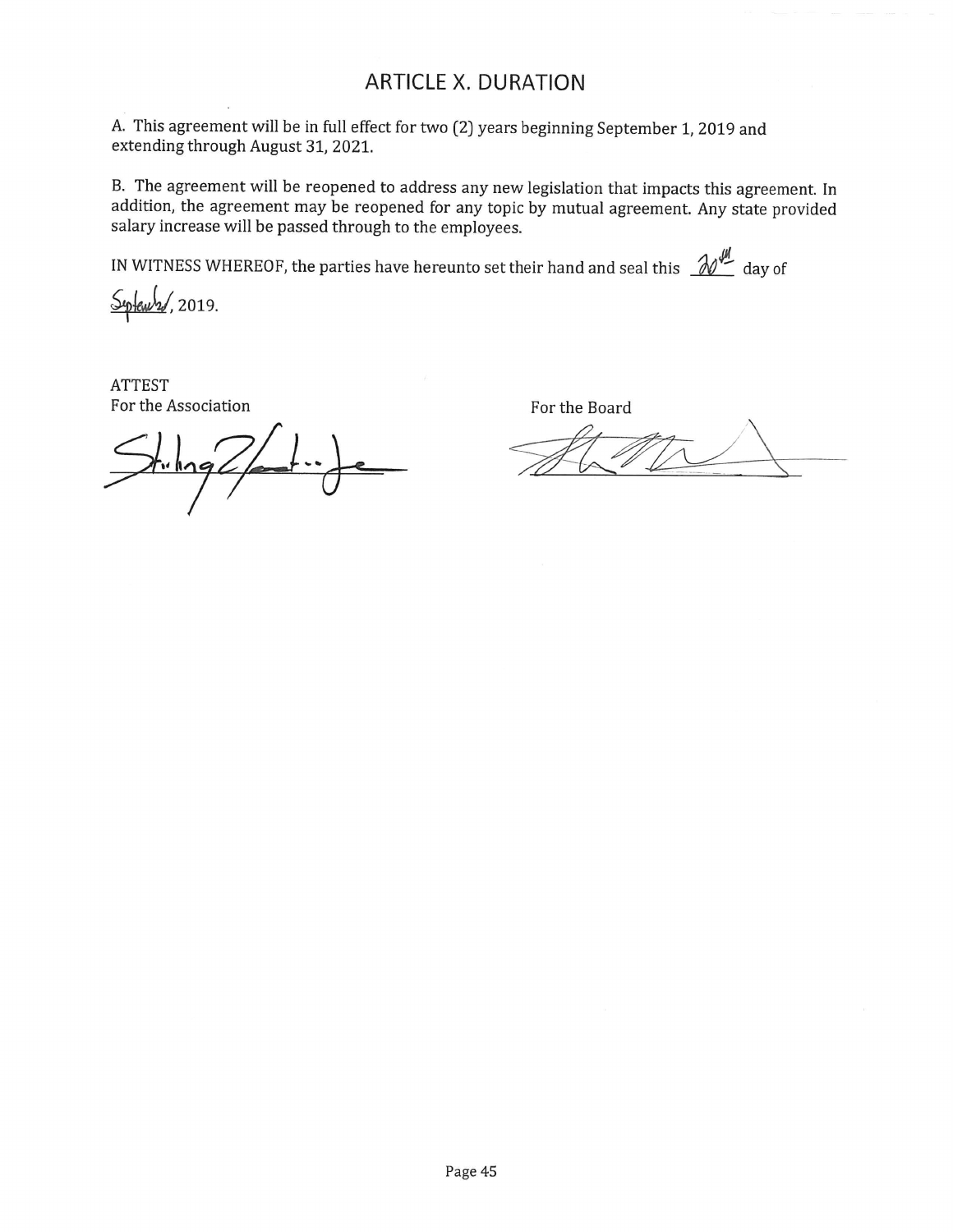## ARTICLE X. DURATION

A. This agreement will be in full effect for two (2) years beginning September 1, 2019 and extending through August 31, 2021.

B. The agreement will be reopened to address any new legislation that impacts this agreement. In addition, the agreement may be reopened for any topic by mutual agreement. Any state provided salary increase will be passed through to the employees.

IN WITNESS WHEREOF, the parties have hereunto set their hand and seal this 30th day of September, 2019.

ATTEST
For the Association

For the Board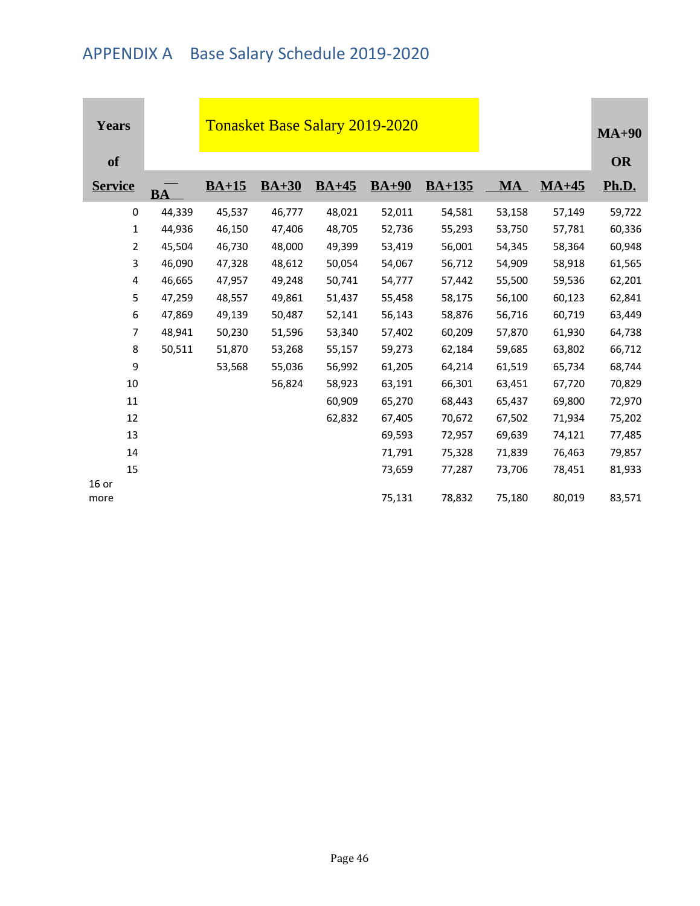## APPENDIX A Base Salary Schedule 2019-2020

**Tonasket Base Salary 2019-2020**

| Years of Service | BA | BA+15 | BA+30 | BA+45 | BA+90 | BA+135 | MA | MA+45 | MA+90 OR Ph.D. |
|---|---|---|---|---|---|---|---|---|---|
| 0 | 44,339 | 45,537 | 46,777 | 48,021 | 52,011 | 54,581 | 53,158 | 57,149 | 59,722 |
| 1 | 44,936 | 46,150 | 47,406 | 48,705 | 52,736 | 55,293 | 53,750 | 57,781 | 60,336 |
| 2 | 45,504 | 46,730 | 48,000 | 49,399 | 53,419 | 56,001 | 54,345 | 58,364 | 60,948 |
| 3 | 46,090 | 47,328 | 48,612 | 50,054 | 54,067 | 56,712 | 54,909 | 58,918 | 61,565 |
| 4 | 46,665 | 47,957 | 49,248 | 50,741 | 54,777 | 57,442 | 55,500 | 59,536 | 62,201 |
| 5 | 47,259 | 48,557 | 49,861 | 51,437 | 55,458 | 58,175 | 56,100 | 60,123 | 62,841 |
| 6 | 47,869 | 49,139 | 50,487 | 52,141 | 56,143 | 58,876 | 56,716 | 60,719 | 63,449 |
| 7 | 48,941 | 50,230 | 51,596 | 53,340 | 57,402 | 60,209 | 57,870 | 61,930 | 64,738 |
| 8 | 50,511 | 51,870 | 53,268 | 55,157 | 59,273 | 62,184 | 59,685 | 63,802 | 66,712 |
| 9 | | 53,568 | 55,036 | 56,992 | 61,205 | 64,214 | 61,519 | 65,734 | 68,744 |
| 10 | | | 56,824 | 58,923 | 63,191 | 66,301 | 63,451 | 67,720 | 70,829 |
| 11 | | | | 60,909 | 65,270 | 68,443 | 65,437 | 69,800 | 72,970 |
| 12 | | | | 62,832 | 67,405 | 70,672 | 67,502 | 71,934 | 75,202 |
| 13 | | | | | 69,593 | 72,957 | 69,639 | 74,121 | 77,485 |
| 14 | | | | | 71,791 | 75,328 | 71,839 | 76,463 | 79,857 |
| 15 | | | | | 73,659 | 77,287 | 73,706 | 78,451 | 81,933 |
| 16 or more | | | | | 75,131 | 78,832 | 75,180 | 80,019 | 83,571 |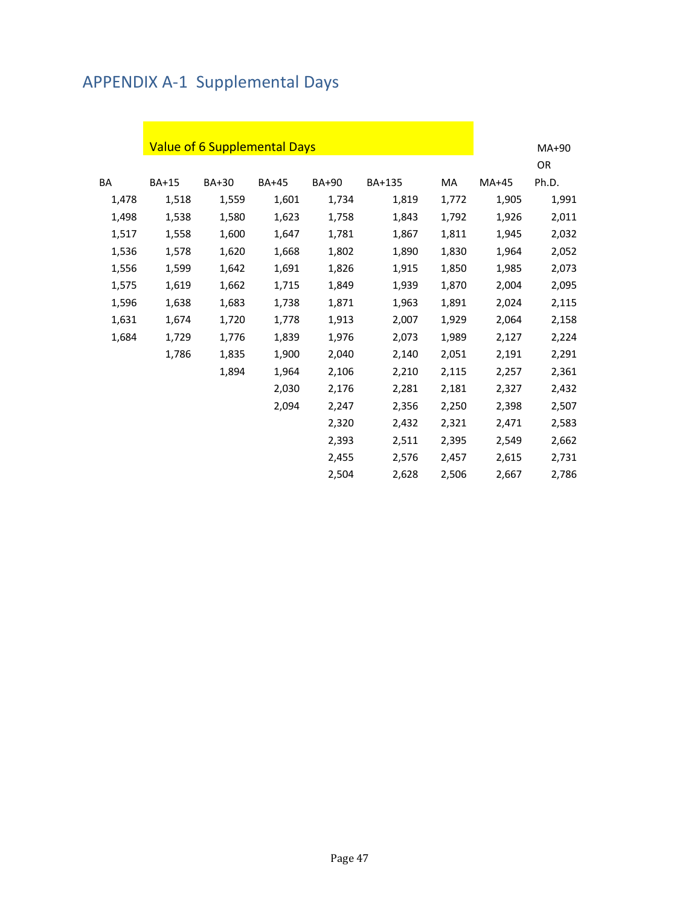# APPENDIX A-1 Supplemental Days

Value of 6 Supplemental Days

| BA | BA+15 | BA+30 | BA+45 | BA+90 | BA+135 | MA | MA+45 | MA+90 OR Ph.D. |
|---|---|---|---|---|---|---|---|---|
| 1,478 | 1,518 | 1,559 | 1,601 | 1,734 | 1,819 | 1,772 | 1,905 | 1,991 |
| 1,498 | 1,538 | 1,580 | 1,623 | 1,758 | 1,843 | 1,792 | 1,926 | 2,011 |
| 1,517 | 1,558 | 1,600 | 1,647 | 1,781 | 1,867 | 1,811 | 1,945 | 2,032 |
| 1,536 | 1,578 | 1,620 | 1,668 | 1,802 | 1,890 | 1,830 | 1,964 | 2,052 |
| 1,556 | 1,599 | 1,642 | 1,691 | 1,826 | 1,915 | 1,850 | 1,985 | 2,073 |
| 1,575 | 1,619 | 1,662 | 1,715 | 1,849 | 1,939 | 1,870 | 2,004 | 2,095 |
| 1,596 | 1,638 | 1,683 | 1,738 | 1,871 | 1,963 | 1,891 | 2,024 | 2,115 |
| 1,631 | 1,674 | 1,720 | 1,778 | 1,913 | 2,007 | 1,929 | 2,064 | 2,158 |
| 1,684 | 1,729 | 1,776 | 1,839 | 1,976 | 2,073 | 1,989 | 2,127 | 2,224 |
| | 1,786 | 1,835 | 1,900 | 2,040 | 2,140 | 2,051 | 2,191 | 2,291 |
| | | 1,894 | 1,964 | 2,106 | 2,210 | 2,115 | 2,257 | 2,361 |
| | | | 2,030 | 2,176 | 2,281 | 2,181 | 2,327 | 2,432 |
| | | | 2,094 | 2,247 | 2,356 | 2,250 | 2,398 | 2,507 |
| | | | | 2,320 | 2,432 | 2,321 | 2,471 | 2,583 |
| | | | | 2,393 | 2,511 | 2,395 | 2,549 | 2,662 |
| | | | | 2,455 | 2,576 | 2,457 | 2,615 | 2,731 |
| | | | | 2,504 | 2,628 | 2,506 | 2,667 | 2,786 |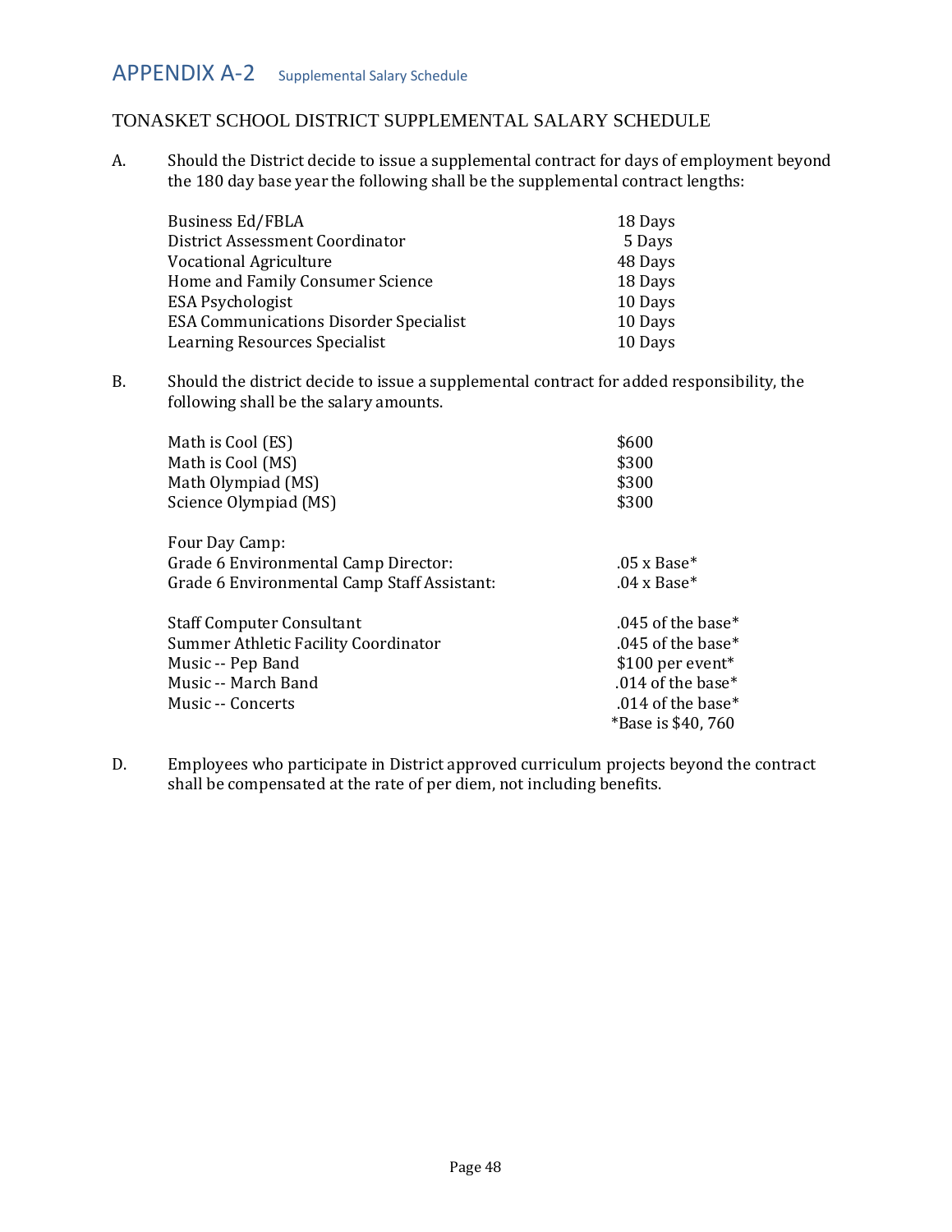## APPENDIX A-2 Supplemental Salary Schedule

TONASKET SCHOOL DISTRICT SUPPLEMENTAL SALARY SCHEDULE

A. Should the District decide to issue a supplemental contract for days of employment beyond the 180 day base year the following shall be the supplemental contract lengths:

| | |
|---|---|
| Business Ed/FBLA | 18 Days |
| District Assessment Coordinator | 5 Days |
| Vocational Agriculture | 48 Days |
| Home and Family Consumer Science | 18 Days |
| ESA Psychologist | 10 Days |
| ESA Communications Disorder Specialist | 10 Days |
| Learning Resources Specialist | 10 Days |

B. Should the district decide to issue a supplemental contract for added responsibility, the following shall be the salary amounts.

| | |
|---|---|
| Math is Cool (ES) | $600 |
| Math is Cool (MS) | $300 |
| Math Olympiad (MS) | $300 |
| Science Olympiad (MS) | $300 |
| | |
| Four Day Camp: | |
| Grade 6 Environmental Camp Director: | .05 x Base* |
| Grade 6 Environmental Camp Staff Assistant: | .04 x Base* |
| | |
| Staff Computer Consultant | .045 of the base* |
| Summer Athletic Facility Coordinator | .045 of the base* |
| Music -- Pep Band | $100 per event* |
| Music -- March Band | .014 of the base* |
| Music -- Concerts | .014 of the base* |
| | *Base is $40, 760 |

D. Employees who participate in District approved curriculum projects beyond the contract shall be compensated at the rate of per diem, not including benefits.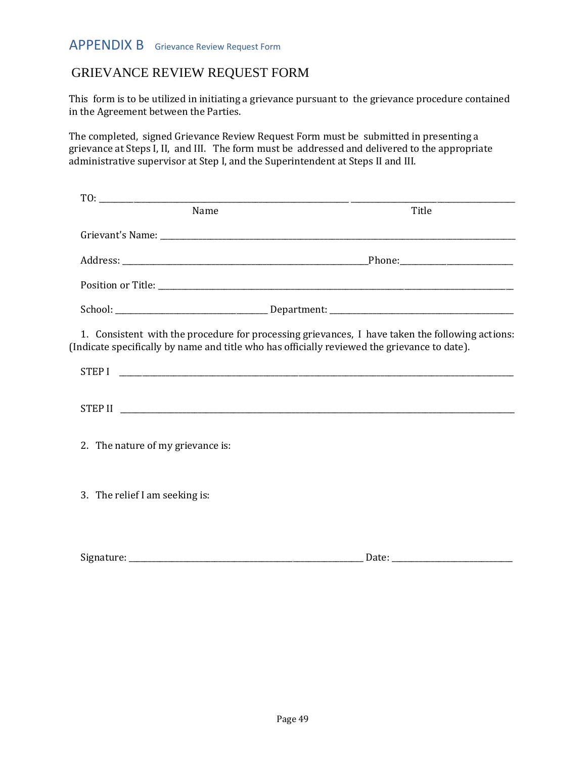# APPENDIX B Grievance Review Request Form

## GRIEVANCE REVIEW REQUEST FORM

This form is to be utilized in initiating a grievance pursuant to the grievance procedure contained in the Agreement between the Parties.

The completed, signed Grievance Review Request Form must be submitted in presenting a grievance at Steps I, II, and III. The form must be addressed and delivered to the appropriate administrative supervisor at Step I, and the Superintendent at Steps II and III.

TO: ______________________________________________ ____________________________________

Name Title

Grievant's Name: ________________________________________________________________________

Address: ______________________________________________Phone:________________________

Position or Title: _________________________________________________________________________

School: ____________________________ Department: ______________________________________

1. Consistent with the procedure for processing grievances, I have taken the following actions: (Indicate specifically by name and title who has officially reviewed the grievance to date).

STEP I ______________________________________________________________________________

STEP II ______________________________________________________________________________

2. The nature of my grievance is:

3. The relief I am seeking is:

Signature: ___________________________________________ Date: _________________________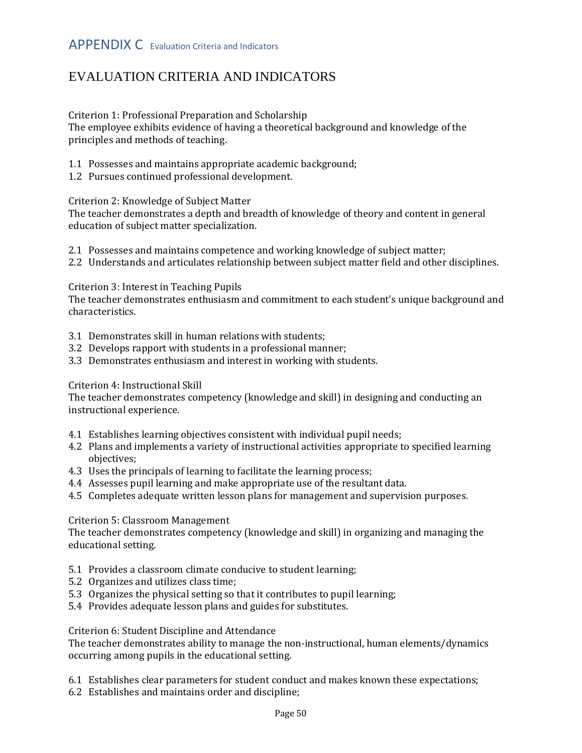# APPENDIX C Evaluation Criteria and Indicators

## EVALUATION CRITERIA AND INDICATORS

Criterion 1: Professional Preparation and Scholarship
The employee exhibits evidence of having a theoretical background and knowledge of the principles and methods of teaching.

1.1 Possesses and maintains appropriate academic background;
1.2 Pursues continued professional development.

Criterion 2: Knowledge of Subject Matter
The teacher demonstrates a depth and breadth of knowledge of theory and content in general education of subject matter specialization.

2.1 Possesses and maintains competence and working knowledge of subject matter;
2.2 Understands and articulates relationship between subject matter field and other disciplines.

Criterion 3: Interest in Teaching Pupils
The teacher demonstrates enthusiasm and commitment to each student's unique background and characteristics.

3.1 Demonstrates skill in human relations with students;
3.2 Develops rapport with students in a professional manner;
3.3 Demonstrates enthusiasm and interest in working with students.

Criterion 4: Instructional Skill
The teacher demonstrates competency (knowledge and skill) in designing and conducting an instructional experience.

4.1 Establishes learning objectives consistent with individual pupil needs;
4.2 Plans and implements a variety of instructional activities appropriate to specified learning objectives;
4.3 Uses the principals of learning to facilitate the learning process;
4.4 Assesses pupil learning and make appropriate use of the resultant data.
4.5 Completes adequate written lesson plans for management and supervision purposes.

Criterion 5: Classroom Management
The teacher demonstrates competency (knowledge and skill) in organizing and managing the educational setting.

5.1 Provides a classroom climate conducive to student learning;
5.2 Organizes and utilizes class time;
5.3 Organizes the physical setting so that it contributes to pupil learning;
5.4 Provides adequate lesson plans and guides for substitutes.

Criterion 6: Student Discipline and Attendance
The teacher demonstrates ability to manage the non-instructional, human elements/dynamics occurring among pupils in the educational setting.

6.1 Establishes clear parameters for student conduct and makes known these expectations;
6.2 Establishes and maintains order and discipline;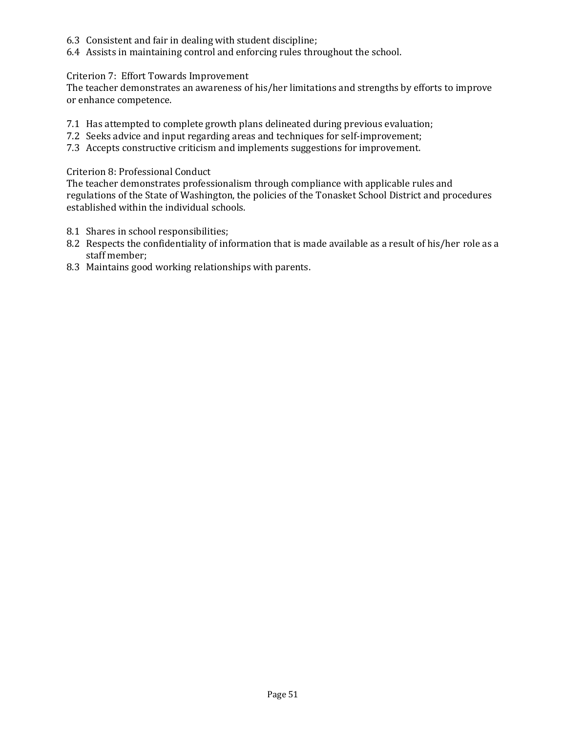6.3 Consistent and fair in dealing with student discipline;
6.4 Assists in maintaining control and enforcing rules throughout the school.

Criterion 7: Effort Towards Improvement
The teacher demonstrates an awareness of his/her limitations and strengths by efforts to improve or enhance competence.

7.1 Has attempted to complete growth plans delineated during previous evaluation;
7.2 Seeks advice and input regarding areas and techniques for self-improvement;
7.3 Accepts constructive criticism and implements suggestions for improvement.

Criterion 8: Professional Conduct
The teacher demonstrates professionalism through compliance with applicable rules and regulations of the State of Washington, the policies of the Tonasket School District and procedures established within the individual schools.

8.1 Shares in school responsibilities;
8.2 Respects the confidentiality of information that is made available as a result of his/her role as a staff member;
8.3 Maintains good working relationships with parents.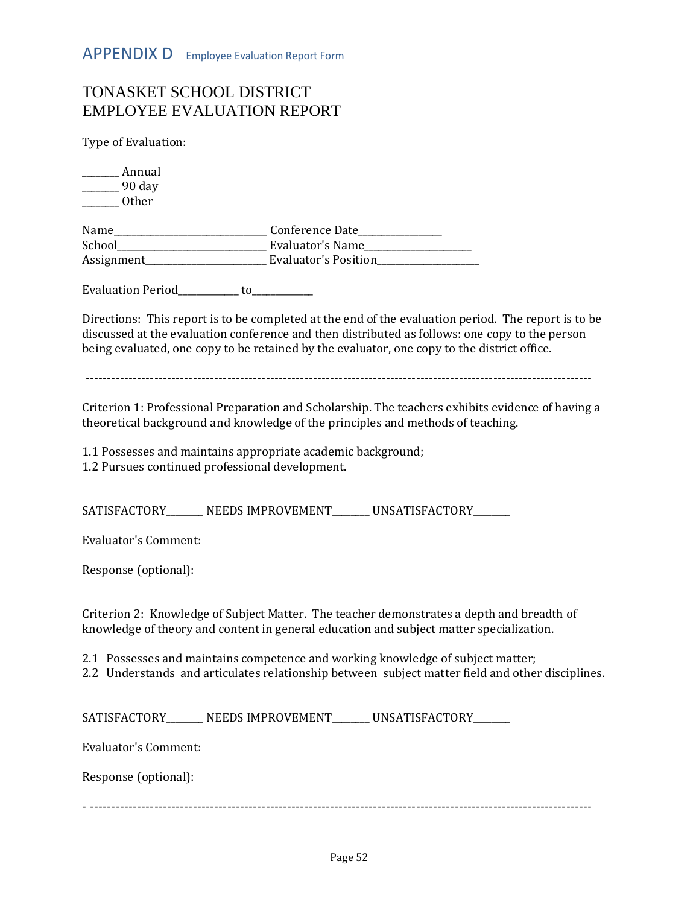## APPENDIX D Employee Evaluation Report Form

# TONASKET SCHOOL DISTRICT
# EMPLOYEE EVALUATION REPORT

Type of Evaluation:

_______ Annual
_______ 90 day
_______ Other

Name_____________________________ Conference Date________________
School_____________________________ Evaluator's Name_____________________
Assignment________________________ Evaluator's Position____________________

Evaluation Period____________ to____________

Directions: This report is to be completed at the end of the evaluation period. The report is to be discussed at the evaluation conference and then distributed as follows: one copy to the person being evaluated, one copy to be retained by the evaluator, one copy to the district office.

---

Criterion 1: Professional Preparation and Scholarship. The teachers exhibits evidence of having a theoretical background and knowledge of the principles and methods of teaching.

1.1 Possesses and maintains appropriate academic background;
1.2 Pursues continued professional development.

SATISFACTORY_______ NEEDS IMPROVEMENT_______ UNSATISFACTORY_______

Evaluator's Comment:

Response (optional):

Criterion 2: Knowledge of Subject Matter. The teacher demonstrates a depth and breadth of knowledge of theory and content in general education and subject matter specialization.

2.1 Possesses and maintains competence and working knowledge of subject matter;
2.2 Understands and articulates relationship between subject matter field and other disciplines.

SATISFACTORY_______ NEEDS IMPROVEMENT_______ UNSATISFACTORY_______

Evaluator's Comment:

Response (optional):

---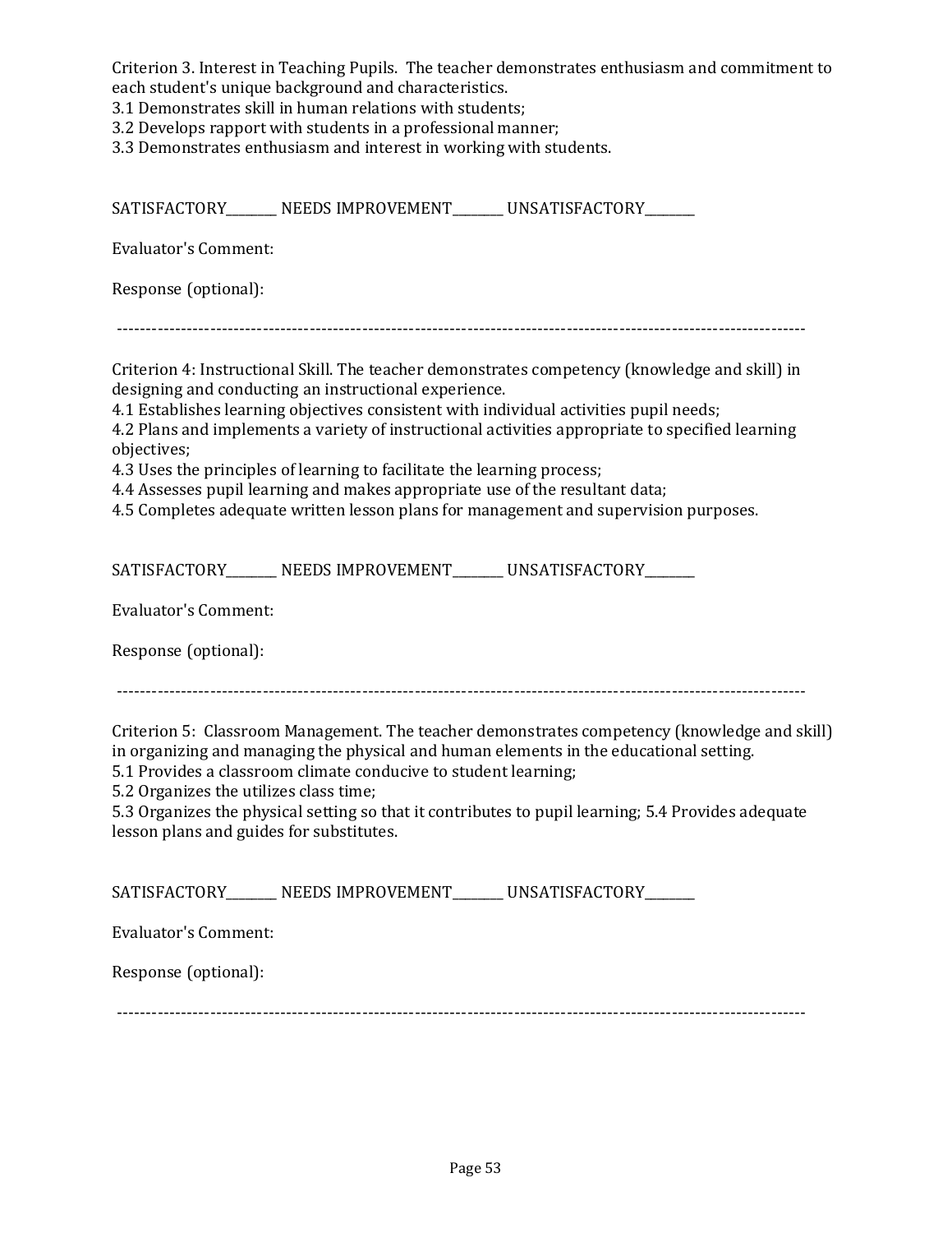Criterion 3. Interest in Teaching Pupils. The teacher demonstrates enthusiasm and commitment to each student's unique background and characteristics.
3.1 Demonstrates skill in human relations with students;
3.2 Develops rapport with students in a professional manner;
3.3 Demonstrates enthusiasm and interest in working with students.

SATISFACTORY________ NEEDS IMPROVEMENT________ UNSATISFACTORY________

Evaluator's Comment:

Response (optional):

---

Criterion 4: Instructional Skill. The teacher demonstrates competency (knowledge and skill) in designing and conducting an instructional experience.
4.1 Establishes learning objectives consistent with individual activities pupil needs;
4.2 Plans and implements a variety of instructional activities appropriate to specified learning objectives;
4.3 Uses the principles of learning to facilitate the learning process;
4.4 Assesses pupil learning and makes appropriate use of the resultant data;
4.5 Completes adequate written lesson plans for management and supervision purposes.

SATISFACTORY________ NEEDS IMPROVEMENT________ UNSATISFACTORY________

Evaluator's Comment:

Response (optional):

---

Criterion 5: Classroom Management. The teacher demonstrates competency (knowledge and skill) in organizing and managing the physical and human elements in the educational setting.
5.1 Provides a classroom climate conducive to student learning;
5.2 Organizes the utilizes class time;
5.3 Organizes the physical setting so that it contributes to pupil learning; 5.4 Provides adequate lesson plans and guides for substitutes.

SATISFACTORY________ NEEDS IMPROVEMENT________ UNSATISFACTORY________

Evaluator's Comment:

Response (optional):

---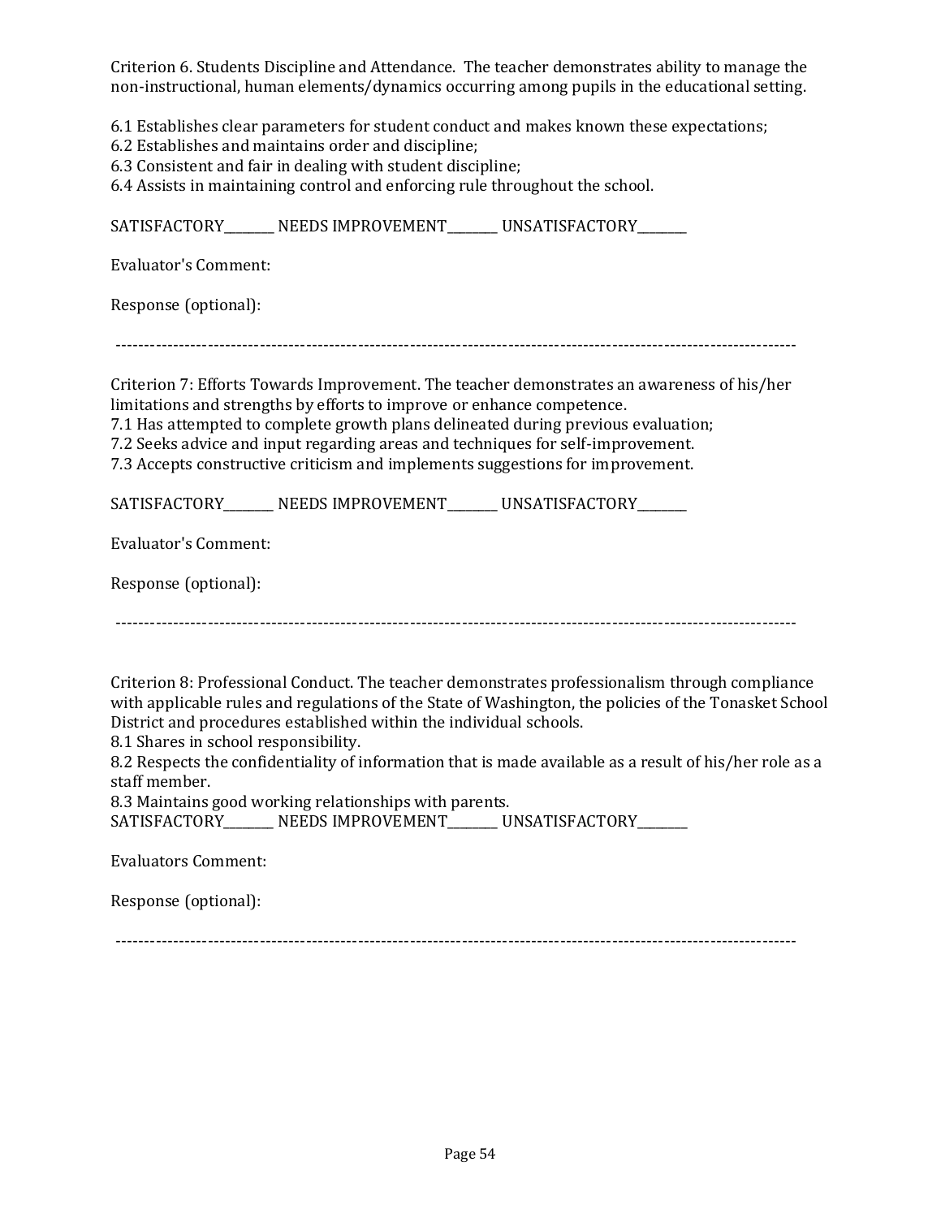Criterion 6. Students Discipline and Attendance. The teacher demonstrates ability to manage the non-instructional, human elements/dynamics occurring among pupils in the educational setting.

6.1 Establishes clear parameters for student conduct and makes known these expectations;
6.2 Establishes and maintains order and discipline;
6.3 Consistent and fair in dealing with student discipline;
6.4 Assists in maintaining control and enforcing rule throughout the school.

SATISFACTORY________ NEEDS IMPROVEMENT________ UNSATISFACTORY________

Evaluator's Comment:

Response (optional):

---

Criterion 7: Efforts Towards Improvement. The teacher demonstrates an awareness of his/her limitations and strengths by efforts to improve or enhance competence.
7.1 Has attempted to complete growth plans delineated during previous evaluation;
7.2 Seeks advice and input regarding areas and techniques for self-improvement.
7.3 Accepts constructive criticism and implements suggestions for improvement.

SATISFACTORY________ NEEDS IMPROVEMENT________ UNSATISFACTORY________

Evaluator's Comment:

Response (optional):

---

Criterion 8: Professional Conduct. The teacher demonstrates professionalism through compliance with applicable rules and regulations of the State of Washington, the policies of the Tonasket School District and procedures established within the individual schools.
8.1 Shares in school responsibility.
8.2 Respects the confidentiality of information that is made available as a result of his/her role as a staff member.
8.3 Maintains good working relationships with parents.
SATISFACTORY________ NEEDS IMPROVEMENT________ UNSATISFACTORY________

Evaluators Comment:

Response (optional):

---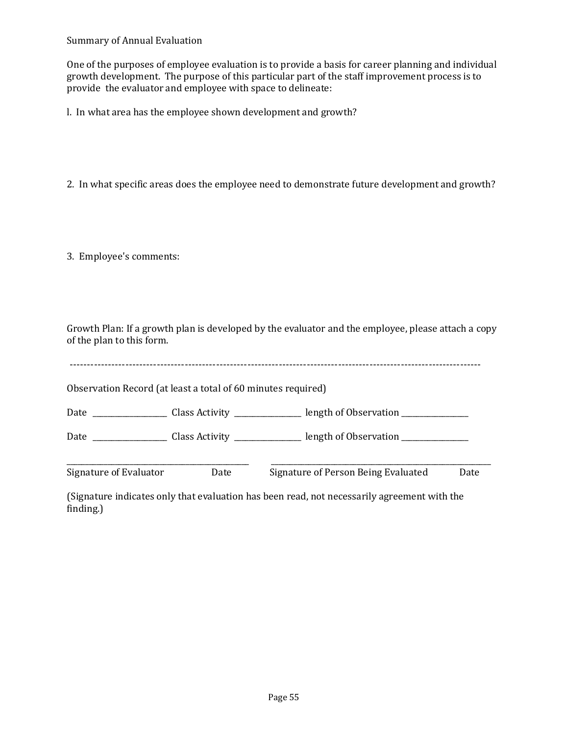Summary of Annual Evaluation

One of the purposes of employee evaluation is to provide a basis for career planning and individual growth development. The purpose of this particular part of the staff improvement process is to provide the evaluator and employee with space to delineate:

l. In what area has the employee shown development and growth?

2. In what specific areas does the employee need to demonstrate future development and growth?

3. Employee's comments:

Growth Plan: If a growth plan is developed by the evaluator and the employee, please attach a copy of the plan to this form.

---

Observation Record (at least a total of 60 minutes required)

Date ___________________ Class Activity _________________ length of Observation _________________

Date ___________________ Class Activity _________________ length of Observation _________________

_______________________________________________ _________________________________________________________

Signature of Evaluator Date Signature of Person Being Evaluated Date

(Signature indicates only that evaluation has been read, not necessarily agreement with the finding.)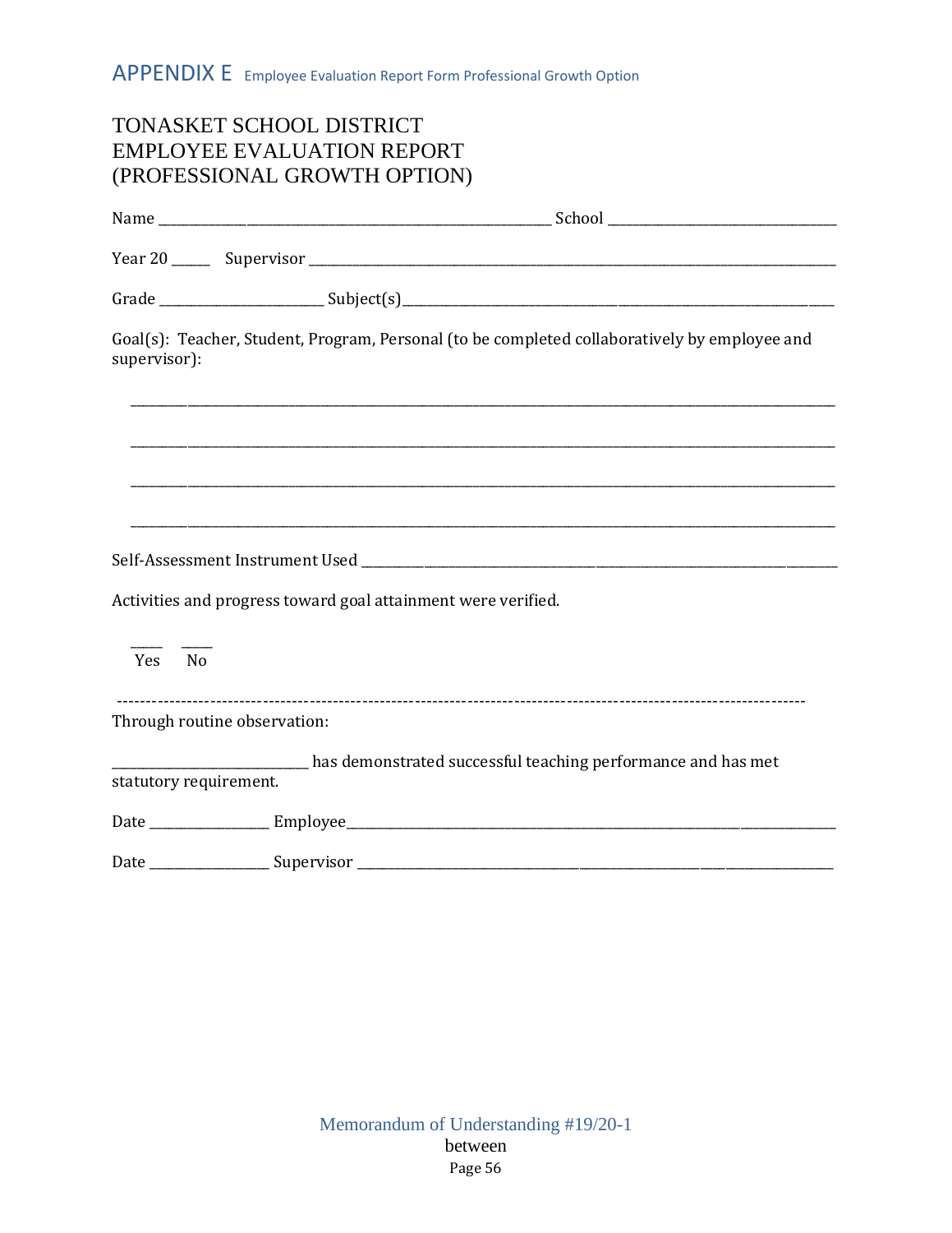# APPENDIX E Employee Evaluation Report Form Professional Growth Option

## TONASKET SCHOOL DISTRICT
## EMPLOYEE EVALUATION REPORT
## (PROFESSIONAL GROWTH OPTION)

Name ______________________________________________ School ______________________________

Year 20 _____ Supervisor ____________________________________________________________________

Grade ____________________ Subject(s)_______________________________________________________

Goal(s): Teacher, Student, Program, Personal (to be completed collaboratively by employee and supervisor):

_______________________________________________________________________________________

_______________________________________________________________________________________

_______________________________________________________________________________________

_______________________________________________________________________________________

Self-Assessment Instrument Used ___________________________________________________________

Activities and progress toward goal attainment were verified.

_____ _____
Yes No

---

Through routine observation:

__________________________ has demonstrated successful teaching performance and has met statutory requirement.

Date _______________ Employee_____________________________________________________________

Date _______________ Supervisor ___________________________________________________________

Memorandum of Understanding #19/20-1
between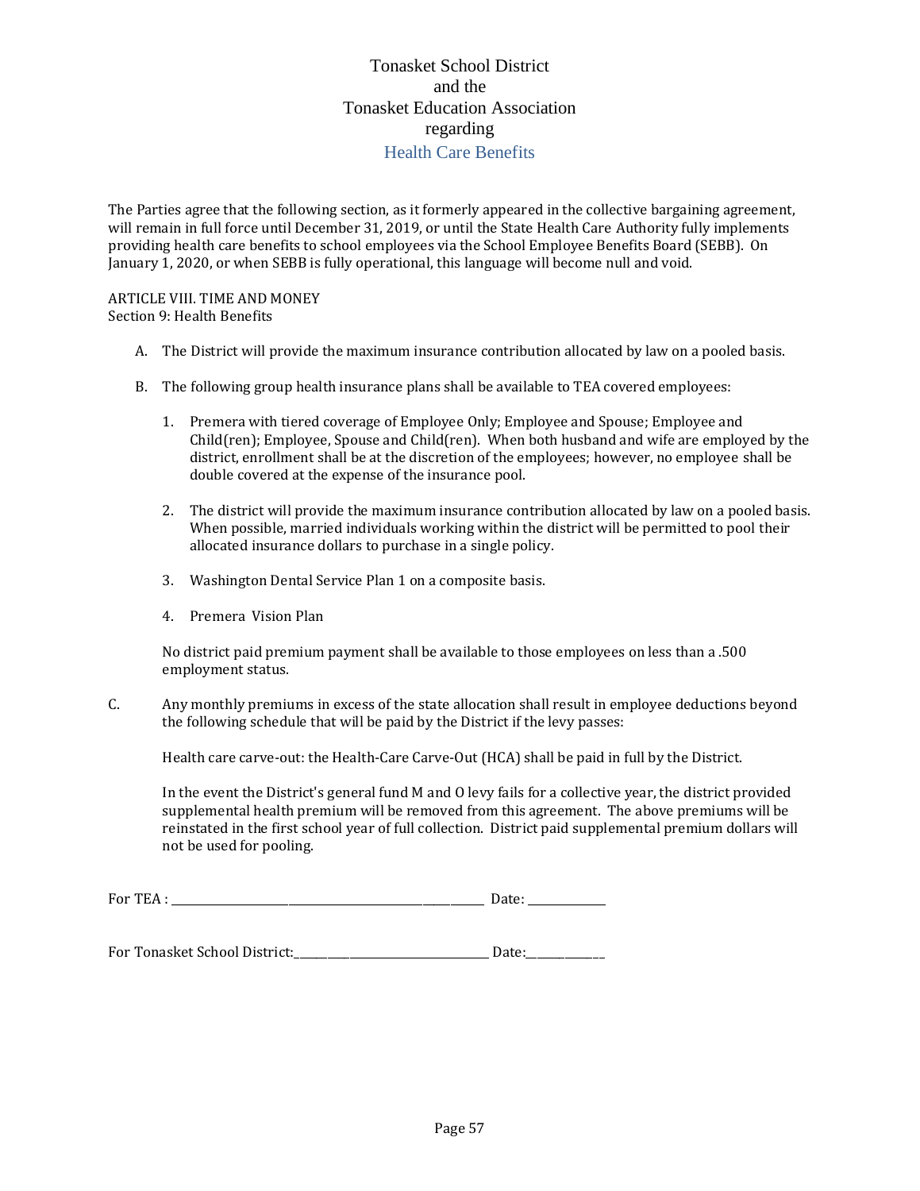# Tonasket School District
and the
Tonasket Education Association
regarding
## Health Care Benefits

The Parties agree that the following section, as it formerly appeared in the collective bargaining agreement, will remain in full force until December 31, 2019, or until the State Health Care Authority fully implements providing health care benefits to school employees via the School Employee Benefits Board (SEBB). On January 1, 2020, or when SEBB is fully operational, this language will become null and void.

ARTICLE VIII. TIME AND MONEY
Section 9: Health Benefits

A. The District will provide the maximum insurance contribution allocated by law on a pooled basis.

B. The following group health insurance plans shall be available to TEA covered employees:

   1. Premera with tiered coverage of Employee Only; Employee and Spouse; Employee and Child(ren); Employee, Spouse and Child(ren). When both husband and wife are employed by the district, enrollment shall be at the discretion of the employees; however, no employee shall be double covered at the expense of the insurance pool.

   2. The district will provide the maximum insurance contribution allocated by law on a pooled basis. When possible, married individuals working within the district will be permitted to pool their allocated insurance dollars to purchase in a single policy.

   3. Washington Dental Service Plan 1 on a composite basis.

   4. Premera Vision Plan

   No district paid premium payment shall be available to those employees on less than a .500 employment status.

C. Any monthly premiums in excess of the state allocation shall result in employee deductions beyond the following schedule that will be paid by the District if the levy passes:

   Health care carve-out: the Health-Care Carve-Out (HCA) shall be paid in full by the District.

   In the event the District's general fund M and O levy fails for a collective year, the district provided supplemental health premium will be removed from this agreement. The above premiums will be reinstated in the first school year of full collection. District paid supplemental premium dollars will not be used for pooling.

For TEA : ________________________________________ Date: ____________

For Tonasket School District:______________________________ Date:____________